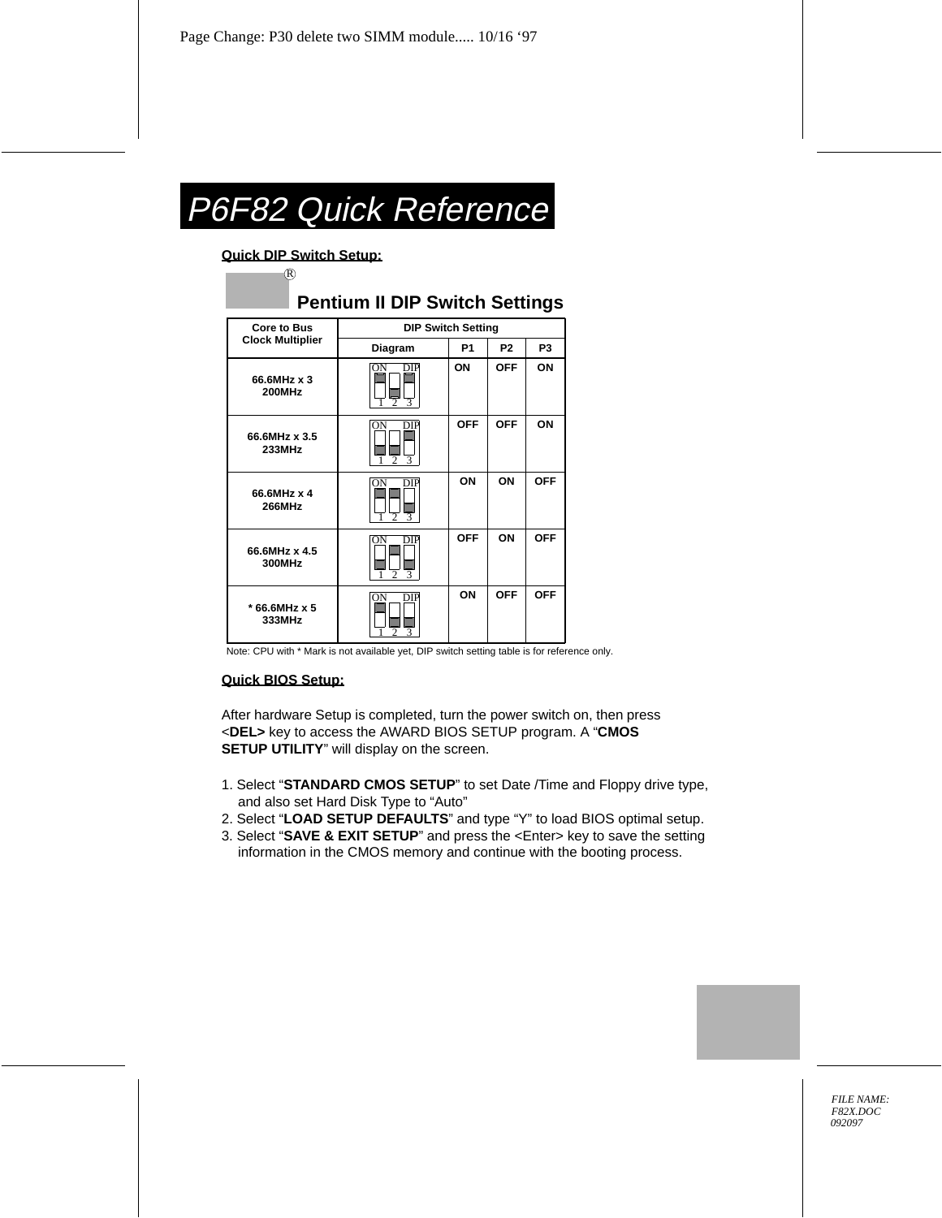Page Change: P30 delete two SIMM module..... 10/16 '97

# P6F82 Quick Reference

**Quick DIP Switch Setup:**

## ® Pentium II DIP Switch Settings

| Core to Bus Clock Multiplier | DIP Switch Setting | | | |
|---|---|---|---|---|
| | Diagram | P1 | P2 | P3 |
| 66.6MHz x 3 200MHz | ON DIP 1 2 3 | ON | OFF | ON |
| 66.6MHz x 3.5 233MHz | ON DIP 1 2 3 | OFF | OFF | ON |
| 66.6MHz x 4 266MHz | ON DIP 1 2 3 | ON | ON | OFF |
| 66.6MHz x 4.5 300MHz | ON DIP 1 2 3 | OFF | ON | OFF |
| * 66.6MHz x 5 333MHz | ON DIP 1 2 3 | ON | OFF | OFF |

Note: CPU with * Mark is not available yet, DIP switch setting table is for reference only.

**Quick BIOS Setup:**

After hardware Setup is completed, turn the power switch on, then press <**DEL>** key to access the AWARD BIOS SETUP program. A "**CMOS SETUP UTILITY**" will display on the screen.

1. Select "**STANDARD CMOS SETUP**" to set Date /Time and Floppy drive type, and also set Hard Disk Type to "Auto"
2. Select "**LOAD SETUP DEFAULTS**" and type "Y" to load BIOS optimal setup.
3. Select "**SAVE & EXIT SETUP**" and press the <Enter> key to save the setting information in the CMOS memory and continue with the booting process.

*FILE NAME: F82X.DOC 092097*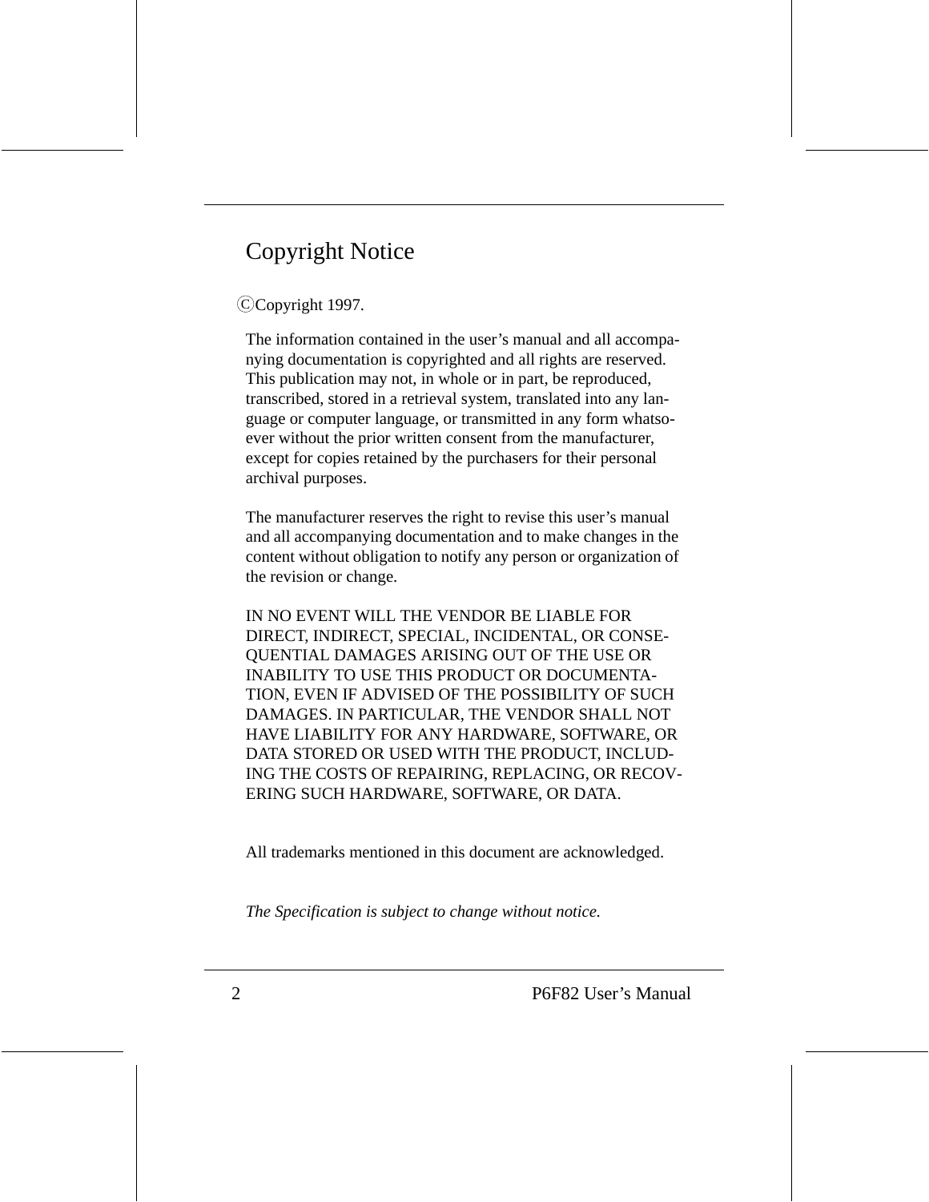# Copyright Notice

©Copyright 1997.

The information contained in the user's manual and all accompanying documentation is copyrighted and all rights are reserved. This publication may not, in whole or in part, be reproduced, transcribed, stored in a retrieval system, translated into any language or computer language, or transmitted in any form whatsoever without the prior written consent from the manufacturer, except for copies retained by the purchasers for their personal archival purposes.

The manufacturer reserves the right to revise this user's manual and all accompanying documentation and to make changes in the content without obligation to notify any person or organization of the revision or change.

IN NO EVENT WILL THE VENDOR BE LIABLE FOR DIRECT, INDIRECT, SPECIAL, INCIDENTAL, OR CONSEQUENTIAL DAMAGES ARISING OUT OF THE USE OR INABILITY TO USE THIS PRODUCT OR DOCUMENTATION, EVEN IF ADVISED OF THE POSSIBILITY OF SUCH DAMAGES. IN PARTICULAR, THE VENDOR SHALL NOT HAVE LIABILITY FOR ANY HARDWARE, SOFTWARE, OR DATA STORED OR USED WITH THE PRODUCT, INCLUDING THE COSTS OF REPAIRING, REPLACING, OR RECOVERING SUCH HARDWARE, SOFTWARE, OR DATA.

All trademarks mentioned in this document are acknowledged.

*The Specification is subject to change without notice.*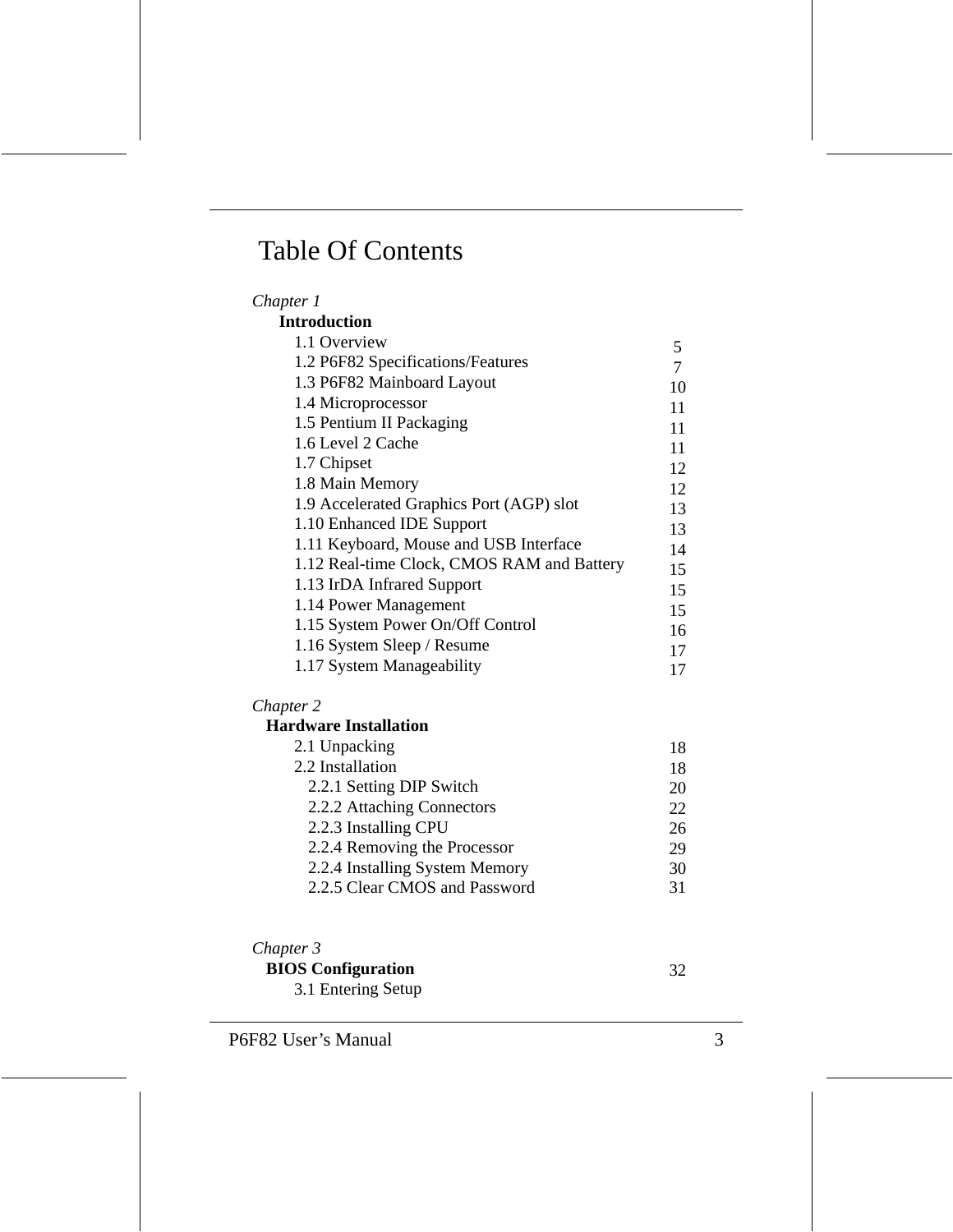# Table Of Contents

*Chapter 1*

**Introduction**

| Section | Page |
|---|---|
| 1.1 Overview | 5 |
| 1.2 P6F82 Specifications/Features | 7 |
| 1.3 P6F82 Mainboard Layout | 10 |
| 1.4 Microprocessor | 11 |
| 1.5 Pentium II Packaging | 11 |
| 1.6 Level 2 Cache | 11 |
| 1.7 Chipset | 12 |
| 1.8 Main Memory | 12 |
| 1.9 Accelerated Graphics Port (AGP) slot | 13 |
| 1.10 Enhanced IDE Support | 13 |
| 1.11 Keyboard, Mouse and USB Interface | 14 |
| 1.12 Real-time Clock, CMOS RAM and Battery | 15 |
| 1.13 IrDA Infrared Support | 15 |
| 1.14 Power Management | 15 |
| 1.15 System Power On/Off Control | 16 |
| 1.16 System Sleep / Resume | 17 |
| 1.17 System Manageability | 17 |

*Chapter 2*

**Hardware Installation**

| Section | Page |
|---|---|
| 2.1 Unpacking | 18 |
| 2.2 Installation | 18 |
| 2.2.1 Setting DIP Switch | 20 |
| 2.2.2 Attaching Connectors | 22 |
| 2.2.3 Installing CPU | 26 |
| 2.2.4 Removing the Processor | 29 |
| 2.2.4 Installing System Memory | 30 |
| 2.2.5 Clear CMOS and Password | 31 |

*Chapter 3*

**BIOS Configuration**

| Section | Page |
|---|---|
| 3.1 Entering Setup | 32 |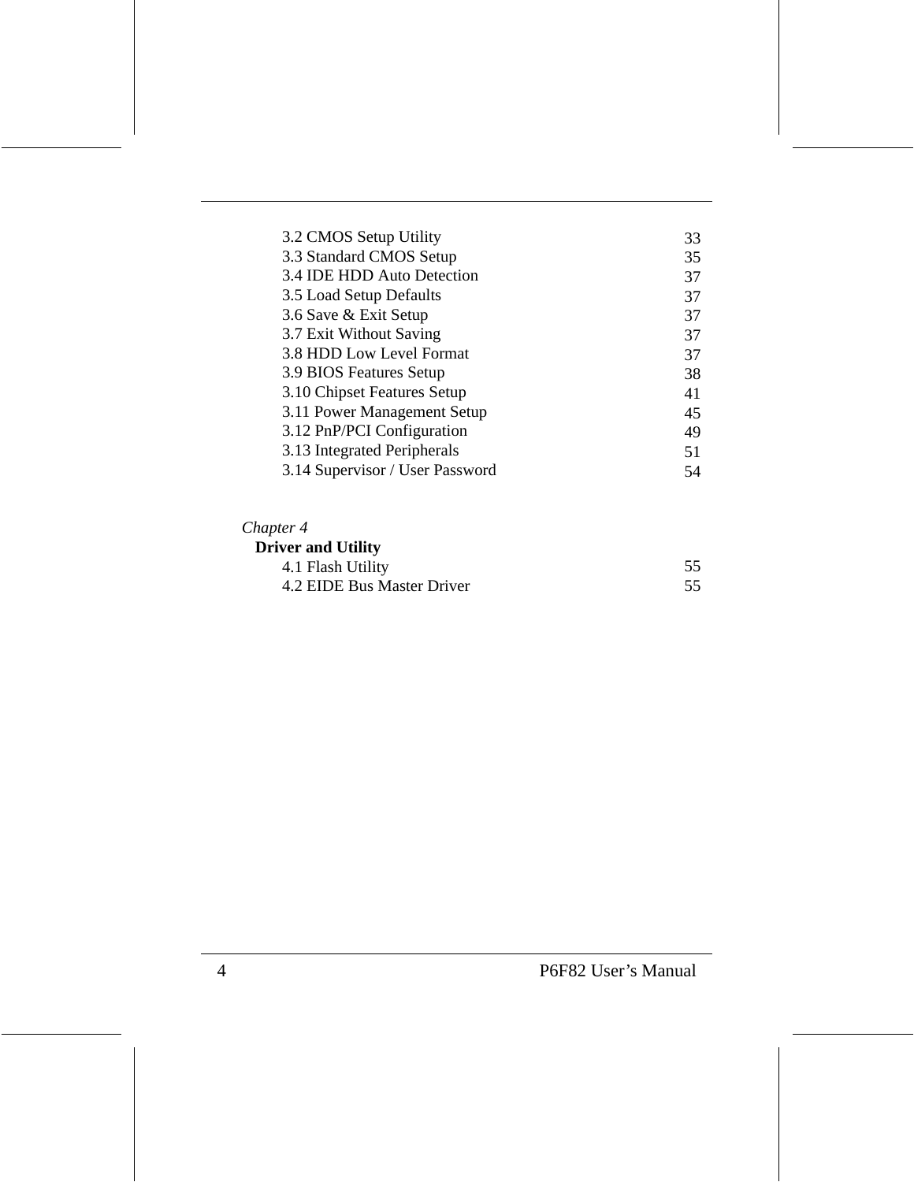| | |
|---|---|
| 3.2 CMOS Setup Utility | 33 |
| 3.3 Standard CMOS Setup | 35 |
| 3.4 IDE HDD Auto Detection | 37 |
| 3.5 Load Setup Defaults | 37 |
| 3.6 Save & Exit Setup | 37 |
| 3.7 Exit Without Saving | 37 |
| 3.8 HDD Low Level Format | 37 |
| 3.9 BIOS Features Setup | 38 |
| 3.10 Chipset Features Setup | 41 |
| 3.11 Power Management Setup | 45 |
| 3.12 PnP/PCI Configuration | 49 |
| 3.13 Integrated Peripherals | 51 |
| 3.14 Supervisor / User Password | 54 |

*Chapter 4*

**Driver and Utility**

| | |
|---|---|
| 4.1 Flash Utility | 55 |
| 4.2 EIDE Bus Master Driver | 55 |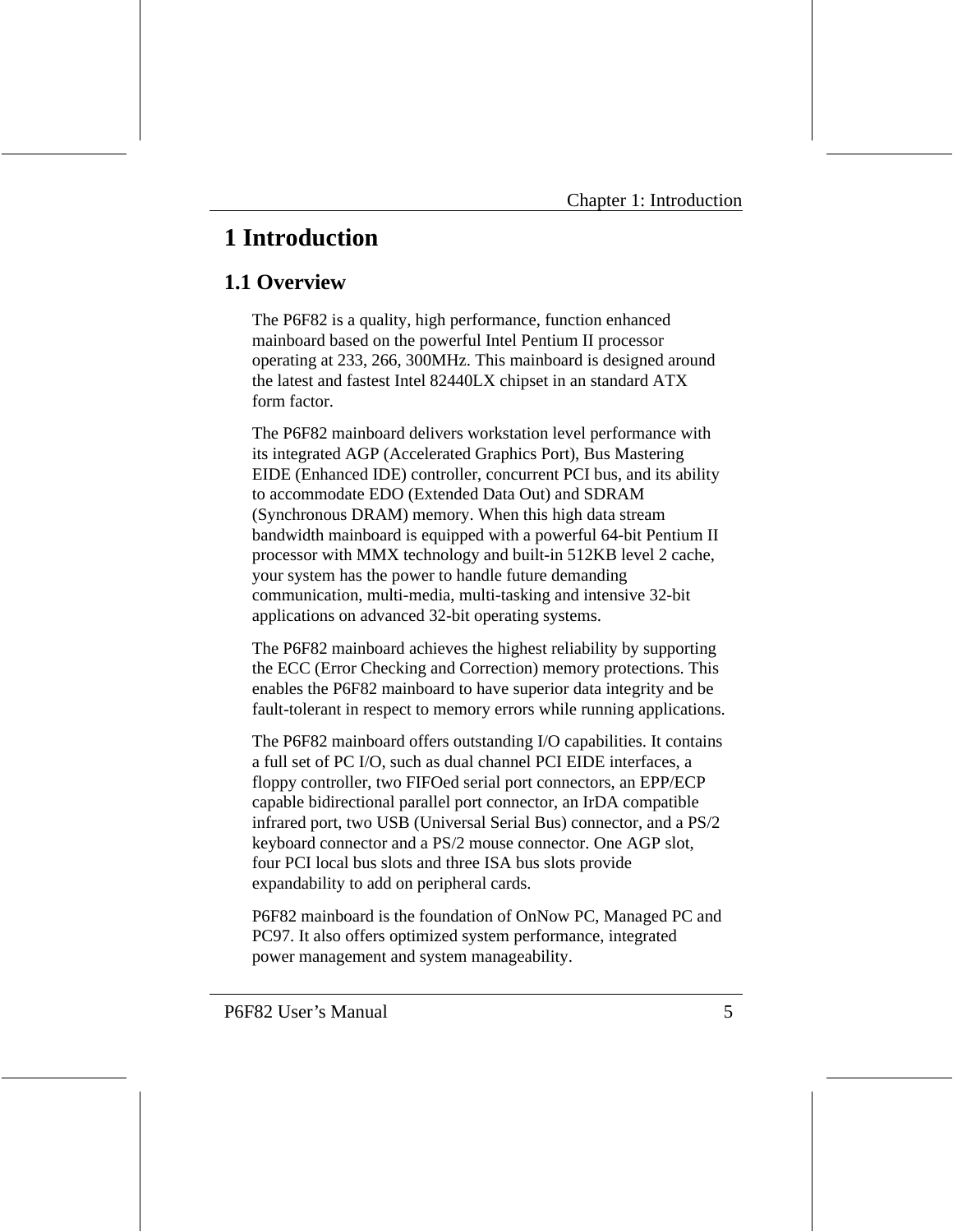# 1 Introduction

## 1.1 Overview

The P6F82 is a quality, high performance, function enhanced mainboard based on the powerful Intel Pentium II processor operating at 233, 266, 300MHz. This mainboard is designed around the latest and fastest Intel 82440LX chipset in an standard ATX form factor.

The P6F82 mainboard delivers workstation level performance with its integrated AGP (Accelerated Graphics Port), Bus Mastering EIDE (Enhanced IDE) controller, concurrent PCI bus, and its ability to accommodate EDO (Extended Data Out) and SDRAM (Synchronous DRAM) memory. When this high data stream bandwidth mainboard is equipped with a powerful 64-bit Pentium II processor with MMX technology and built-in 512KB level 2 cache, your system has the power to handle future demanding communication, multi-media, multi-tasking and intensive 32-bit applications on advanced 32-bit operating systems.

The P6F82 mainboard achieves the highest reliability by supporting the ECC (Error Checking and Correction) memory protections. This enables the P6F82 mainboard to have superior data integrity and be fault-tolerant in respect to memory errors while running applications.

The P6F82 mainboard offers outstanding I/O capabilities. It contains a full set of PC I/O, such as dual channel PCI EIDE interfaces, a floppy controller, two FIFOed serial port connectors, an EPP/ECP capable bidirectional parallel port connector, an IrDA compatible infrared port, two USB (Universal Serial Bus) connector, and a PS/2 keyboard connector and a PS/2 mouse connector. One AGP slot, four PCI local bus slots and three ISA bus slots provide expandability to add on peripheral cards.

P6F82 mainboard is the foundation of OnNow PC, Managed PC and PC97. It also offers optimized system performance, integrated power management and system manageability.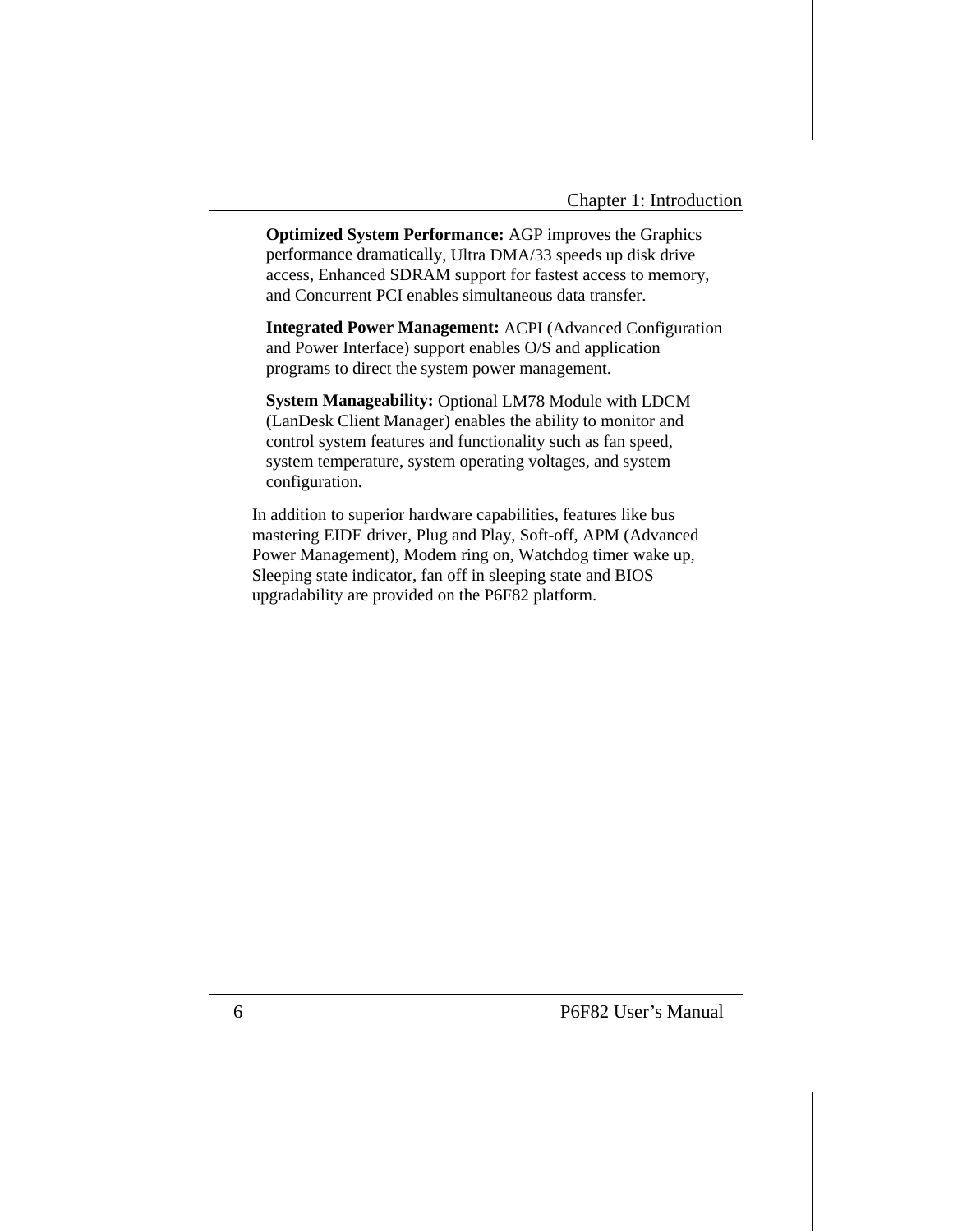**Optimized System Performance:** AGP improves the Graphics performance dramatically, Ultra DMA/33 speeds up disk drive access, Enhanced SDRAM support for fastest access to memory, and Concurrent PCI enables simultaneous data transfer.

**Integrated Power Management:** ACPI (Advanced Configuration and Power Interface) support enables O/S and application programs to direct the system power management.

**System Manageability:** Optional LM78 Module with LDCM (LanDesk Client Manager) enables the ability to monitor and control system features and functionality such as fan speed, system temperature, system operating voltages, and system configuration.

In addition to superior hardware capabilities, features like bus mastering EIDE driver, Plug and Play, Soft-off, APM (Advanced Power Management), Modem ring on, Watchdog timer wake up, Sleeping state indicator, fan off in sleeping state and BIOS upgradability are provided on the P6F82 platform.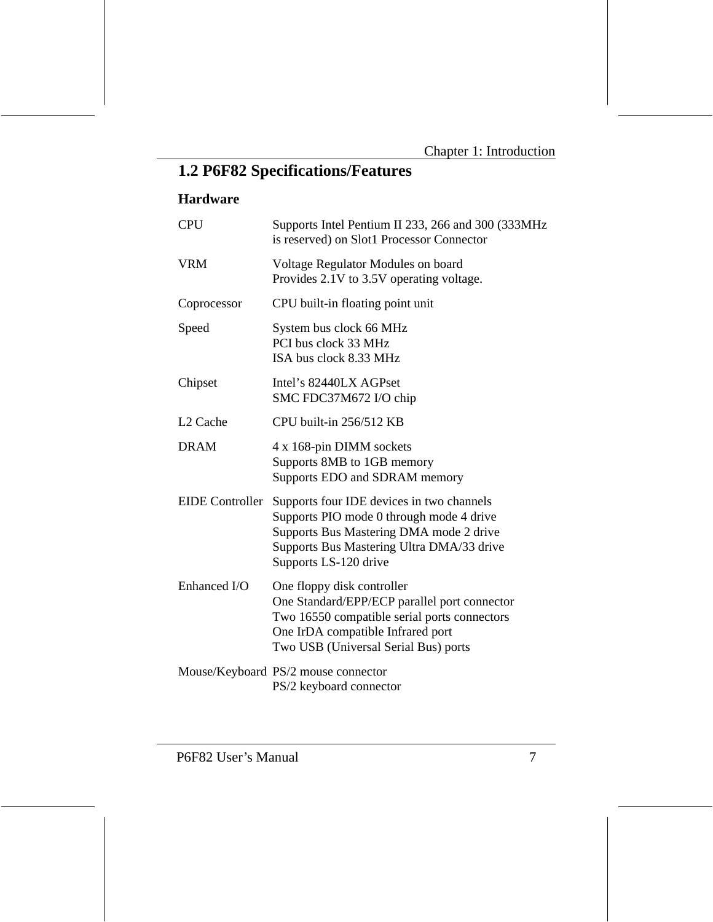## 1.2 P6F82 Specifications/Features

**Hardware**

| | |
|---|---|
| CPU | Supports Intel Pentium II 233, 266 and 300 (333MHz is reserved) on Slot1 Processor Connector |
| VRM | Voltage Regulator Modules on board<br>Provides 2.1V to 3.5V operating voltage. |
| Coprocessor | CPU built-in floating point unit |
| Speed | System bus clock 66 MHz<br>PCI bus clock 33 MHz<br>ISA bus clock 8.33 MHz |
| Chipset | Intel's 82440LX AGPset<br>SMC FDC37M672 I/O chip |
| L2 Cache | CPU built-in 256/512 KB |
| DRAM | 4 x 168-pin DIMM sockets<br>Supports 8MB to 1GB memory<br>Supports EDO and SDRAM memory |
| EIDE Controller | Supports four IDE devices in two channels<br>Supports PIO mode 0 through mode 4 drive<br>Supports Bus Mastering DMA mode 2 drive<br>Supports Bus Mastering Ultra DMA/33 drive<br>Supports LS-120 drive |
| Enhanced I/O | One floppy disk controller<br>One Standard/EPP/ECP parallel port connector<br>Two 16550 compatible serial ports connectors<br>One IrDA compatible Infrared port<br>Two USB (Universal Serial Bus) ports |
| Mouse/Keyboard | PS/2 mouse connector<br>PS/2 keyboard connector |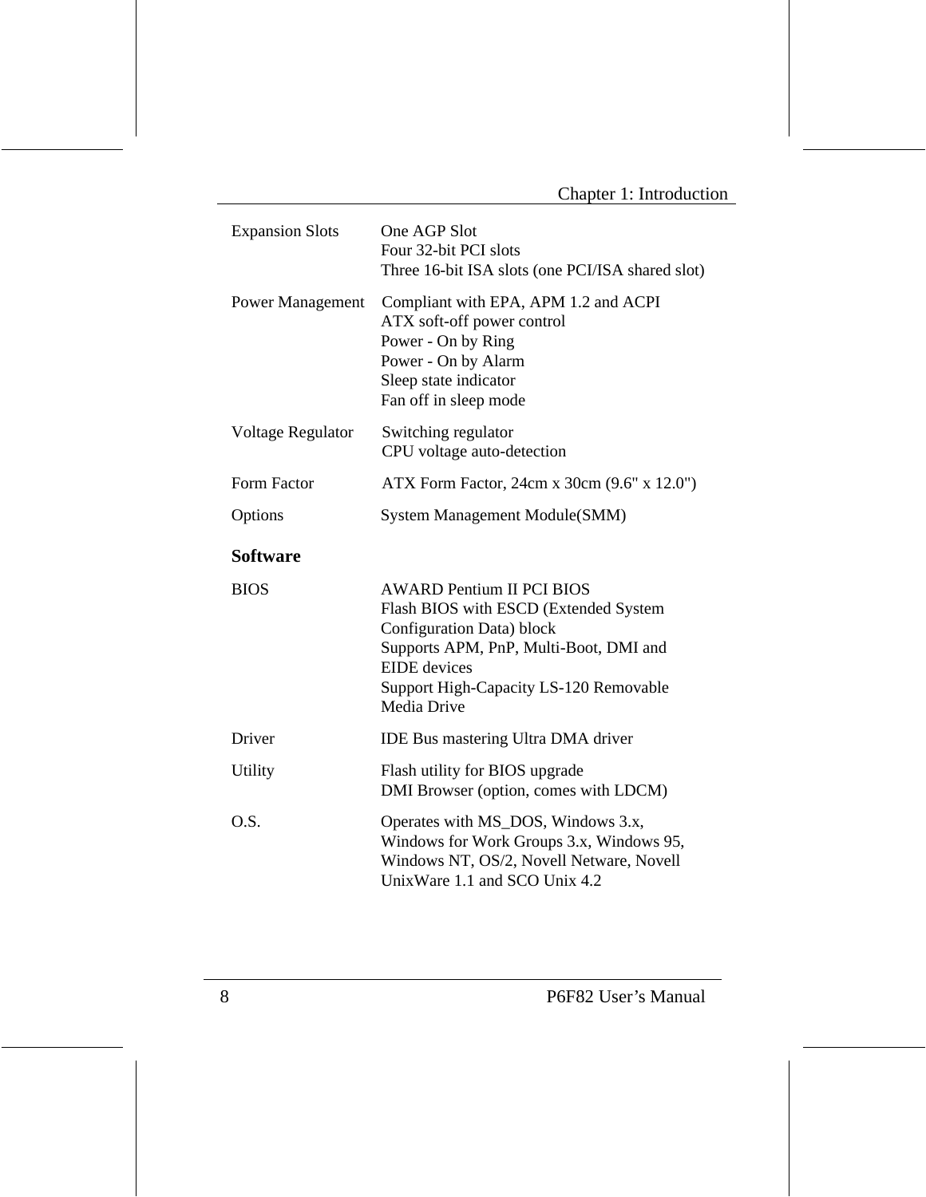| | |
|---|---|
| Expansion Slots | One AGP Slot<br>Four 32-bit PCI slots<br>Three 16-bit ISA slots (one PCI/ISA shared slot) |
| Power Management | Compliant with EPA, APM 1.2 and ACPI<br>ATX soft-off power control<br>Power - On by Ring<br>Power - On by Alarm<br>Sleep state indicator<br>Fan off in sleep mode |
| Voltage Regulator | Switching regulator<br>CPU voltage auto-detection |
| Form Factor | ATX Form Factor, 24cm x 30cm (9.6" x 12.0") |
| Options | System Management Module(SMM) |

**Software**

| | |
|---|---|
| BIOS | AWARD Pentium II PCI BIOS<br>Flash BIOS with ESCD (Extended System Configuration Data) block<br>Supports APM, PnP, Multi-Boot, DMI and EIDE devices<br>Support High-Capacity LS-120 Removable Media Drive |
| Driver | IDE Bus mastering Ultra DMA driver |
| Utility | Flash utility for BIOS upgrade<br>DMI Browser (option, comes with LDCM) |
| O.S. | Operates with MS_DOS, Windows 3.x, Windows for Work Groups 3.x, Windows 95, Windows NT, OS/2, Novell Netware, Novell UnixWare 1.1 and SCO Unix 4.2 |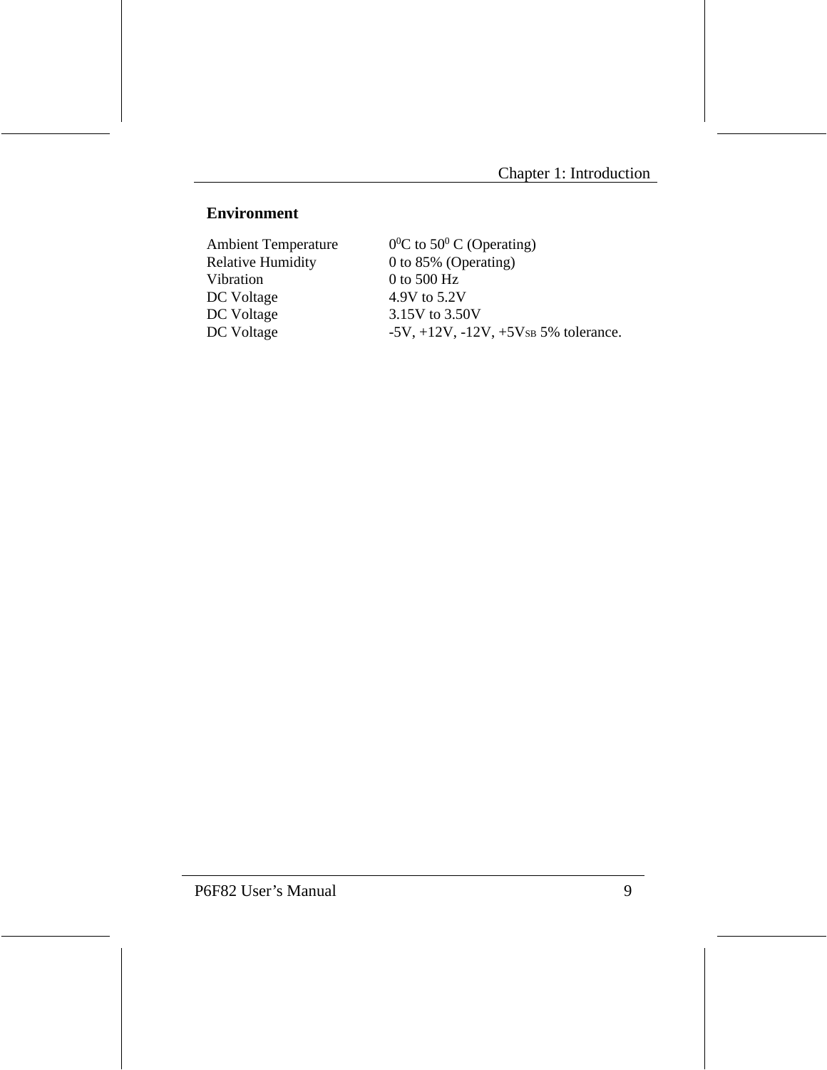**Environment**

| | |
|---|---|
| Ambient Temperature | $0^0$C to $50^0$ C (Operating) |
| Relative Humidity | 0 to 85% (Operating) |
| Vibration | 0 to 500 Hz |
| DC Voltage | 4.9V to 5.2V |
| DC Voltage | 3.15V to 3.50V |
| DC Voltage | -5V, +12V, -12V, +5$V_{SB}$ 5% tolerance. |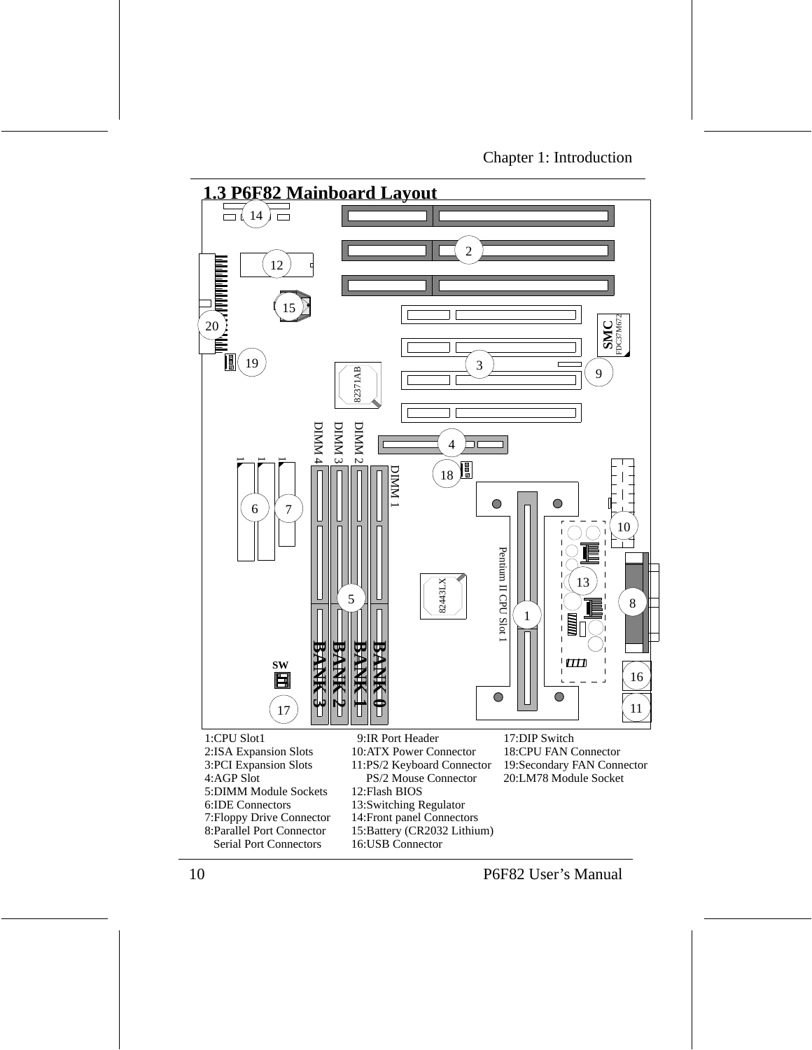## 1.3 P6F82 Mainboard Layout

1:CPU Slot1
2:ISA Expansion Slots
3:PCI Expansion Slots
4:AGP Slot
5:DIMM Module Sockets
6:IDE Connectors
7:Floppy Drive Connector
8:Parallel Port Connector
   Serial Port Connectors
9:IR Port Header
10:ATX Power Connector
11:PS/2 Keyboard Connector
   PS/2 Mouse Connector
12:Flash BIOS
13:Switching Regulator
14:Front panel Connectors
15:Battery (CR2032 Lithium)
16:USB Connector
17:DIP Switch
18:CPU FAN Connector
19:Secondary FAN Connector
20:LM78 Module Socket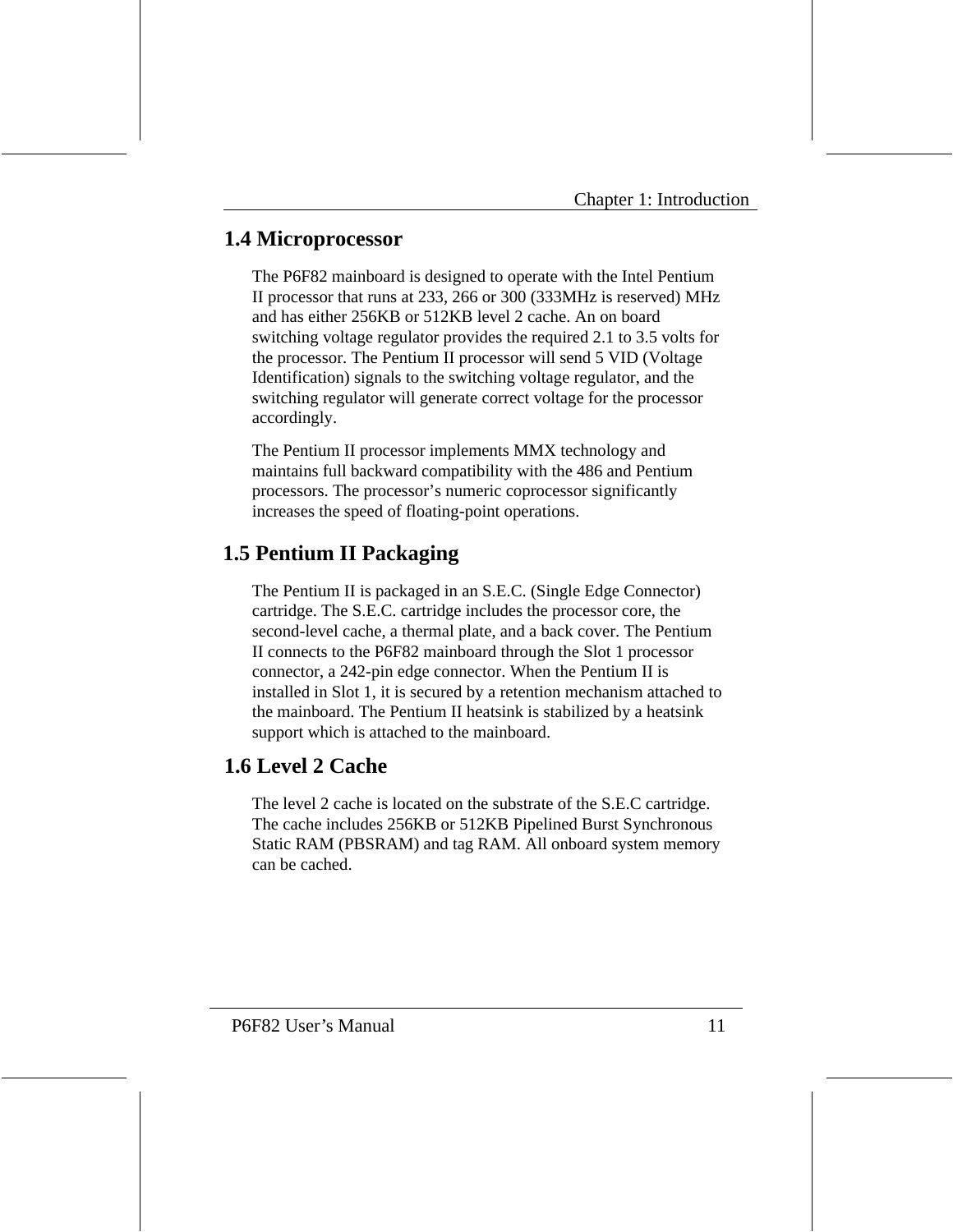## 1.4 Microprocessor

The P6F82 mainboard is designed to operate with the Intel Pentium II processor that runs at 233, 266 or 300 (333MHz is reserved) MHz and has either 256KB or 512KB level 2 cache. An on board switching voltage regulator provides the required 2.1 to 3.5 volts for the processor. The Pentium II processor will send 5 VID (Voltage Identification) signals to the switching voltage regulator, and the switching regulator will generate correct voltage for the processor accordingly.

The Pentium II processor implements MMX technology and maintains full backward compatibility with the 486 and Pentium processors. The processor's numeric coprocessor significantly increases the speed of floating-point operations.

## 1.5 Pentium II Packaging

The Pentium II is packaged in an S.E.C. (Single Edge Connector) cartridge. The S.E.C. cartridge includes the processor core, the second-level cache, a thermal plate, and a back cover. The Pentium II connects to the P6F82 mainboard through the Slot 1 processor connector, a 242-pin edge connector. When the Pentium II is installed in Slot 1, it is secured by a retention mechanism attached to the mainboard. The Pentium II heatsink is stabilized by a heatsink support which is attached to the mainboard.

## 1.6 Level 2 Cache

The level 2 cache is located on the substrate of the S.E.C cartridge. The cache includes 256KB or 512KB Pipelined Burst Synchronous Static RAM (PBSRAM) and tag RAM. All onboard system memory can be cached.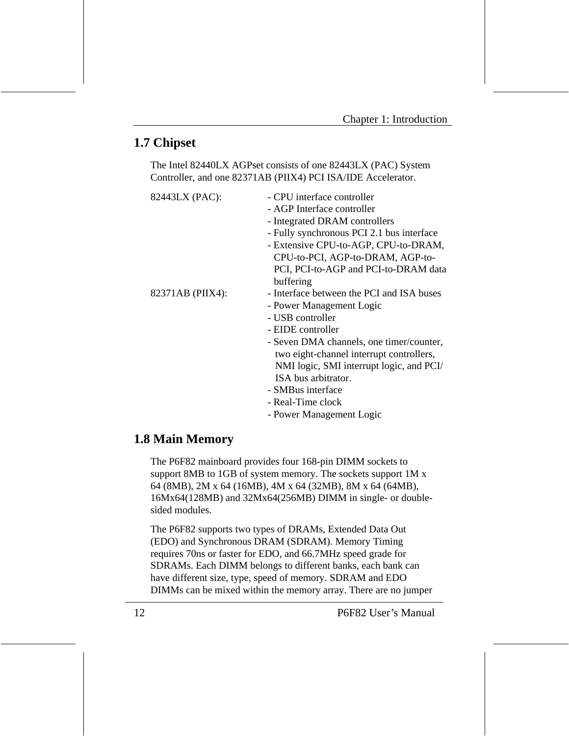## 1.7 Chipset

The Intel 82440LX AGPset consists of one 82443LX (PAC) System Controller, and one 82371AB (PIIX4) PCI ISA/IDE Accelerator.

82443LX (PAC):
- CPU interface controller
- AGP Interface controller
- Integrated DRAM controllers
- Fully synchronous PCI 2.1 bus interface
- Extensive CPU-to-AGP, CPU-to-DRAM, CPU-to-PCI, AGP-to-DRAM, AGP-to-PCI, PCI-to-AGP and PCI-to-DRAM data buffering

82371AB (PIIX4):
- Interface between the PCI and ISA buses
- Power Management Logic
- USB controller
- EIDE controller
- Seven DMA channels, one timer/counter, two eight-channel interrupt controllers, NMI logic, SMI interrupt logic, and PCI/ISA bus arbitrator.
- SMBus interface
- Real-Time clock
- Power Management Logic

## 1.8 Main Memory

The P6F82 mainboard provides four 168-pin DIMM sockets to support 8MB to 1GB of system memory. The sockets support 1M x 64 (8MB), 2M x 64 (16MB), 4M x 64 (32MB), 8M x 64 (64MB), 16Mx64(128MB) and 32Mx64(256MB) DIMM in single- or double-sided modules.

The P6F82 supports two types of DRAMs, Extended Data Out (EDO) and Synchronous DRAM (SDRAM). Memory Timing requires 70ns or faster for EDO, and 66.7MHz speed grade for SDRAMs. Each DIMM belongs to different banks, each bank can have different size, type, speed of memory. SDRAM and EDO DIMMs can be mixed within the memory array. There are no jumper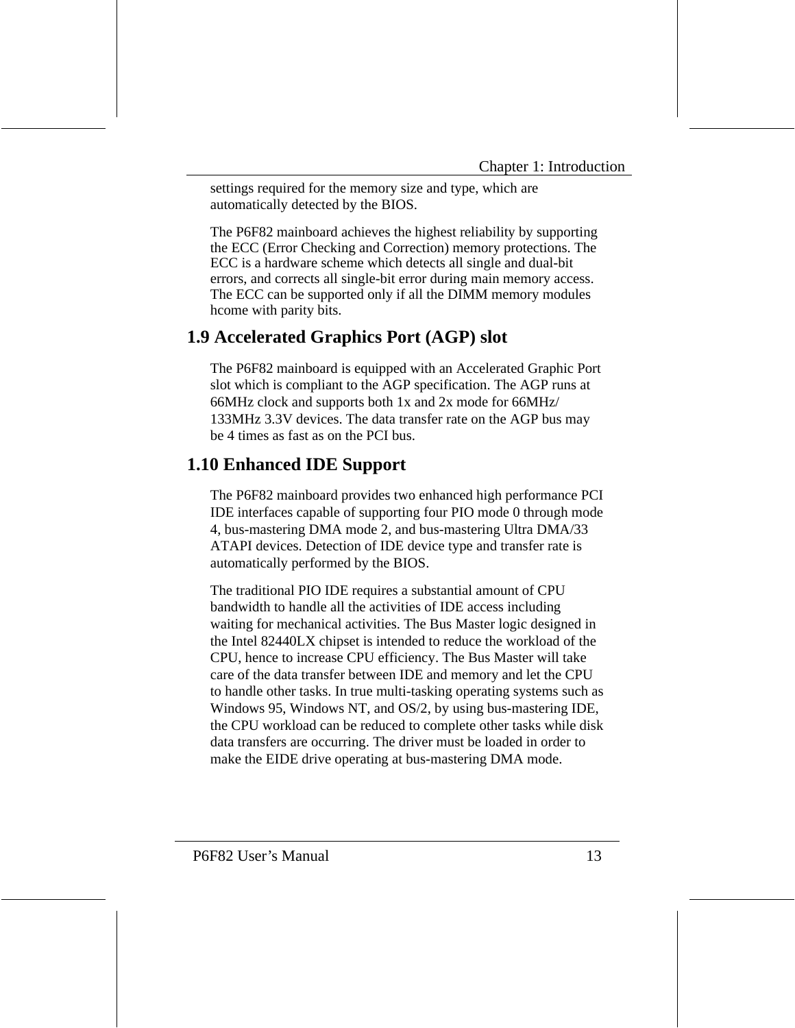settings required for the memory size and type, which are automatically detected by the BIOS.

The P6F82 mainboard achieves the highest reliability by supporting the ECC (Error Checking and Correction) memory protections. The ECC is a hardware scheme which detects all single and dual-bit errors, and corrects all single-bit error during main memory access. The ECC can be supported only if all the DIMM memory modules hcome with parity bits.

## 1.9 Accelerated Graphics Port (AGP) slot

The P6F82 mainboard is equipped with an Accelerated Graphic Port slot which is compliant to the AGP specification. The AGP runs at 66MHz clock and supports both 1x and 2x mode for 66MHz/ 133MHz 3.3V devices. The data transfer rate on the AGP bus may be 4 times as fast as on the PCI bus.

## 1.10 Enhanced IDE Support

The P6F82 mainboard provides two enhanced high performance PCI IDE interfaces capable of supporting four PIO mode 0 through mode 4, bus-mastering DMA mode 2, and bus-mastering Ultra DMA/33 ATAPI devices. Detection of IDE device type and transfer rate is automatically performed by the BIOS.

The traditional PIO IDE requires a substantial amount of CPU bandwidth to handle all the activities of IDE access including waiting for mechanical activities. The Bus Master logic designed in the Intel 82440LX chipset is intended to reduce the workload of the CPU, hence to increase CPU efficiency. The Bus Master will take care of the data transfer between IDE and memory and let the CPU to handle other tasks. In true multi-tasking operating systems such as Windows 95, Windows NT, and OS/2, by using bus-mastering IDE, the CPU workload can be reduced to complete other tasks while disk data transfers are occurring. The driver must be loaded in order to make the EIDE drive operating at bus-mastering DMA mode.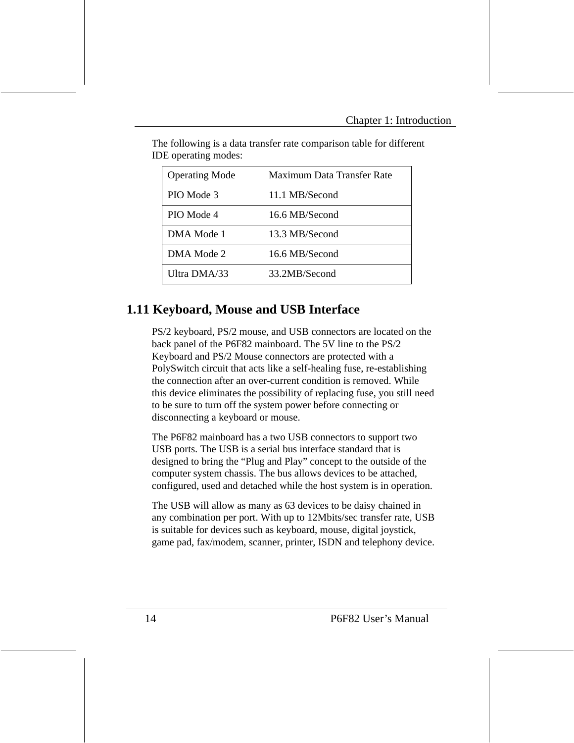The following is a data transfer rate comparison table for different IDE operating modes:

| Operating Mode | Maximum Data Transfer Rate |
|---|---|
| PIO Mode 3 | 11.1 MB/Second |
| PIO Mode 4 | 16.6 MB/Second |
| DMA Mode 1 | 13.3 MB/Second |
| DMA Mode 2 | 16.6 MB/Second |
| Ultra DMA/33 | 33.2MB/Second |

## 1.11 Keyboard, Mouse and USB Interface

PS/2 keyboard, PS/2 mouse, and USB connectors are located on the back panel of the P6F82 mainboard. The 5V line to the PS/2 Keyboard and PS/2 Mouse connectors are protected with a PolySwitch circuit that acts like a self-healing fuse, re-establishing the connection after an over-current condition is removed. While this device eliminates the possibility of replacing fuse, you still need to be sure to turn off the system power before connecting or disconnecting a keyboard or mouse.

The P6F82 mainboard has a two USB connectors to support two USB ports. The USB is a serial bus interface standard that is designed to bring the “Plug and Play” concept to the outside of the computer system chassis. The bus allows devices to be attached, configured, used and detached while the host system is in operation.

The USB will allow as many as 63 devices to be daisy chained in any combination per port. With up to 12Mbits/sec transfer rate, USB is suitable for devices such as keyboard, mouse, digital joystick, game pad, fax/modem, scanner, printer, ISDN and telephony device.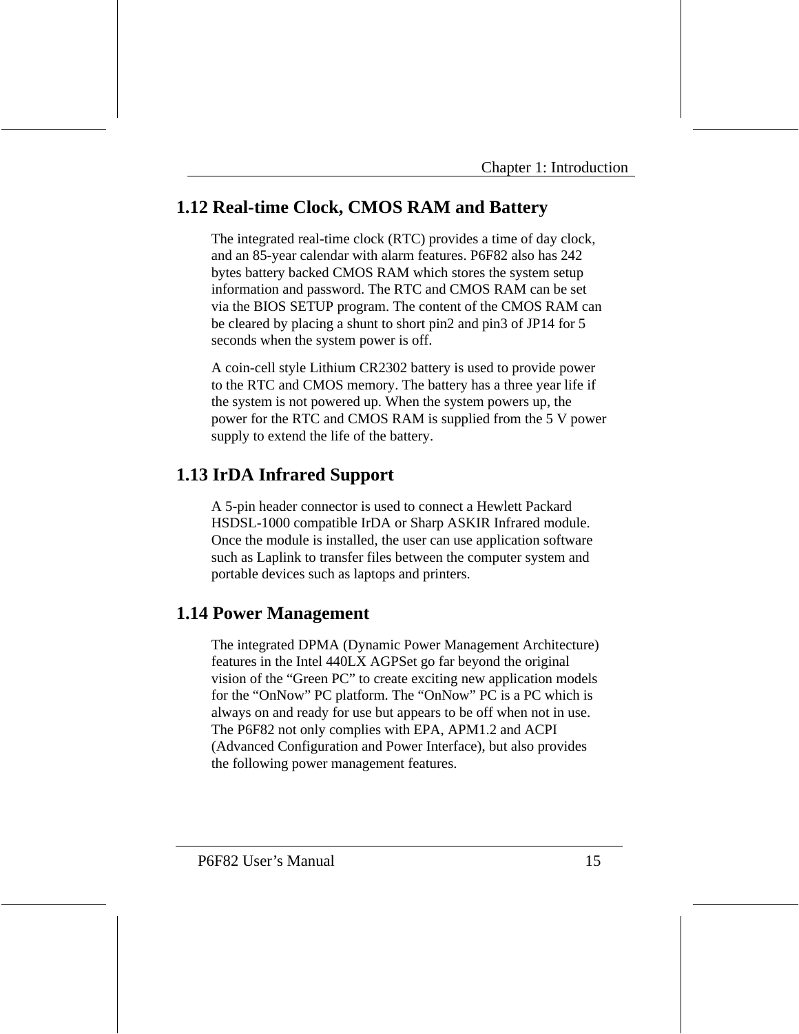## 1.12 Real-time Clock, CMOS RAM and Battery

The integrated real-time clock (RTC) provides a time of day clock, and an 85-year calendar with alarm features. P6F82 also has 242 bytes battery backed CMOS RAM which stores the system setup information and password. The RTC and CMOS RAM can be set via the BIOS SETUP program. The content of the CMOS RAM can be cleared by placing a shunt to short pin2 and pin3 of JP14 for 5 seconds when the system power is off.

A coin-cell style Lithium CR2302 battery is used to provide power to the RTC and CMOS memory. The battery has a three year life if the system is not powered up. When the system powers up, the power for the RTC and CMOS RAM is supplied from the 5 V power supply to extend the life of the battery.

## 1.13 IrDA Infrared Support

A 5-pin header connector is used to connect a Hewlett Packard HSDSL-1000 compatible IrDA or Sharp ASKIR Infrared module. Once the module is installed, the user can use application software such as Laplink to transfer files between the computer system and portable devices such as laptops and printers.

## 1.14 Power Management

The integrated DPMA (Dynamic Power Management Architecture) features in the Intel 440LX AGPSet go far beyond the original vision of the “Green PC” to create exciting new application models for the “OnNow” PC platform. The “OnNow” PC is a PC which is always on and ready for use but appears to be off when not in use. The P6F82 not only complies with EPA, APM1.2 and ACPI (Advanced Configuration and Power Interface), but also provides the following power management features.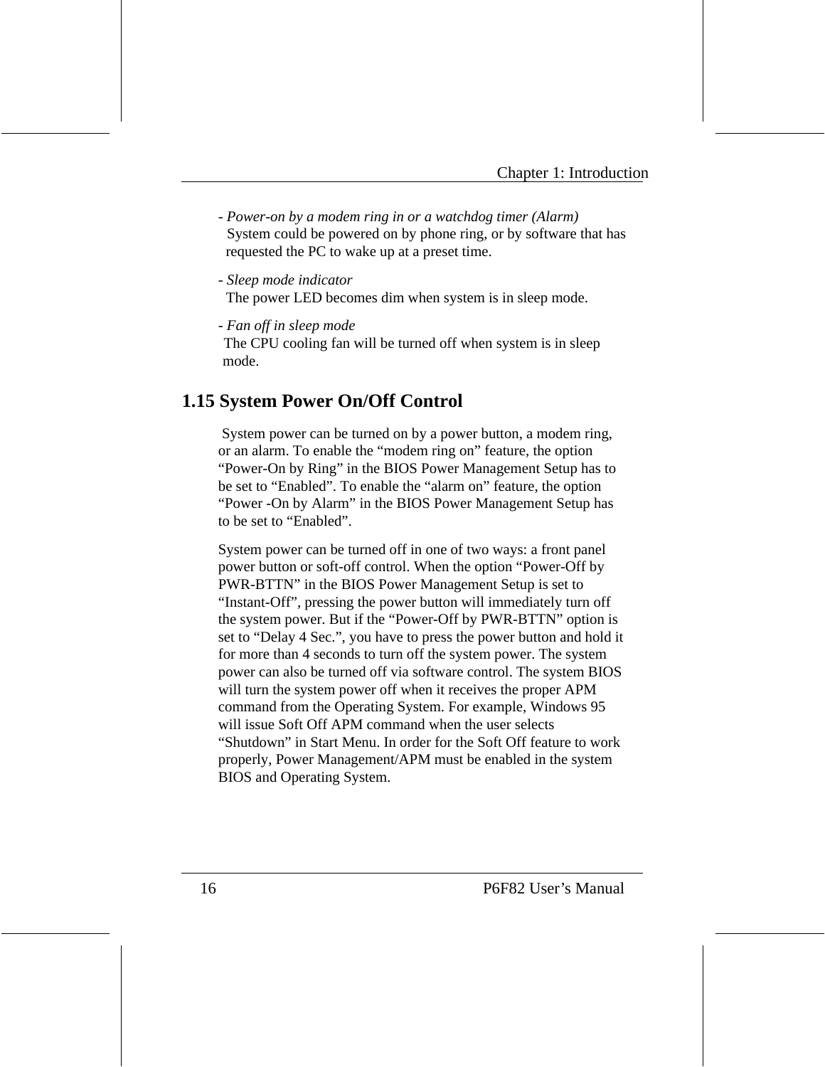- *Power-on by a modem ring in or a watchdog timer (Alarm)*
  System could be powered on by phone ring, or by software that has requested the PC to wake up at a preset time.

- *Sleep mode indicator*
  The power LED becomes dim when system is in sleep mode.

- *Fan off in sleep mode*
  The CPU cooling fan will be turned off when system is in sleep mode.

## 1.15 System Power On/Off Control

System power can be turned on by a power button, a modem ring, or an alarm. To enable the “modem ring on” feature, the option “Power-On by Ring” in the BIOS Power Management Setup has to be set to “Enabled”. To enable the “alarm on” feature, the option “Power -On by Alarm” in the BIOS Power Management Setup has to be set to “Enabled”.

System power can be turned off in one of two ways: a front panel power button or soft-off control. When the option “Power-Off by PWR-BTTN” in the BIOS Power Management Setup is set to “Instant-Off”, pressing the power button will immediately turn off the system power. But if the “Power-Off by PWR-BTTN” option is set to “Delay 4 Sec.”, you have to press the power button and hold it for more than 4 seconds to turn off the system power. The system power can also be turned off via software control. The system BIOS will turn the system power off when it receives the proper APM command from the Operating System. For example, Windows 95 will issue Soft Off APM command when the user selects “Shutdown” in Start Menu. In order for the Soft Off feature to work properly, Power Management/APM must be enabled in the system BIOS and Operating System.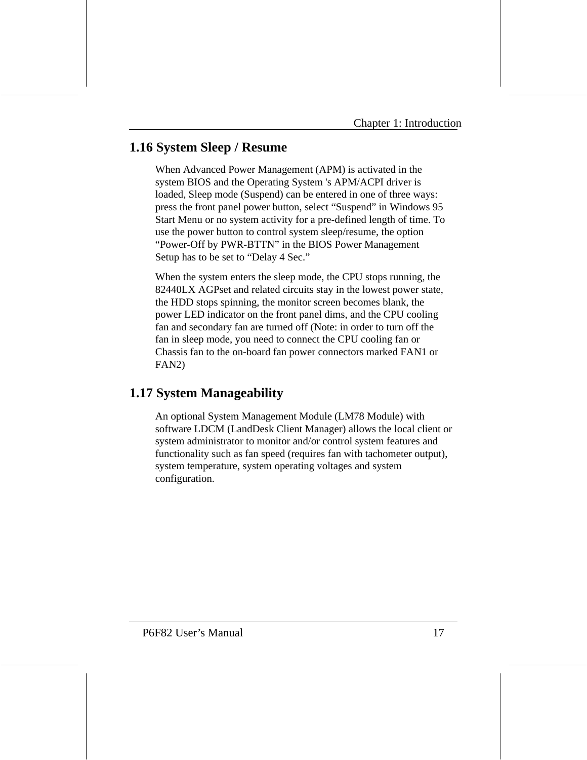## 1.16 System Sleep / Resume

When Advanced Power Management (APM) is activated in the system BIOS and the Operating System 's APM/ACPI driver is loaded, Sleep mode (Suspend) can be entered in one of three ways: press the front panel power button, select “Suspend” in Windows 95 Start Menu or no system activity for a pre-defined length of time. To use the power button to control system sleep/resume, the option “Power-Off by PWR-BTTN” in the BIOS Power Management Setup has to be set to “Delay 4 Sec.”

When the system enters the sleep mode, the CPU stops running, the 82440LX AGPset and related circuits stay in the lowest power state, the HDD stops spinning, the monitor screen becomes blank, the power LED indicator on the front panel dims, and the CPU cooling fan and secondary fan are turned off (Note: in order to turn off the fan in sleep mode, you need to connect the CPU cooling fan or Chassis fan to the on-board fan power connectors marked FAN1 or FAN2)

## 1.17 System Manageability

An optional System Management Module (LM78 Module) with software LDCM (LandDesk Client Manager) allows the local client or system administrator to monitor and/or control system features and functionality such as fan speed (requires fan with tachometer output), system temperature, system operating voltages and system configuration.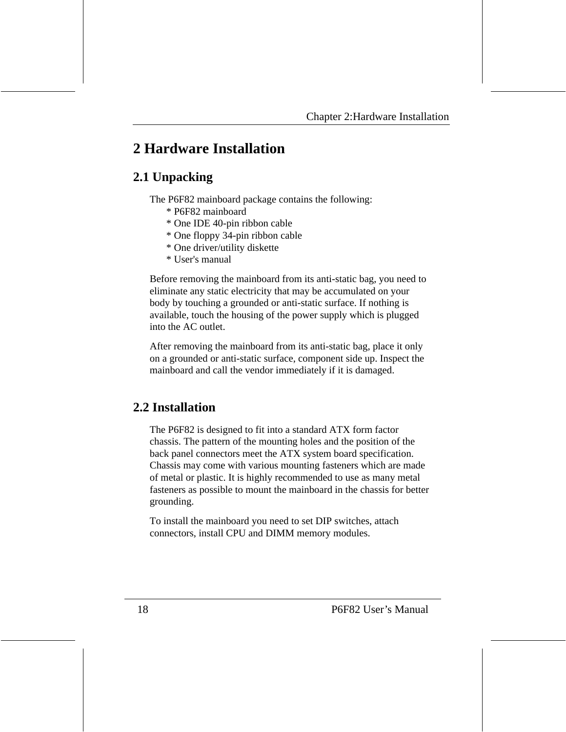# 2 Hardware Installation

## 2.1 Unpacking

The P6F82 mainboard package contains the following:

* P6F82 mainboard
* One IDE 40-pin ribbon cable
* One floppy 34-pin ribbon cable
* One driver/utility diskette
* User's manual

Before removing the mainboard from its anti-static bag, you need to eliminate any static electricity that may be accumulated on your body by touching a grounded or anti-static surface. If nothing is available, touch the housing of the power supply which is plugged into the AC outlet.

After removing the mainboard from its anti-static bag, place it only on a grounded or anti-static surface, component side up. Inspect the mainboard and call the vendor immediately if it is damaged.

## 2.2 Installation

The P6F82 is designed to fit into a standard ATX form factor chassis. The pattern of the mounting holes and the position of the back panel connectors meet the ATX system board specification. Chassis may come with various mounting fasteners which are made of metal or plastic. It is highly recommended to use as many metal fasteners as possible to mount the mainboard in the chassis for better grounding.

To install the mainboard you need to set DIP switches, attach connectors, install CPU and DIMM memory modules.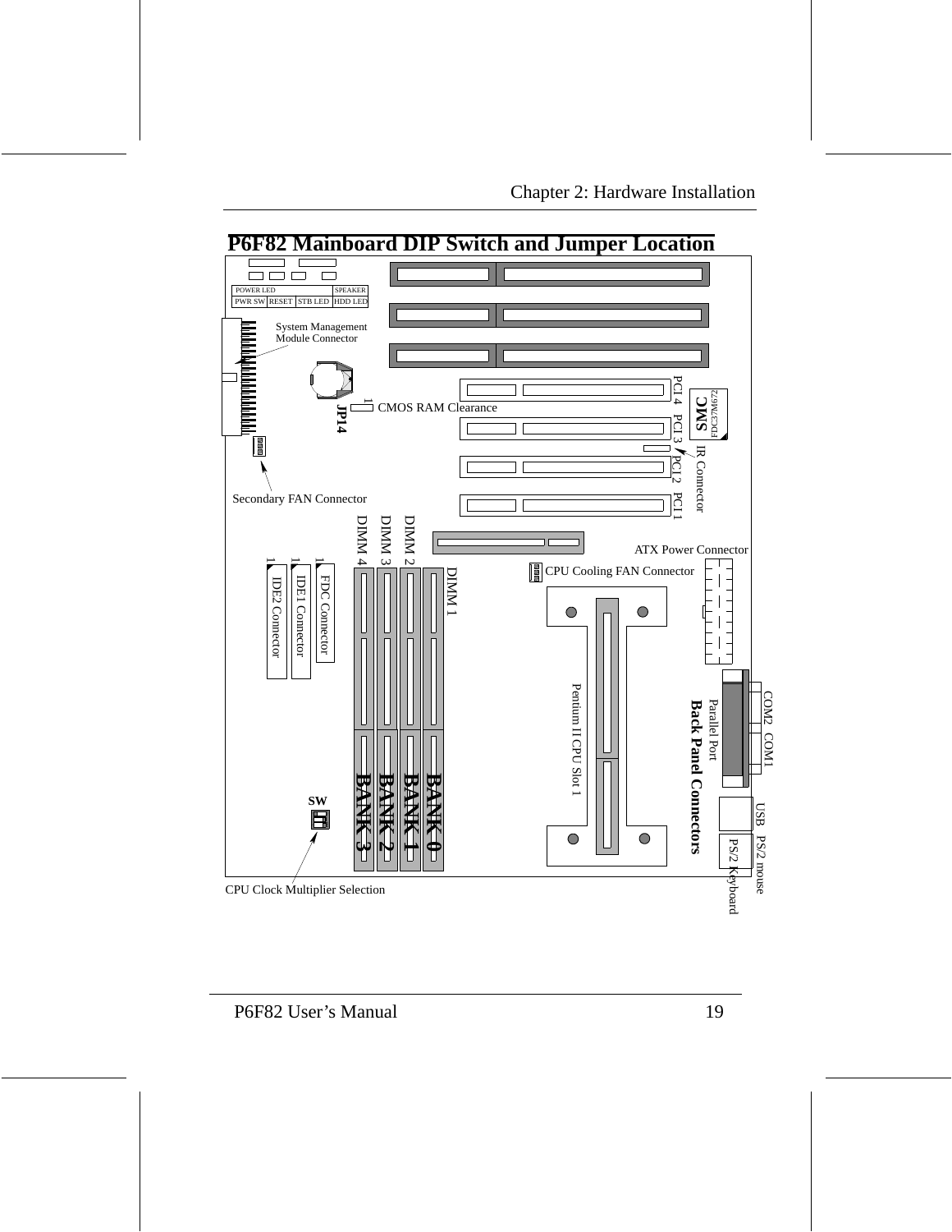# P6F82 Mainboard DIP Switch and Jumper Location

POWER LED SPEAKER

PWR SW RESET STB LED HDD LED

System Management Module Connector

JP14

1 CMOS RAM Clearance

SMC FDC37M672

PCI 4 PCI 3 PCI 2 PCI 1

IR Connector

Secondary FAN Connector

DIMM 4 DIMM 3 DIMM 2 DIMM 1

ATX Power Connector

CPU Cooling FAN Connector

1 IDE2 Connector

1 IDE1 Connector

1 FDC Connector

Pentium II CPU Slot 1

COM2 COM1

Parallel Port

Back Panel Connectors

BANK 3 BANK 2 BANK 1 BANK 0

SW

USB PS/2 mouse

PS/2 Keyboard

CPU Clock Multiplier Selection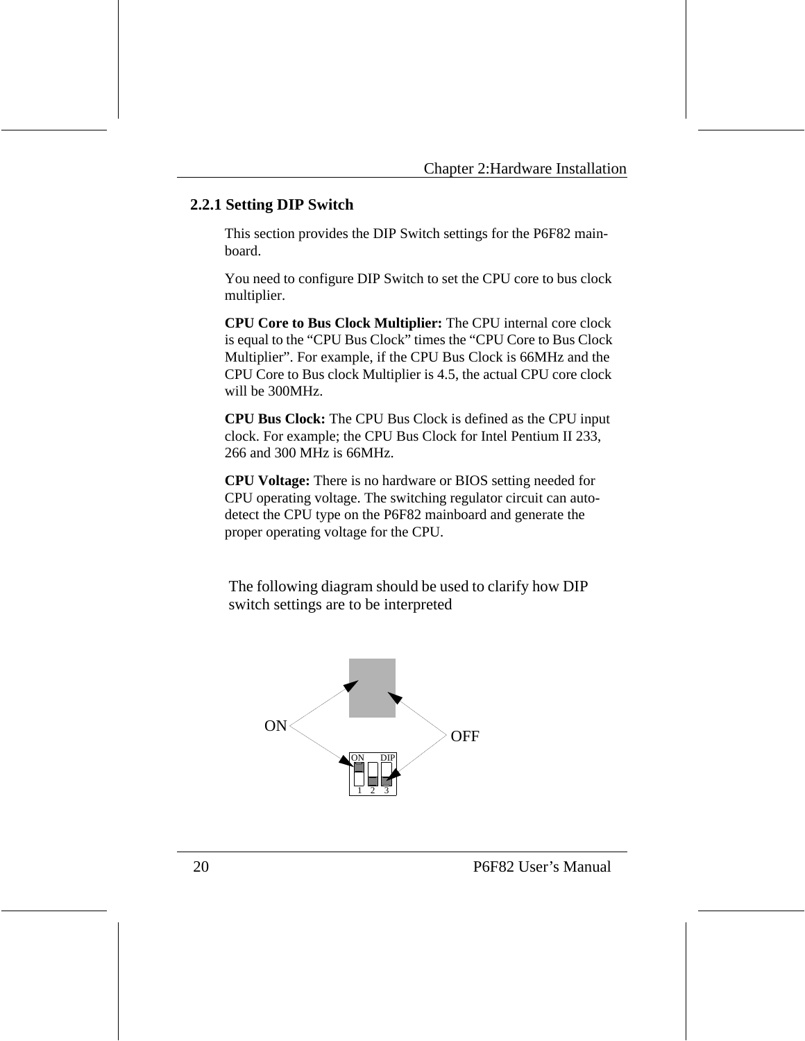## 2.2.1 Setting DIP Switch

This section provides the DIP Switch settings for the P6F82 main-board.

You need to configure DIP Switch to set the CPU core to bus clock multiplier.

**CPU Core to Bus Clock Multiplier:** The CPU internal core clock is equal to the "CPU Bus Clock" times the "CPU Core to Bus Clock Multiplier". For example, if the CPU Bus Clock is 66MHz and the CPU Core to Bus clock Multiplier is 4.5, the actual CPU core clock will be 300MHz.

**CPU Bus Clock:** The CPU Bus Clock is defined as the CPU input clock. For example; the CPU Bus Clock for Intel Pentium II 233, 266 and 300 MHz is 66MHz.

**CPU Voltage:** There is no hardware or BIOS setting needed for CPU operating voltage. The switching regulator circuit can auto-detect the CPU type on the P6F82 mainboard and generate the proper operating voltage for the CPU.

The following diagram should be used to clarify how DIP switch settings are to be interpreted

ON

OFF

ON DIP

1 2 3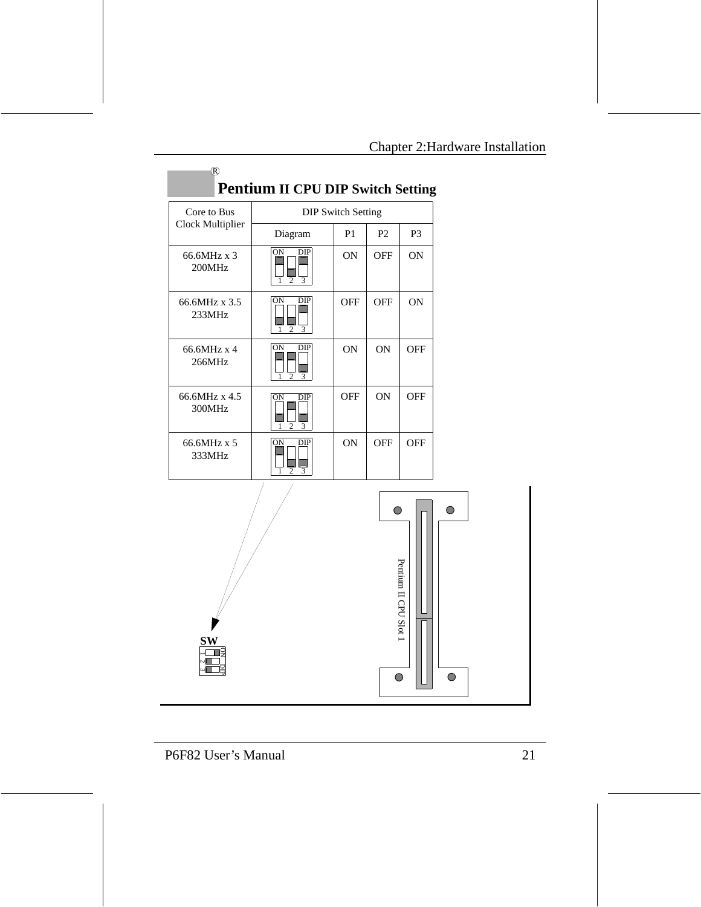## ® Pentium II CPU DIP Switch Setting

| Core to Bus Clock Multiplier | DIP Switch Setting | | | |
|---|---|---|---|---|
| | Diagram | P1 | P2 | P3 |
| 66.6MHz x 3<br>200MHz | ON DIP 1 2 3 | ON | OFF | ON |
| 66.6MHz x 3.5<br>233MHz | ON DIP 1 2 3 | OFF | OFF | ON |
| 66.6MHz x 4<br>266MHz | ON DIP 1 2 3 | ON | ON | OFF |
| 66.6MHz x 4.5<br>300MHz | ON DIP 1 2 3 | OFF | ON | OFF |
| 66.6MHz x 5<br>333MHz | ON DIP 1 2 3 | ON | OFF | OFF |

SW

ON DIP 1 2 3

Pentium II CPU Slot 1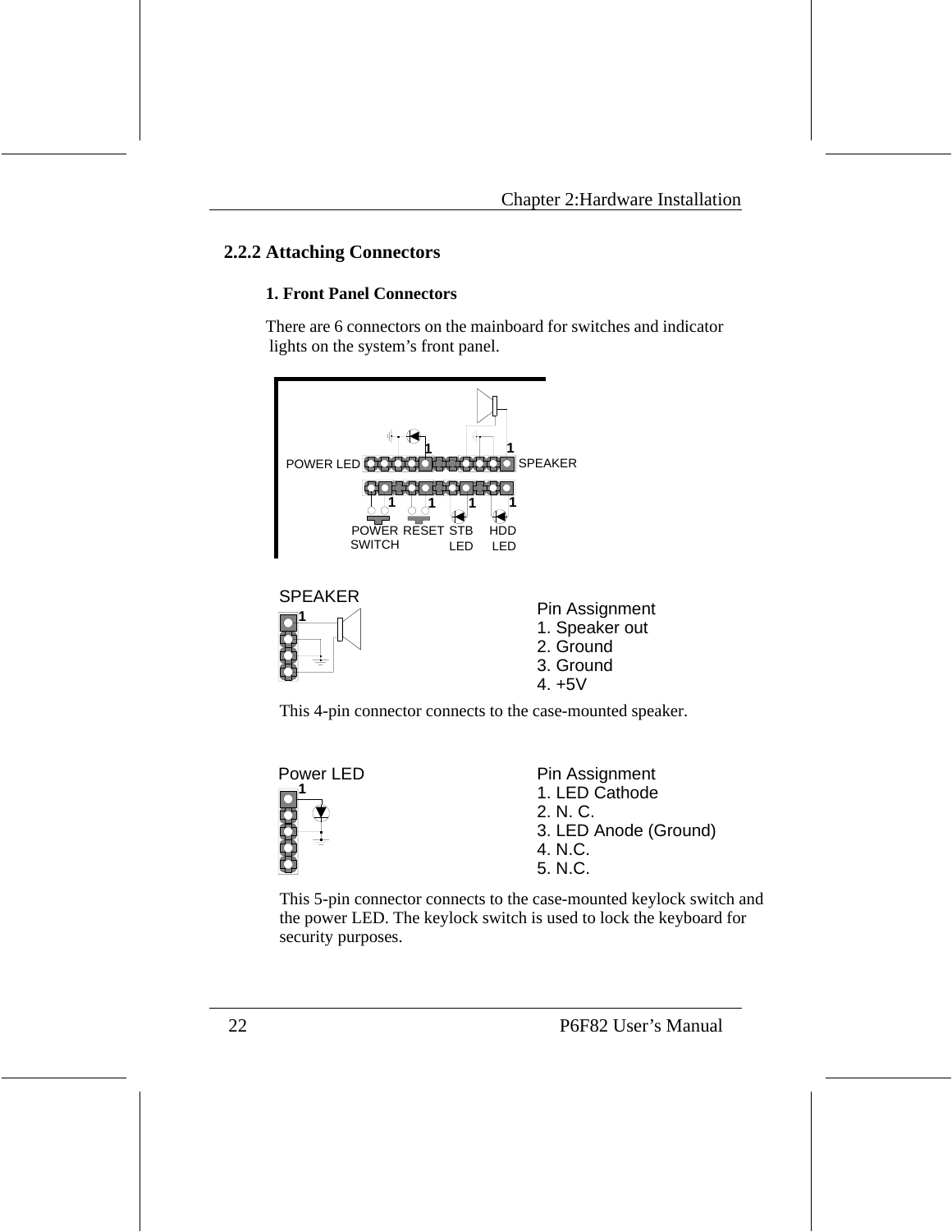## 2.2.2 Attaching Connectors

### 1. Front Panel Connectors

There are 6 connectors on the mainboard for switches and indicator lights on the system's front panel.

POWER LED 1 1 SPEAKER

1 1 1 1

POWER SWITCH RESET STB LED HDD LED

SPEAKER

Pin Assignment
1. Speaker out
2. Ground
3. Ground
4. +5V

This 4-pin connector connects to the case-mounted speaker.

Power LED

Pin Assignment
1. LED Cathode
2. N. C.
3. LED Anode (Ground)
4. N.C.
5. N.C.

This 5-pin connector connects to the case-mounted keylock switch and the power LED. The keylock switch is used to lock the keyboard for security purposes.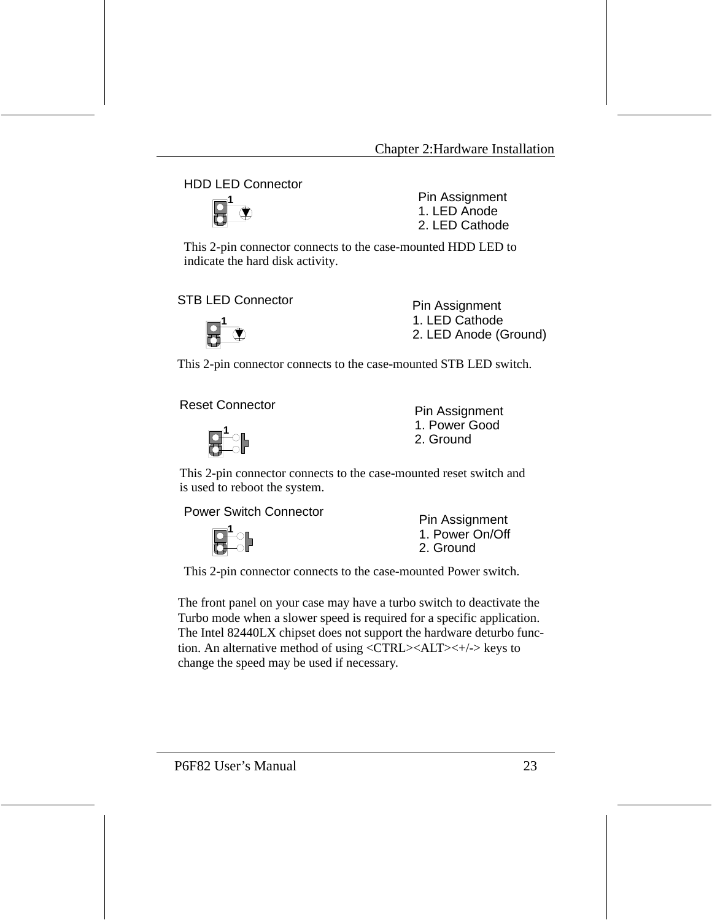### HDD LED Connector

Pin Assignment
1. LED Anode
2. LED Cathode

This 2-pin connector connects to the case-mounted HDD LED to indicate the hard disk activity.

### STB LED Connector

Pin Assignment
1. LED Cathode
2. LED Anode (Ground)

This 2-pin connector connects to the case-mounted STB LED switch.

### Reset Connector

Pin Assignment
1. Power Good
2. Ground

This 2-pin connector connects to the case-mounted reset switch and is used to reboot the system.

### Power Switch Connector

Pin Assignment
1. Power On/Off
2. Ground

This 2-pin connector connects to the case-mounted Power switch.

The front panel on your case may have a turbo switch to deactivate the Turbo mode when a slower speed is required for a specific application. The Intel 82440LX chipset does not support the hardware deturbo function. An alternative method of using <CTRL><ALT><+/-> keys to change the speed may be used if necessary.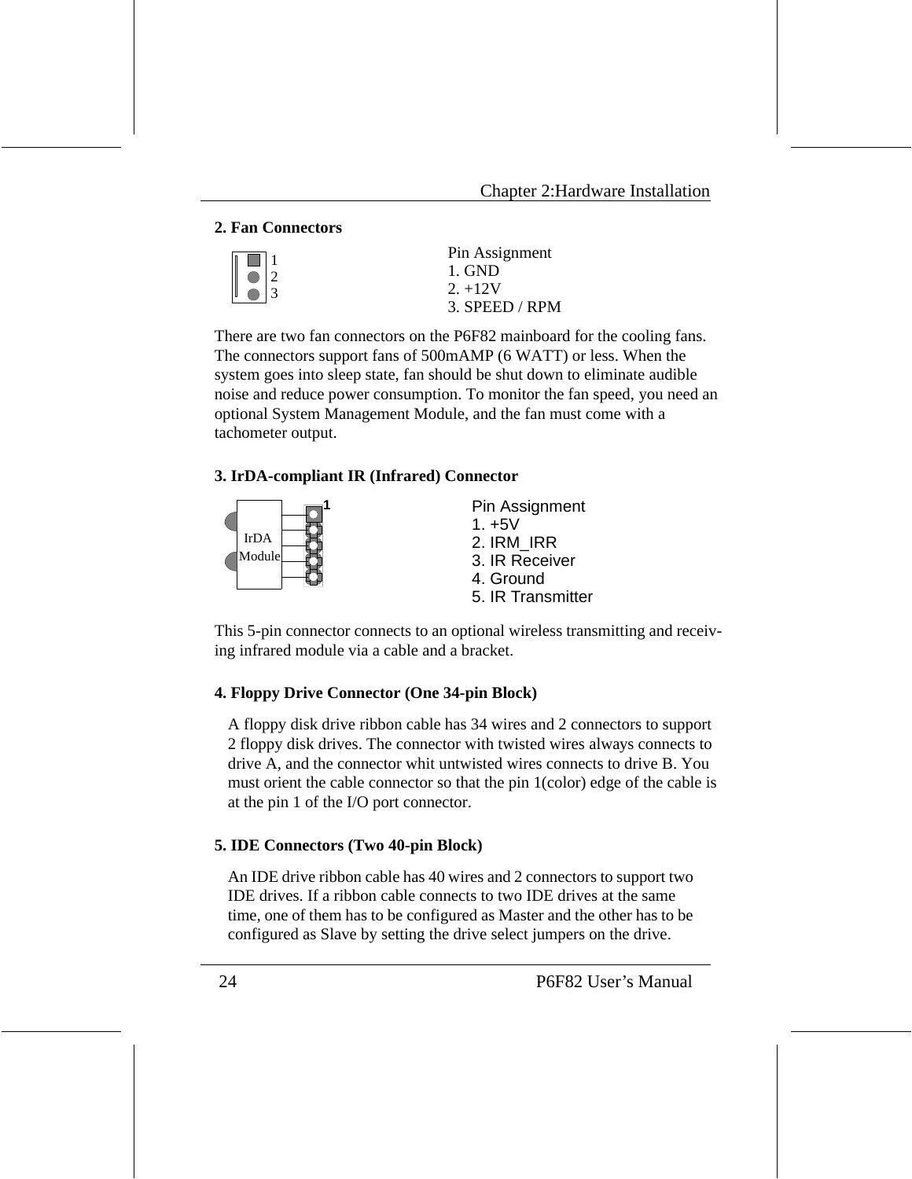## 2. Fan Connectors

1
2
3

Pin Assignment
1. GND
2. +12V
3. SPEED / RPM

There are two fan connectors on the P6F82 mainboard for the cooling fans. The connectors support fans of 500mAMP (6 WATT) or less. When the system goes into sleep state, fan should be shut down to eliminate audible noise and reduce power consumption. To monitor the fan speed, you need an optional System Management Module, and the fan must come with a tachometer output.

## 3. IrDA-compliant IR (Infrared) Connector

IrDA Module

1

Pin Assignment
1. +5V
2. IRM_IRR
3. IR Receiver
4. Ground
5. IR Transmitter

This 5-pin connector connects to an optional wireless transmitting and receiving infrared module via a cable and a bracket.

## 4. Floppy Drive Connector (One 34-pin Block)

A floppy disk drive ribbon cable has 34 wires and 2 connectors to support 2 floppy disk drives. The connector with twisted wires always connects to drive A, and the connector whit untwisted wires connects to drive B. You must orient the cable connector so that the pin 1(color) edge of the cable is at the pin 1 of the I/O port connector.

## 5. IDE Connectors (Two 40-pin Block)

An IDE drive ribbon cable has 40 wires and 2 connectors to support two IDE drives. If a ribbon cable connects to two IDE drives at the same time, one of them has to be configured as Master and the other has to be configured as Slave by setting the drive select jumpers on the drive.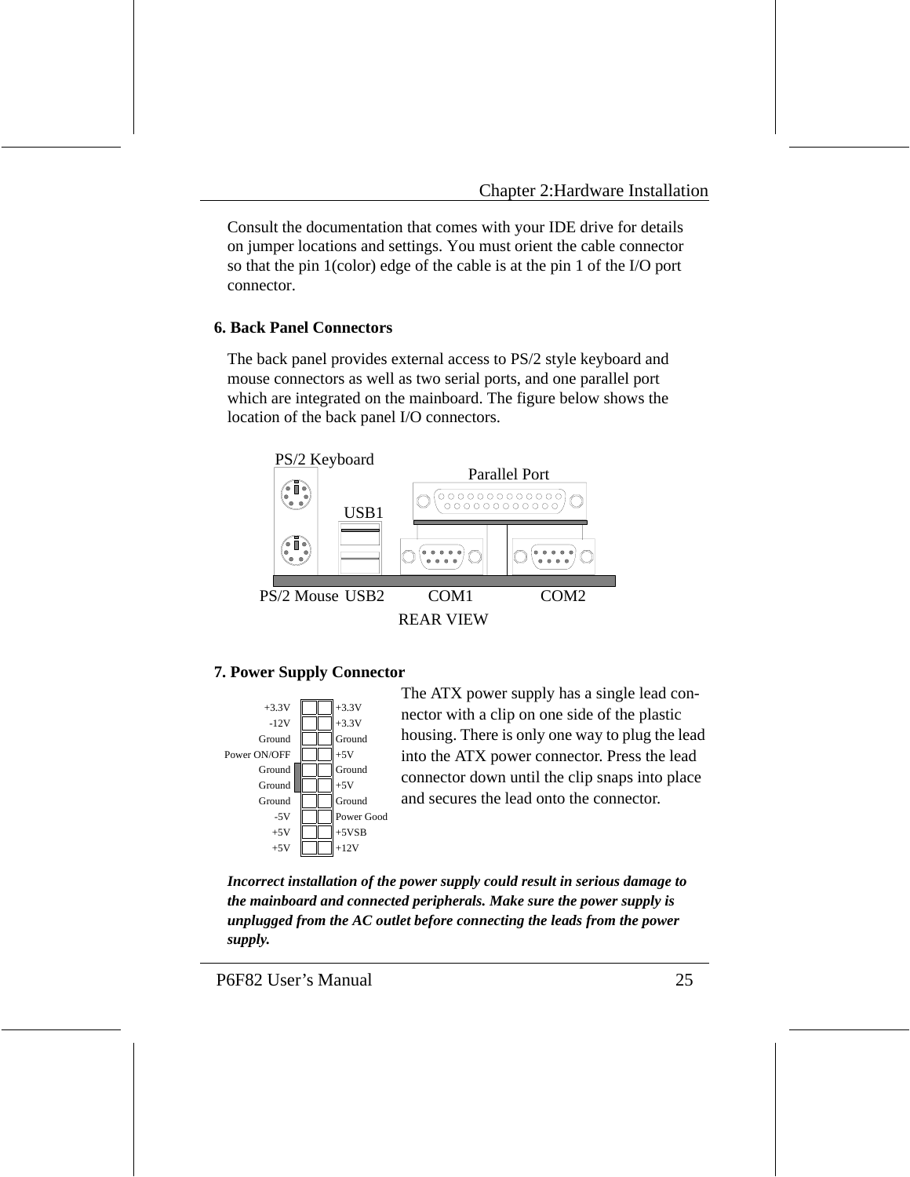Consult the documentation that comes with your IDE drive for details on jumper locations and settings. You must orient the cable connector so that the pin 1(color) edge of the cable is at the pin 1 of the I/O port connector.

## 6. Back Panel Connectors

The back panel provides external access to PS/2 style keyboard and mouse connectors as well as two serial ports, and one parallel port which are integrated on the mainboard. The figure below shows the location of the back panel I/O connectors.

PS/2 Keyboard
Parallel Port
USB1
PS/2 Mouse USB2 COM1 COM2
REAR VIEW

## 7. Power Supply Connector

| | |
|---|---|
| +3.3V | +3.3V |
| -12V | +3.3V |
| Ground | Ground |
| Power ON/OFF | +5V |
| Ground | Ground |
| Ground | +5V |
| Ground | Ground |
| -5V | Power Good |
| +5V | +5VSB |
| +5V | +12V |

The ATX power supply has a single lead connector with a clip on one side of the plastic housing. There is only one way to plug the lead into the ATX power connector. Press the lead connector down until the clip snaps into place and secures the lead onto the connector.

***Incorrect installation of the power supply could result in serious damage to the mainboard and connected peripherals. Make sure the power supply is unplugged from the AC outlet before connecting the leads from the power supply.***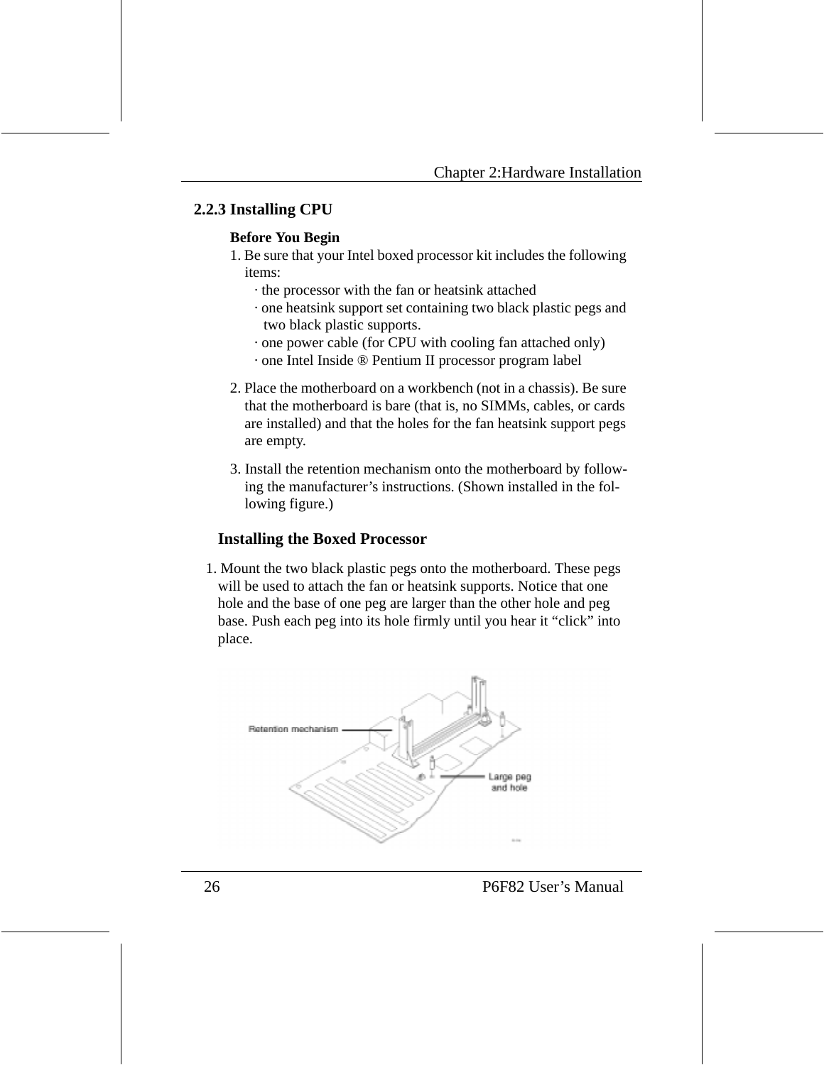### 2.2.3 Installing CPU

**Before You Begin**

1. Be sure that your Intel boxed processor kit includes the following items:
   · the processor with the fan or heatsink attached
   · one heatsink support set containing two black plastic pegs and two black plastic supports.
   · one power cable (for CPU with cooling fan attached only)
   · one Intel Inside ® Pentium II processor program label
2. Place the motherboard on a workbench (not in a chassis). Be sure that the motherboard is bare (that is, no SIMMs, cables, or cards are installed) and that the holes for the fan heatsink support pegs are empty.
3. Install the retention mechanism onto the motherboard by following the manufacturer's instructions. (Shown installed in the following figure.)

**Installing the Boxed Processor**

1. Mount the two black plastic pegs onto the motherboard. These pegs will be used to attach the fan or heatsink supports. Notice that one hole and the base of one peg are larger than the other hole and peg base. Push each peg into its hole firmly until you hear it "click" into place.

Retention mechanism

Large peg and hole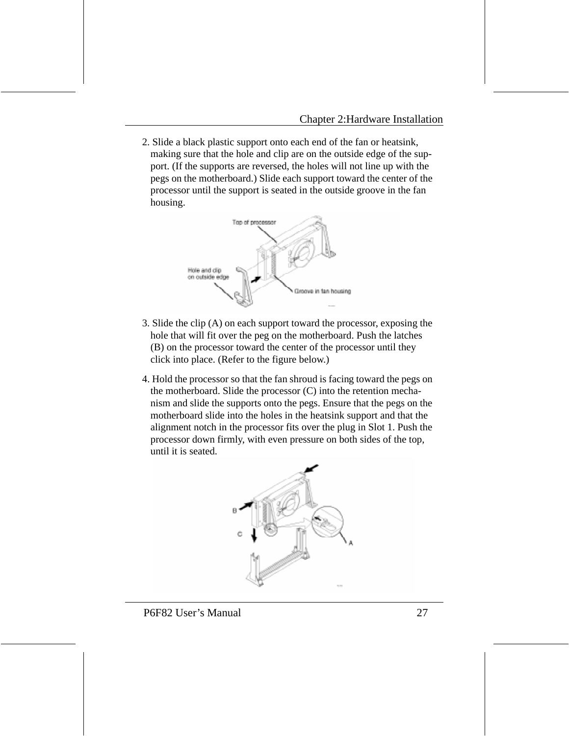2. Slide a black plastic support onto each end of the fan or heatsink, making sure that the hole and clip are on the outside edge of the support. (If the supports are reversed, the holes will not line up with the pegs on the motherboard.) Slide each support toward the center of the processor until the support is seated in the outside groove in the fan housing.

3. Slide the clip (A) on each support toward the processor, exposing the hole that will fit over the peg on the motherboard. Push the latches (B) on the processor toward the center of the processor until they click into place. (Refer to the figure below.)

4. Hold the processor so that the fan shroud is facing toward the pegs on the motherboard. Slide the processor (C) into the retention mechanism and slide the supports onto the pegs. Ensure that the pegs on the motherboard slide into the holes in the heatsink support and that the alignment notch in the processor fits over the plug in Slot 1. Push the processor down firmly, with even pressure on both sides of the top, until it is seated.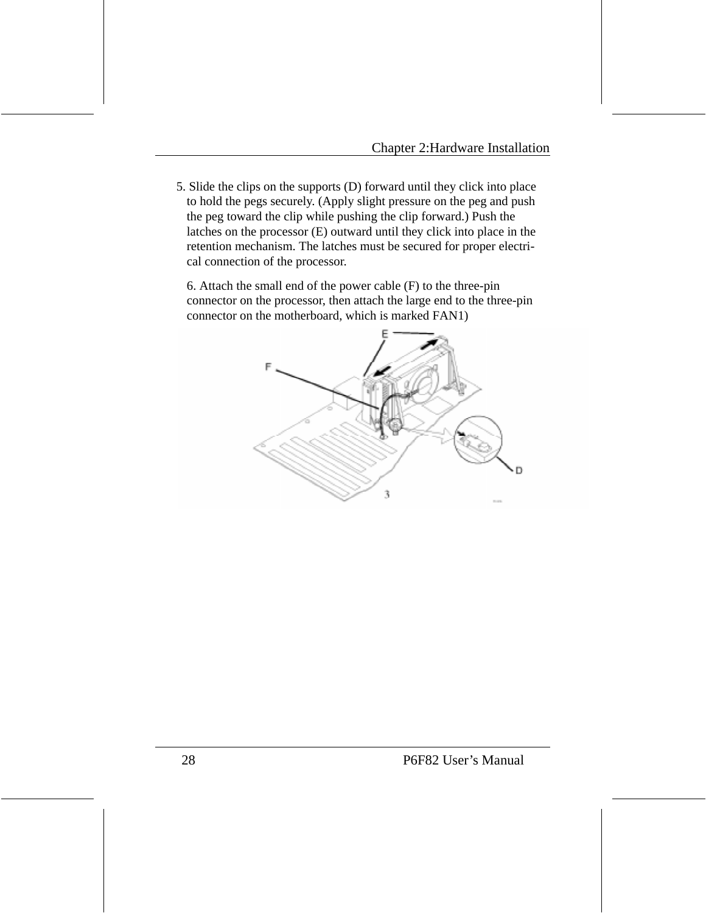5. Slide the clips on the supports (D) forward until they click into place to hold the pegs securely. (Apply slight pressure on the peg and push the peg toward the clip while pushing the clip forward.) Push the latches on the processor (E) outward until they click into place in the retention mechanism. The latches must be secured for proper electrical connection of the processor.

6. Attach the small end of the power cable (F) to the three-pin connector on the processor, then attach the large end to the three-pin connector on the motherboard, which is marked FAN1)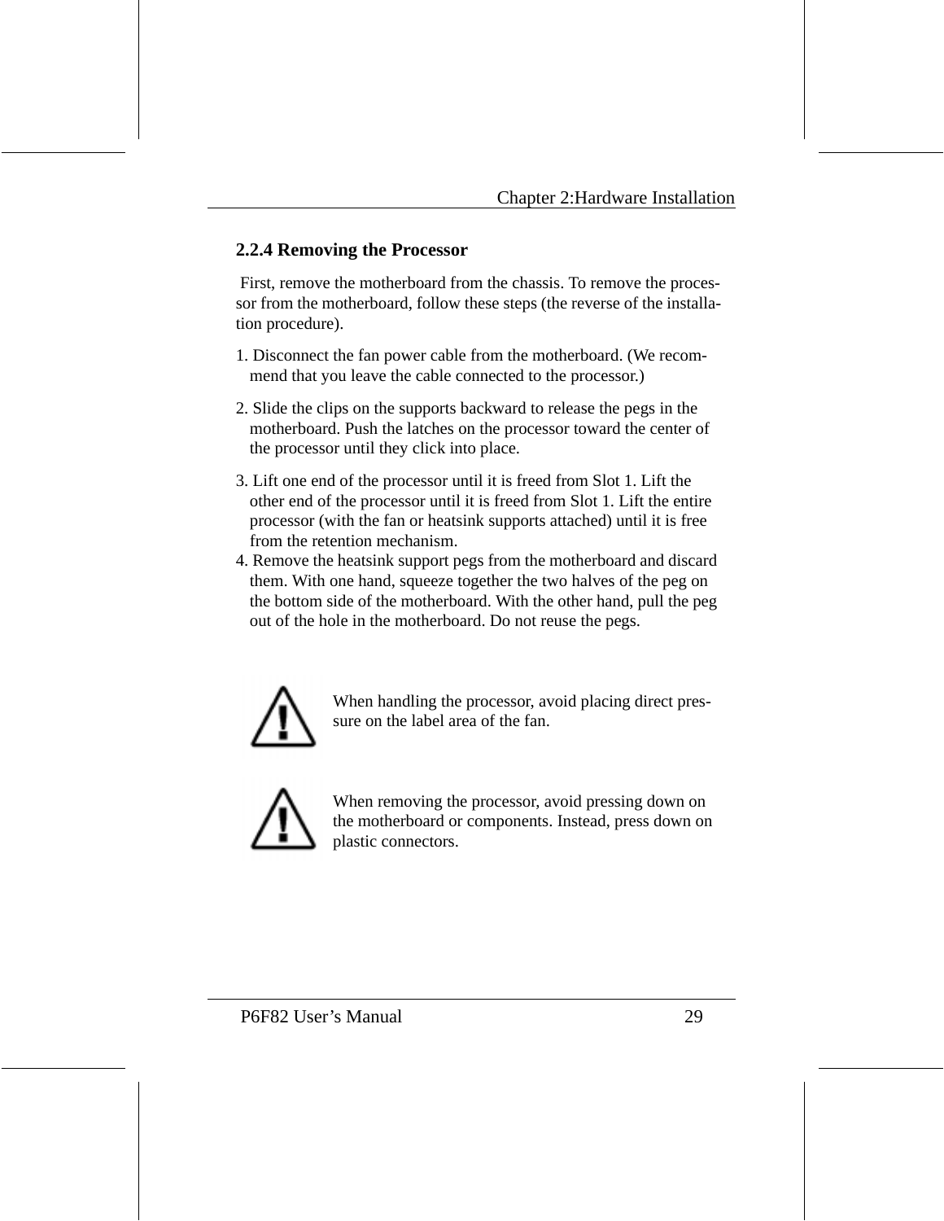### 2.2.4 Removing the Processor

First, remove the motherboard from the chassis. To remove the processor from the motherboard, follow these steps (the reverse of the installation procedure).

1. Disconnect the fan power cable from the motherboard. (We recommend that you leave the cable connected to the processor.)
2. Slide the clips on the supports backward to release the pegs in the motherboard. Push the latches on the processor toward the center of the processor until they click into place.
3. Lift one end of the processor until it is freed from Slot 1. Lift the other end of the processor until it is freed from Slot 1. Lift the entire processor (with the fan or heatsink supports attached) until it is free from the retention mechanism.
4. Remove the heatsink support pegs from the motherboard and discard them. With one hand, squeeze together the two halves of the peg on the bottom side of the motherboard. With the other hand, pull the peg out of the hole in the motherboard. Do not reuse the pegs.

⚠ When handling the processor, avoid placing direct pressure on the label area of the fan.

⚠ When removing the processor, avoid pressing down on the motherboard or components. Instead, press down on plastic connectors.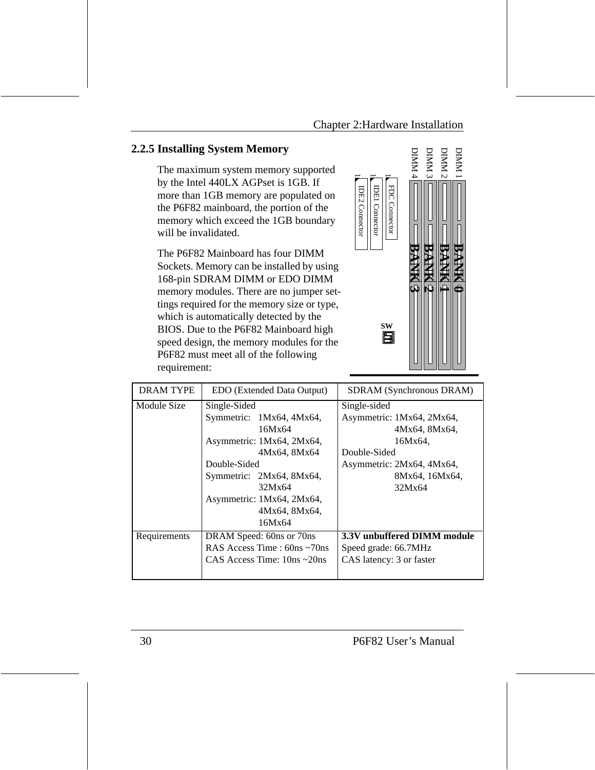## 2.2.5 Installing System Memory

The maximum system memory supported by the Intel 440LX AGPset is 1GB. If more than 1GB memory are populated on the P6F82 mainboard, the portion of the memory which exceed the 1GB boundary will be invalidated.

The P6F82 Mainboard has four DIMM Sockets. Memory can be installed by using 168-pin SDRAM DIMM or EDO DIMM memory modules. There are no jumper settings required for the memory size or type, which is automatically detected by the BIOS. Due to the P6F82 Mainboard high speed design, the memory modules for the P6F82 must meet all of the following requirement:

DIMM 1 — BANK 0
DIMM 2 — BANK 1
DIMM 3 — BANK 2
DIMM 4 — BANK 3

FDC Connector
IDE1 Connector
IDE2 Connector
SW

| DRAM TYPE | EDO (Extended Data Output) | SDRAM (Synchronous DRAM) |
|---|---|---|
| Module Size | Single-Sided<br>Symmetric: 1Mx64, 4Mx64, 16Mx64<br>Asymmetric: 1Mx64, 2Mx64, 4Mx64, 8Mx64<br>Double-Sided<br>Symmetric: 2Mx64, 8Mx64, 32Mx64<br>Asymmetric: 1Mx64, 2Mx64, 4Mx64, 8Mx64, 16Mx64 | Single-sided<br>Asymmetric: 1Mx64, 2Mx64, 4Mx64, 8Mx64, 16Mx64,<br>Double-Sided<br>Asymmetric: 2Mx64, 4Mx64, 8Mx64, 16Mx64, 32Mx64 |
| Requirements | DRAM Speed: 60ns or 70ns<br>RAS Access Time : 60ns ~70ns<br>CAS Access Time: 10ns ~20ns | **3.3V unbuffered DIMM module**<br>Speed grade: 66.7MHz<br>CAS latency: 3 or faster |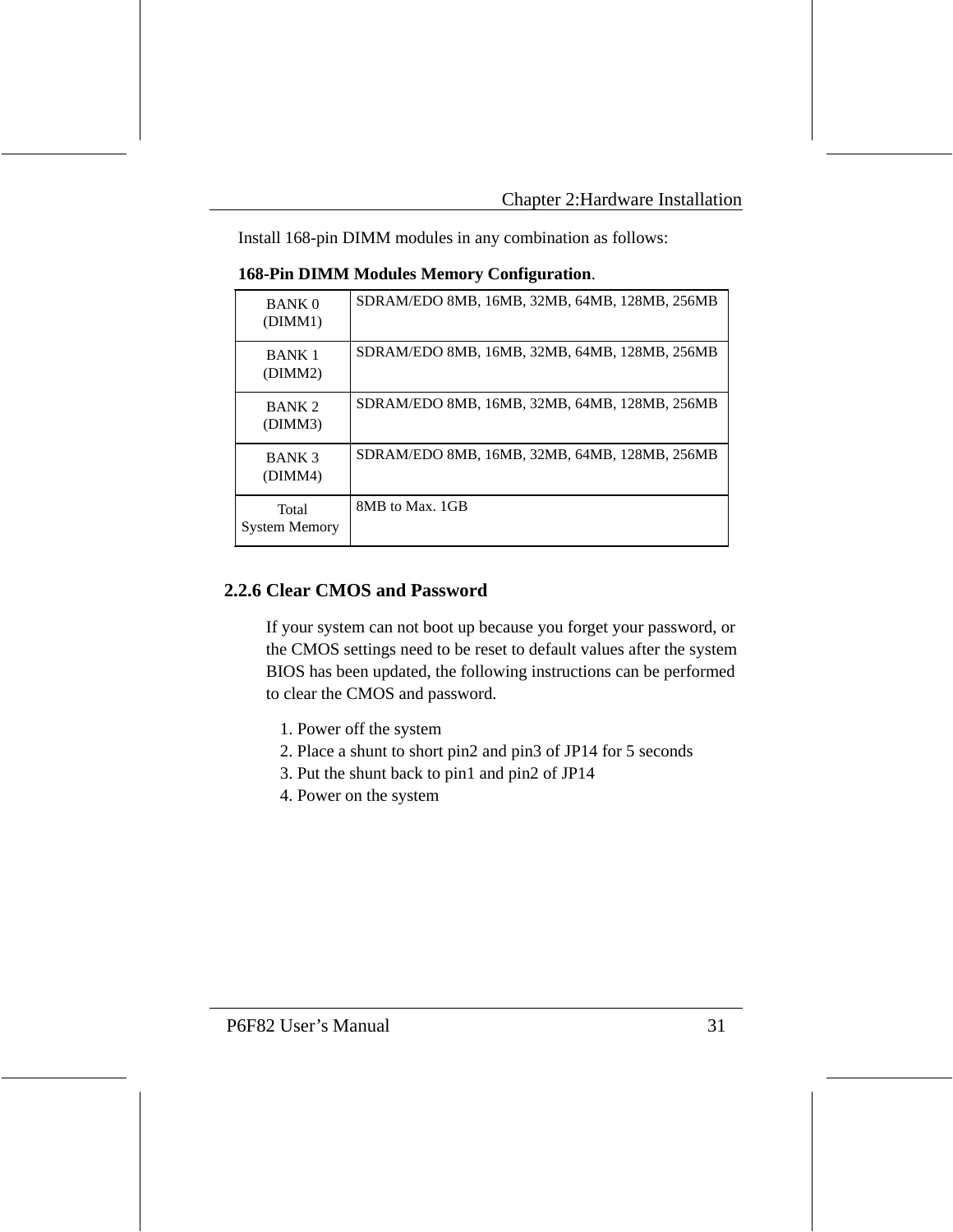Install 168-pin DIMM modules in any combination as follows:

**168-Pin DIMM Modules Memory Configuration**.

| BANK 0 (DIMM1) | SDRAM/EDO 8MB, 16MB, 32MB, 64MB, 128MB, 256MB |
|---|---|
| BANK 1 (DIMM2) | SDRAM/EDO 8MB, 16MB, 32MB, 64MB, 128MB, 256MB |
| BANK 2 (DIMM3) | SDRAM/EDO 8MB, 16MB, 32MB, 64MB, 128MB, 256MB |
| BANK 3 (DIMM4) | SDRAM/EDO 8MB, 16MB, 32MB, 64MB, 128MB, 256MB |
| Total System Memory | 8MB to Max. 1GB |

## 2.2.6 Clear CMOS and Password

If your system can not boot up because you forget your password, or the CMOS settings need to be reset to default values after the system BIOS has been updated, the following instructions can be performed to clear the CMOS and password.

1. Power off the system
2. Place a shunt to short pin2 and pin3 of JP14 for 5 seconds
3. Put the shunt back to pin1 and pin2 of JP14
4. Power on the system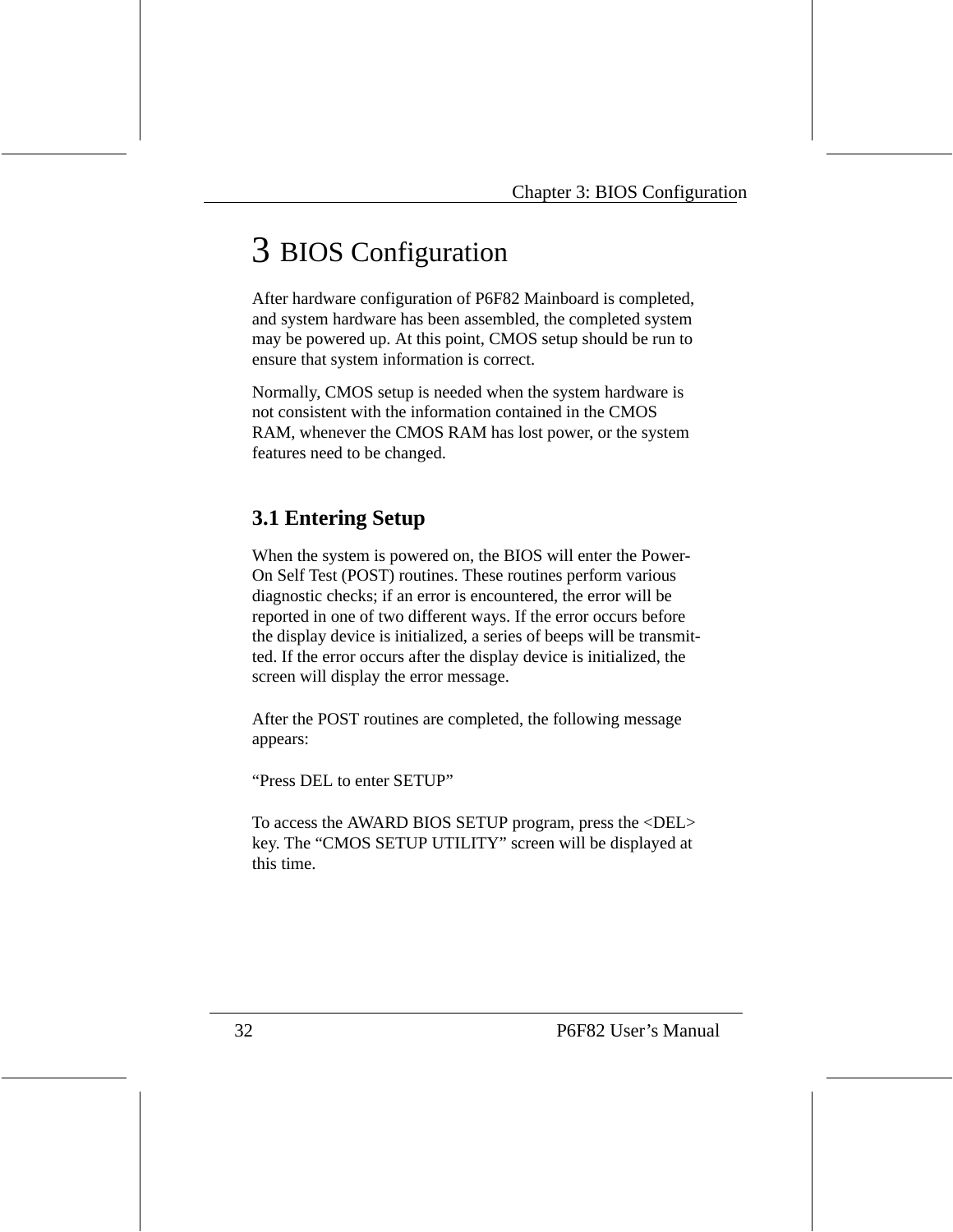# 3 BIOS Configuration

After hardware configuration of P6F82 Mainboard is completed, and system hardware has been assembled, the completed system may be powered up. At this point, CMOS setup should be run to ensure that system information is correct.

Normally, CMOS setup is needed when the system hardware is not consistent with the information contained in the CMOS RAM, whenever the CMOS RAM has lost power, or the system features need to be changed.

## 3.1 Entering Setup

When the system is powered on, the BIOS will enter the Power-On Self Test (POST) routines. These routines perform various diagnostic checks; if an error is encountered, the error will be reported in one of two different ways. If the error occurs before the display device is initialized, a series of beeps will be transmitted. If the error occurs after the display device is initialized, the screen will display the error message.

After the POST routines are completed, the following message appears:

“Press DEL to enter SETUP”

To access the AWARD BIOS SETUP program, press the <DEL> key. The “CMOS SETUP UTILITY” screen will be displayed at this time.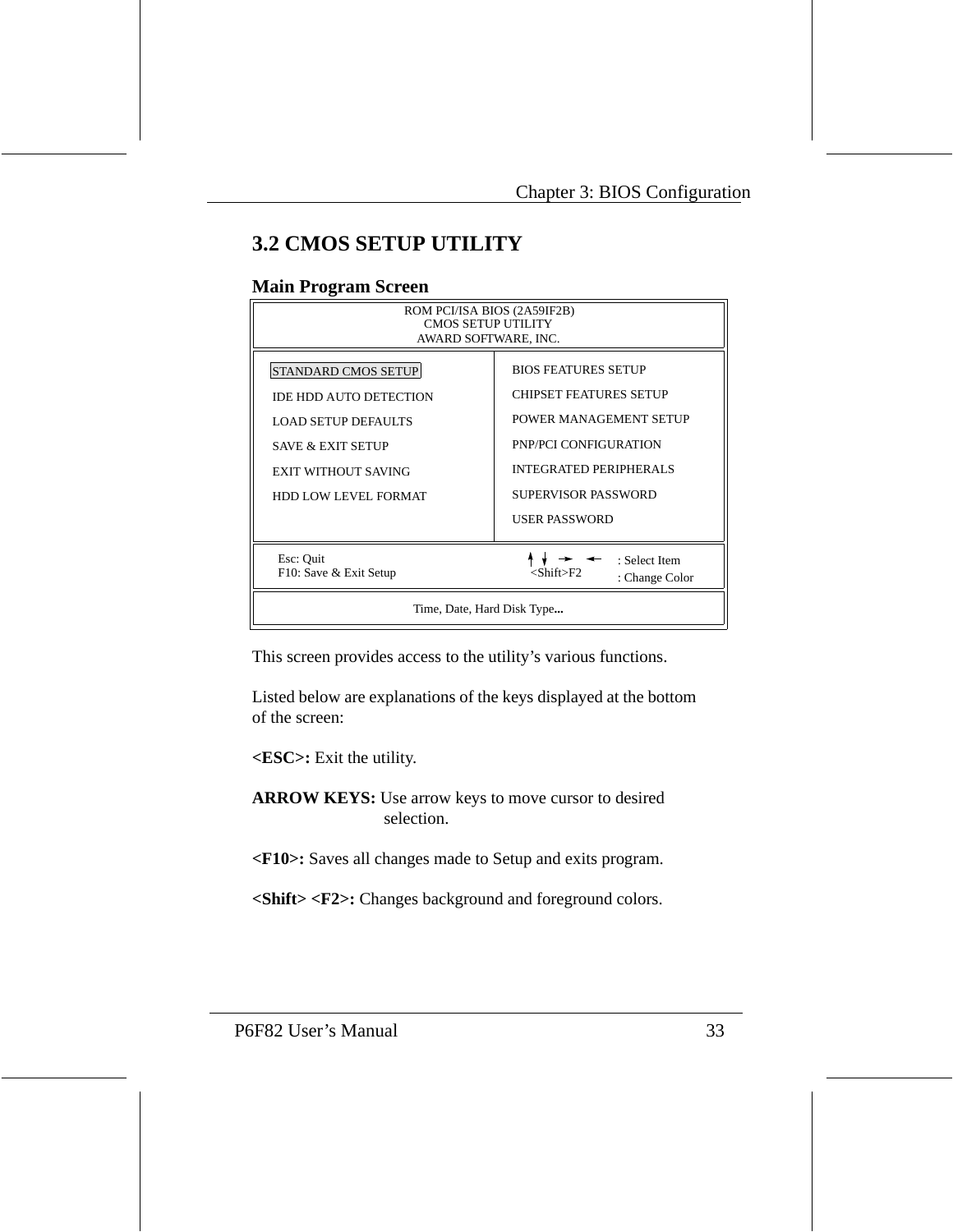## 3.2 CMOS SETUP UTILITY

### Main Program Screen

```
ROM PCI/ISA BIOS (2A59IF2B)
CMOS SETUP UTILITY
AWARD SOFTWARE, INC.

STANDARD CMOS SETUP            BIOS FEATURES SETUP
IDE HDD AUTO DETECTION         CHIPSET FEATURES SETUP
LOAD SETUP DEFAULTS            POWER MANAGEMENT SETUP
SAVE & EXIT SETUP              PNP/PCI CONFIGURATION
EXIT WITHOUT SAVING            INTEGRATED PERIPHERALS
HDD LOW LEVEL FORMAT           SUPERVISOR PASSWORD
                               USER PASSWORD

Esc: Quit                      ↑ ↓ → ←    : Select Item
F10: Save & Exit Setup         <Shift>F2  : Change Color

Time, Date, Hard Disk Type...
```

This screen provides access to the utility's various functions.

Listed below are explanations of the keys displayed at the bottom of the screen:

**<ESC>:** Exit the utility.

**ARROW KEYS:** Use arrow keys to move cursor to desired selection.

**<F10>:** Saves all changes made to Setup and exits program.

**<Shift> <F2>:** Changes background and foreground colors.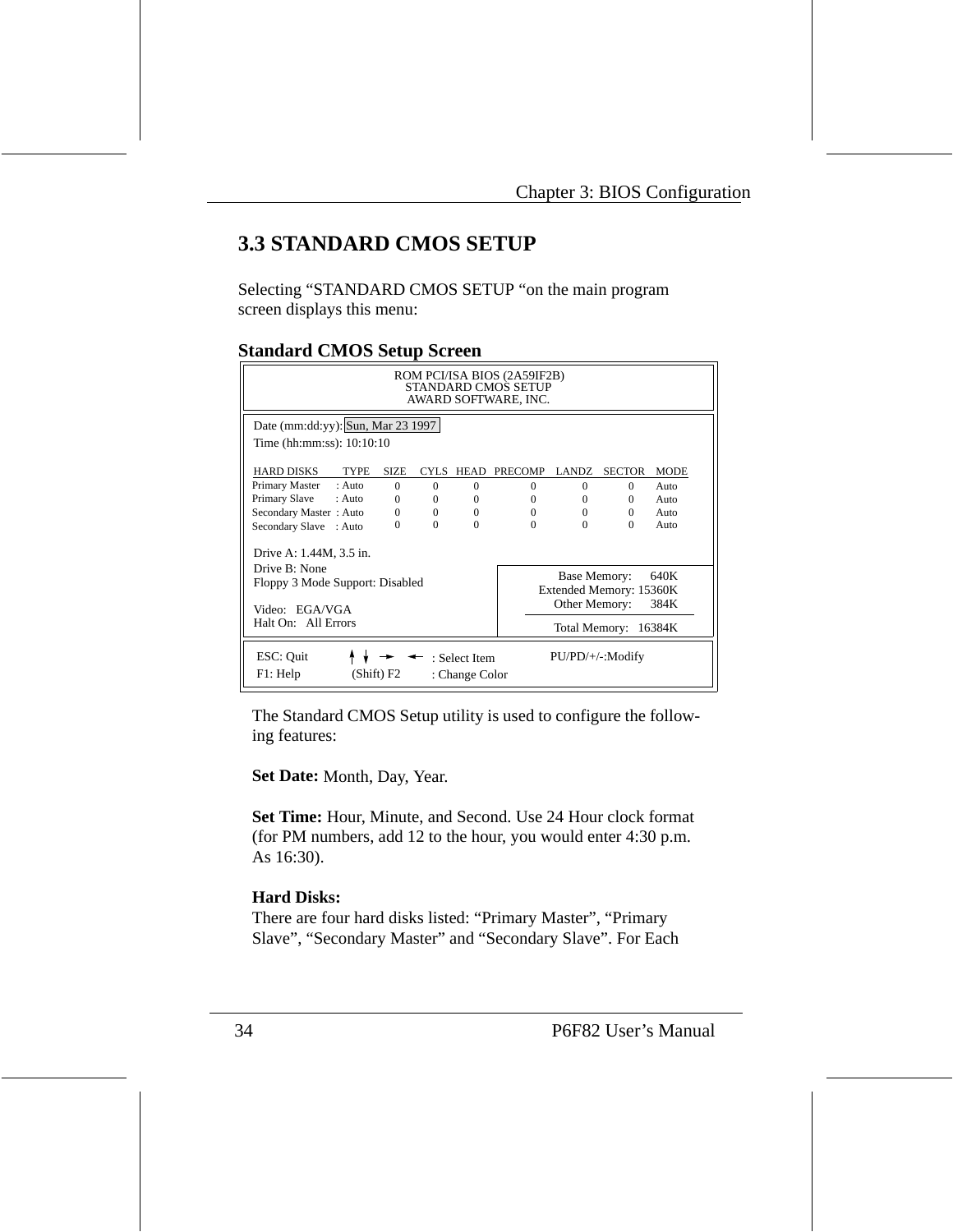## 3.3 STANDARD CMOS SETUP

Selecting “STANDARD CMOS SETUP “on the main program screen displays this menu:

### Standard CMOS Setup Screen

```
ROM PCI/ISA BIOS (2A59IF2B)
STANDARD CMOS SETUP
AWARD SOFTWARE, INC.

Date (mm:dd:yy): Sun, Mar 23 1997
Time (hh:mm:ss): 10:10:10

HARD DISKS         TYPE    SIZE  CYLS  HEAD  PRECOMP  LANDZ  SECTOR  MODE
Primary Master    : Auto    0     0     0      0        0      0     Auto
Primary Slave     : Auto    0     0     0      0        0      0     Auto
Secondary Master  : Auto    0     0     0      0        0      0     Auto
Secondary Slave   : Auto    0     0     0      0        0      0     Auto

Drive A: 1.44M, 3.5 in.
Drive B: None                               Base Memory:      640K
Floppy 3 Mode Support: Disabled         Extended Memory:  15360K
                                           Other Memory:      384K
Video:   EGA/VGA
Halt On:   All Errors                      Total Memory:    16384K

ESC: Quit     ↑ ↓ → ←   : Select Item        PU/PD/+/-:Modify
F1: Help      (Shift) F2 : Change Color
```

The Standard CMOS Setup utility is used to configure the following features:

**Set Date:** Month, Day, Year.

**Set Time:** Hour, Minute, and Second. Use 24 Hour clock format (for PM numbers, add 12 to the hour, you would enter 4:30 p.m. As 16:30).

**Hard Disks:**
There are four hard disks listed: “Primary Master”, “Primary Slave”, “Secondary Master” and “Secondary Slave”. For Each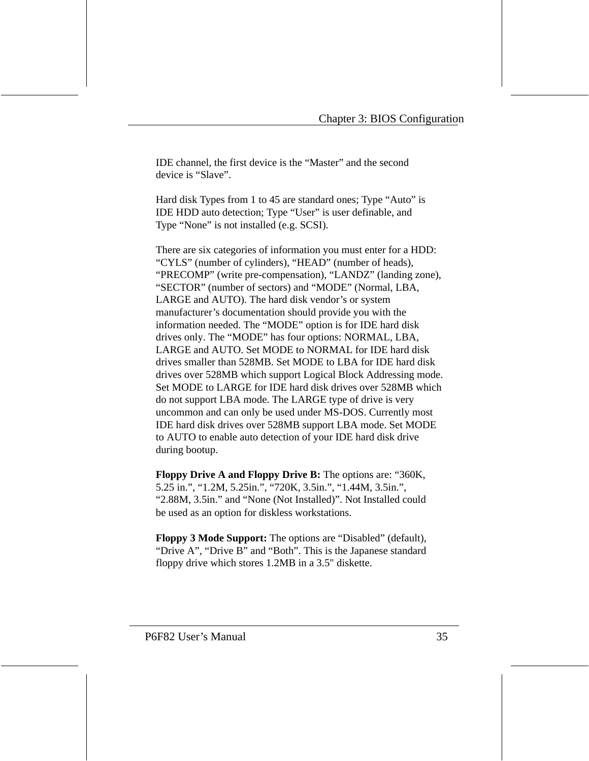IDE channel, the first device is the “Master” and the second device is “Slave”.

Hard disk Types from 1 to 45 are standard ones; Type “Auto” is IDE HDD auto detection; Type “User” is user definable, and Type “None” is not installed (e.g. SCSI).

There are six categories of information you must enter for a HDD: “CYLS” (number of cylinders), “HEAD” (number of heads), “PRECOMP” (write pre-compensation), “LANDZ” (landing zone), “SECTOR” (number of sectors) and “MODE” (Normal, LBA, LARGE and AUTO). The hard disk vendor’s or system manufacturer’s documentation should provide you with the information needed. The “MODE” option is for IDE hard disk drives only. The “MODE” has four options: NORMAL, LBA, LARGE and AUTO. Set MODE to NORMAL for IDE hard disk drives smaller than 528MB. Set MODE to LBA for IDE hard disk drives over 528MB which support Logical Block Addressing mode. Set MODE to LARGE for IDE hard disk drives over 528MB which do not support LBA mode. The LARGE type of drive is very uncommon and can only be used under MS-DOS. Currently most IDE hard disk drives over 528MB support LBA mode. Set MODE to AUTO to enable auto detection of your IDE hard disk drive during bootup.

**Floppy Drive A and Floppy Drive B:** The options are: “360K, 5.25 in.”, “1.2M, 5.25in.”, “720K, 3.5in.”, “1.44M, 3.5in.”, “2.88M, 3.5in.” and “None (Not Installed)”. Not Installed could be used as an option for diskless workstations.

**Floppy 3 Mode Support:** The options are “Disabled” (default), “Drive A”, “Drive B” and “Both”. This is the Japanese standard floppy drive which stores 1.2MB in a 3.5" diskette.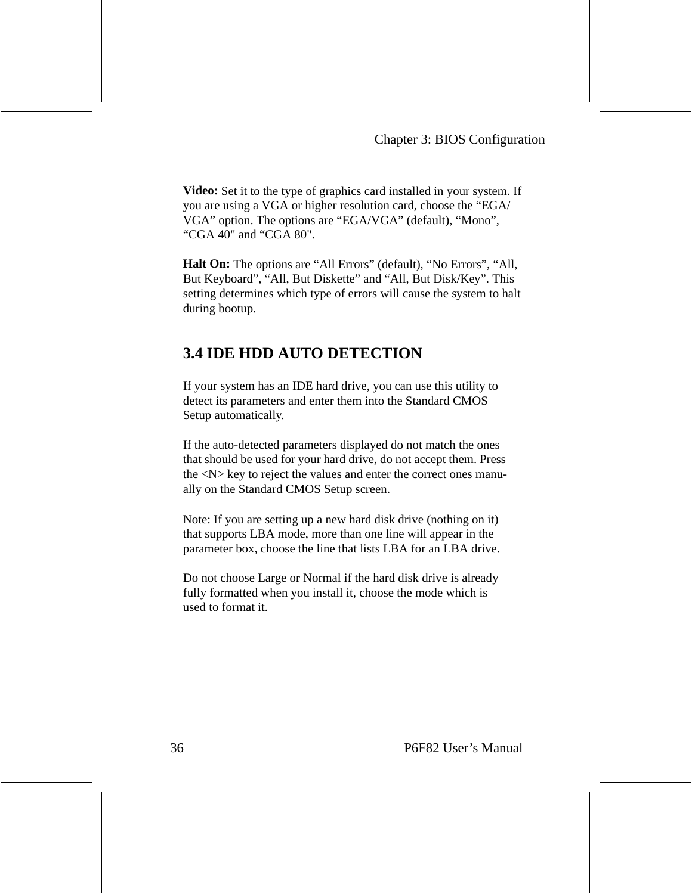**Video:** Set it to the type of graphics card installed in your system. If you are using a VGA or higher resolution card, choose the “EGA/VGA” option. The options are “EGA/VGA” (default), “Mono”, “CGA 40" and “CGA 80".

**Halt On:** The options are “All Errors” (default), “No Errors”, “All, But Keyboard”, “All, But Diskette” and “All, But Disk/Key”. This setting determines which type of errors will cause the system to halt during bootup.

## 3.4 IDE HDD AUTO DETECTION

If your system has an IDE hard drive, you can use this utility to detect its parameters and enter them into the Standard CMOS Setup automatically.

If the auto-detected parameters displayed do not match the ones that should be used for your hard drive, do not accept them. Press the <N> key to reject the values and enter the correct ones manually on the Standard CMOS Setup screen.

Note: If you are setting up a new hard disk drive (nothing on it) that supports LBA mode, more than one line will appear in the parameter box, choose the line that lists LBA for an LBA drive.

Do not choose Large or Normal if the hard disk drive is already fully formatted when you install it, choose the mode which is used to format it.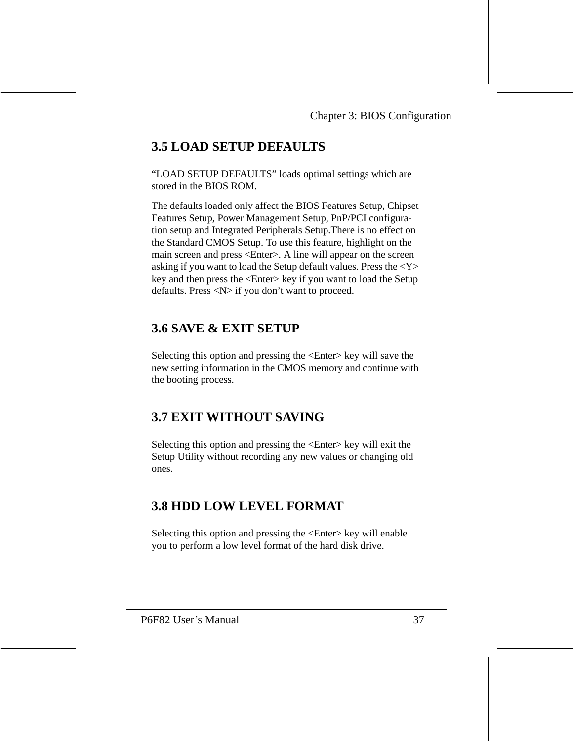## 3.5 LOAD SETUP DEFAULTS

"LOAD SETUP DEFAULTS" loads optimal settings which are stored in the BIOS ROM.

The defaults loaded only affect the BIOS Features Setup, Chipset Features Setup, Power Management Setup, PnP/PCI configuration setup and Integrated Peripherals Setup.There is no effect on the Standard CMOS Setup. To use this feature, highlight on the main screen and press <Enter>. A line will appear on the screen asking if you want to load the Setup default values. Press the <Y> key and then press the <Enter> key if you want to load the Setup defaults. Press <N> if you don't want to proceed.

## 3.6 SAVE & EXIT SETUP

Selecting this option and pressing the <Enter> key will save the new setting information in the CMOS memory and continue with the booting process.

## 3.7 EXIT WITHOUT SAVING

Selecting this option and pressing the <Enter> key will exit the Setup Utility without recording any new values or changing old ones.

## 3.8 HDD LOW LEVEL FORMAT

Selecting this option and pressing the <Enter> key will enable you to perform a low level format of the hard disk drive.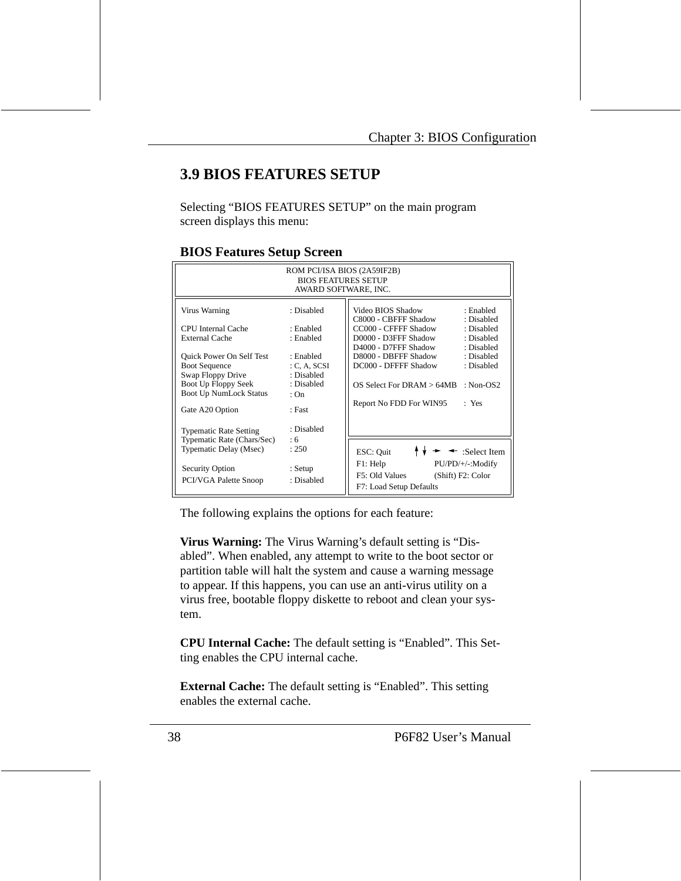## 3.9 BIOS FEATURES SETUP

Selecting "BIOS FEATURES SETUP" on the main program screen displays this menu:

**BIOS Features Setup Screen**

```
                         ROM PCI/ISA BIOS (2A59IF2B)
                             BIOS FEATURES SETUP
                            AWARD SOFTWARE, INC.

Virus Warning               : Disabled    Video BIOS Shadow          : Enabled
                                          C8000 - CBFFF Shadow       : Disabled
CPU Internal Cache          : Enabled     CC000 - CFFFF Shadow       : Disabled
External Cache              : Enabled     D0000 - D3FFF Shadow       : Disabled
                                          D4000 - D7FFF Shadow       : Disabled
Quick Power On Self Test    : Enabled     D8000 - DBFFF Shadow       : Disabled
Boot Sequence               : C, A, SCSI  DC000 - DFFFF Shadow       : Disabled
Swap Floppy Drive           : Disabled
Boot Up Floppy Seek         : Disabled    OS Select For DRAM > 64MB  : Non-OS2
Boot Up NumLock Status      : On
                                          Report No FDD For WIN95    : Yes
Gate A20 Option             : Fast

Typematic Rate Setting      : Disabled
Typematic Rate (Chars/Sec)  : 6
Typematic Delay (Msec)      : 250         ESC: Quit       ↑↓→←  :Select Item
                                          F1: Help        PU/PD/+/-:Modify
Security Option             : Setup       F5: Old Values  (Shift) F2: Color
PCI/VGA Palette Snoop       : Disabled    F7: Load Setup Defaults
```

The following explains the options for each feature:

**Virus Warning:** The Virus Warning's default setting is "Disabled". When enabled, any attempt to write to the boot sector or partition table will halt the system and cause a warning message to appear. If this happens, you can use an anti-virus utility on a virus free, bootable floppy diskette to reboot and clean your system.

**CPU Internal Cache:** The default setting is "Enabled". This Setting enables the CPU internal cache.

**External Cache:** The default setting is "Enabled". This setting enables the external cache.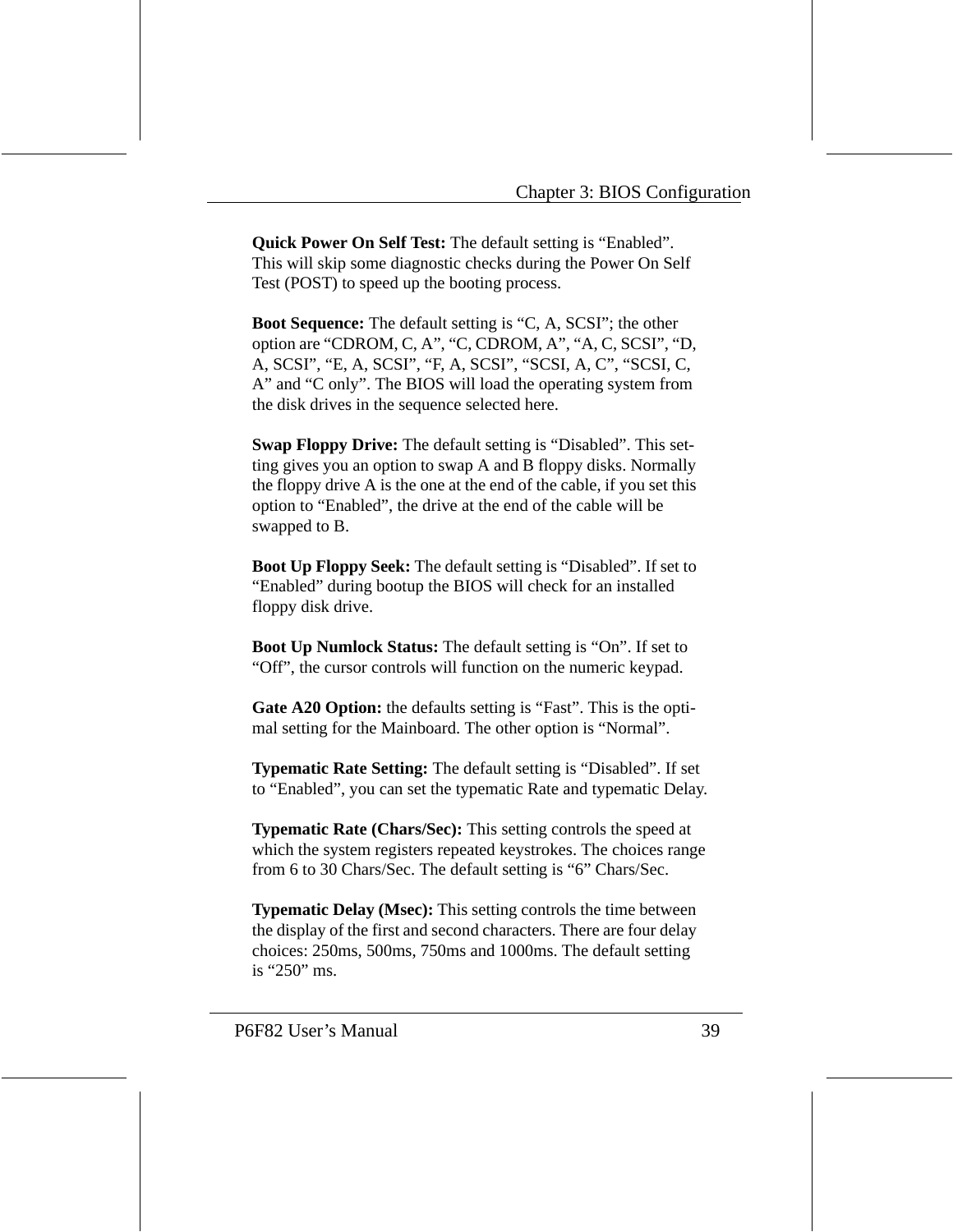**Quick Power On Self Test:** The default setting is “Enabled”. This will skip some diagnostic checks during the Power On Self Test (POST) to speed up the booting process.

**Boot Sequence:** The default setting is “C, A, SCSI”; the other option are “CDROM, C, A”, “C, CDROM, A”, “A, C, SCSI”, “D, A, SCSI”, “E, A, SCSI”, “F, A, SCSI”, “SCSI, A, C”, “SCSI, C, A” and “C only”. The BIOS will load the operating system from the disk drives in the sequence selected here.

**Swap Floppy Drive:** The default setting is “Disabled”. This setting gives you an option to swap A and B floppy disks. Normally the floppy drive A is the one at the end of the cable, if you set this option to “Enabled”, the drive at the end of the cable will be swapped to B.

**Boot Up Floppy Seek:** The default setting is “Disabled”. If set to “Enabled” during bootup the BIOS will check for an installed floppy disk drive.

**Boot Up Numlock Status:** The default setting is “On”. If set to “Off”, the cursor controls will function on the numeric keypad.

**Gate A20 Option:** the defaults setting is “Fast”. This is the optimal setting for the Mainboard. The other option is “Normal”.

**Typematic Rate Setting:** The default setting is “Disabled”. If set to “Enabled”, you can set the typematic Rate and typematic Delay.

**Typematic Rate (Chars/Sec):** This setting controls the speed at which the system registers repeated keystrokes. The choices range from 6 to 30 Chars/Sec. The default setting is “6” Chars/Sec.

**Typematic Delay (Msec):** This setting controls the time between the display of the first and second characters. There are four delay choices: 250ms, 500ms, 750ms and 1000ms. The default setting is “250” ms.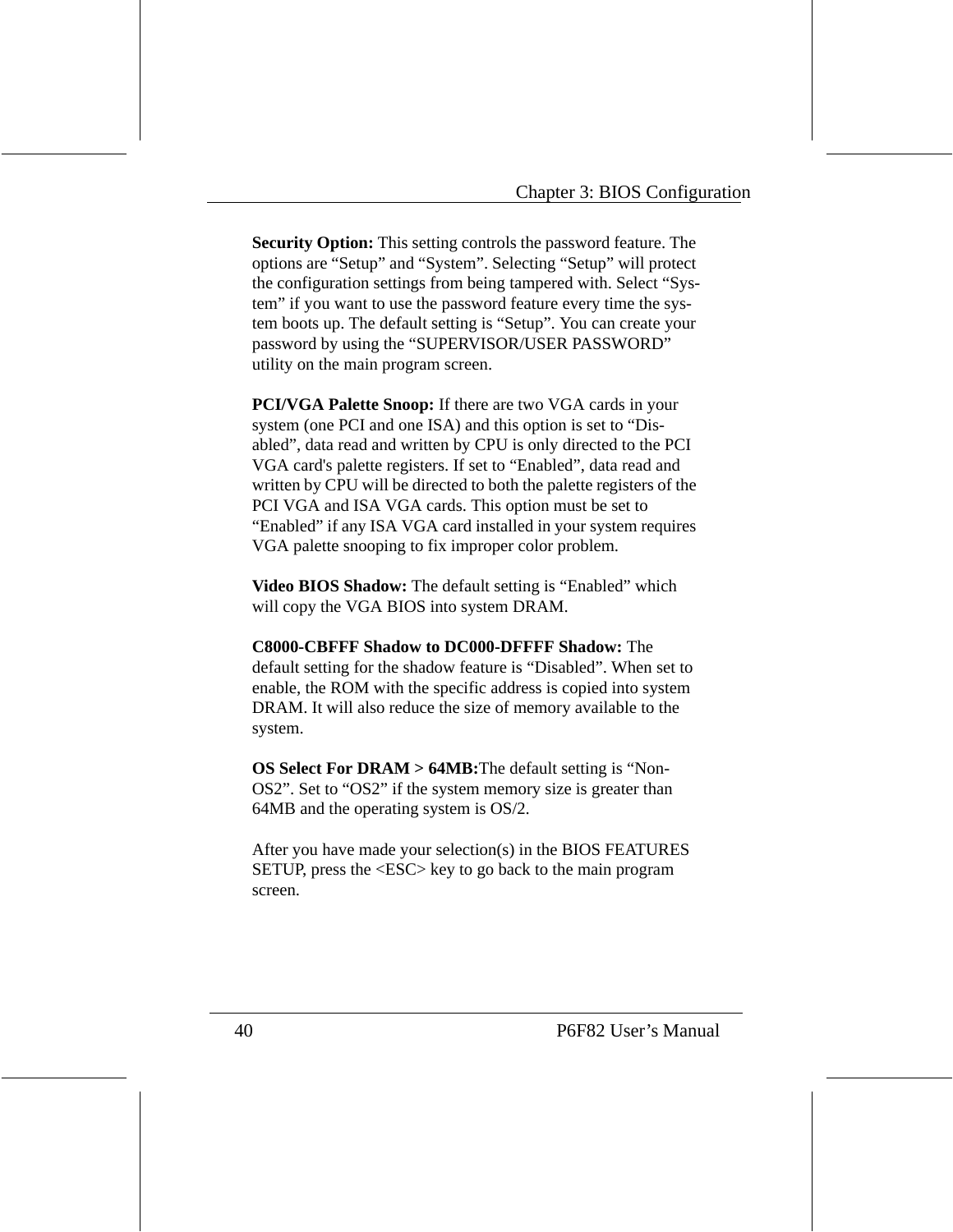**Security Option:** This setting controls the password feature. The options are “Setup” and “System”. Selecting “Setup” will protect the configuration settings from being tampered with. Select “System” if you want to use the password feature every time the system boots up. The default setting is “Setup”. You can create your password by using the “SUPERVISOR/USER PASSWORD” utility on the main program screen.

**PCI/VGA Palette Snoop:** If there are two VGA cards in your system (one PCI and one ISA) and this option is set to “Disabled”, data read and written by CPU is only directed to the PCI VGA card's palette registers. If set to “Enabled”, data read and written by CPU will be directed to both the palette registers of the PCI VGA and ISA VGA cards. This option must be set to “Enabled” if any ISA VGA card installed in your system requires VGA palette snooping to fix improper color problem.

**Video BIOS Shadow:** The default setting is “Enabled” which will copy the VGA BIOS into system DRAM.

**C8000-CBFFF Shadow to DC000-DFFFF Shadow:** The default setting for the shadow feature is “Disabled”. When set to enable, the ROM with the specific address is copied into system DRAM. It will also reduce the size of memory available to the system.

**OS Select For DRAM > 64MB:**The default setting is “Non-OS2”. Set to “OS2” if the system memory size is greater than 64MB and the operating system is OS/2.

After you have made your selection(s) in the BIOS FEATURES SETUP, press the <ESC> key to go back to the main program screen.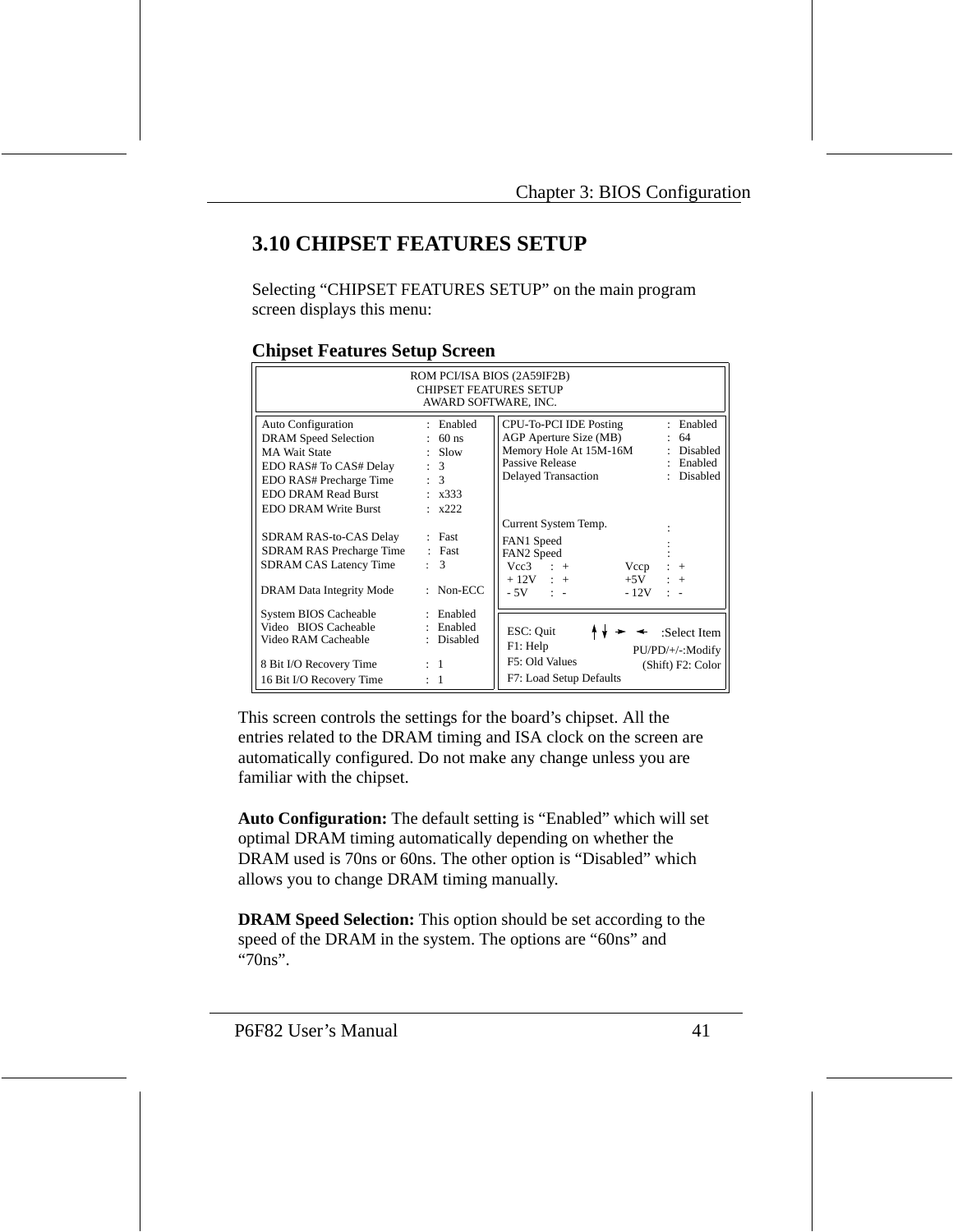## 3.10 CHIPSET FEATURES SETUP

Selecting “CHIPSET FEATURES SETUP” on the main program screen displays this menu:

**Chipset Features Setup Screen**

```
                         ROM PCI/ISA BIOS (2A59IF2B)
                          CHIPSET FEATURES SETUP
                          AWARD SOFTWARE, INC.

Auto Configuration           : Enabled    CPU-To-PCI IDE Posting      : Enabled
DRAM Speed Selection         : 60 ns      AGP Aperture Size (MB)      : 64
MA Wait State                : Slow       Memory Hole At 15M-16M      : Disabled
EDO RAS# To CAS# Delay       : 3          Passive Release             : Enabled
EDO RAS# Precharge Time      : 3          Delayed Transaction         : Disabled
EDO DRAM Read Burst          : x333
EDO DRAM Write Burst         : x222
                                          Current System Temp.        :
SDRAM RAS-to-CAS Delay       : Fast       FAN1 Speed                  :
SDRAM RAS Precharge Time     : Fast       FAN2 Speed                  :
SDRAM CAS Latency Time       : 3           Vcc3   : +         Vccp    : +
                                           + 12V  : +         +5V     : +
DRAM Data Integrity Mode     : Non-ECC     - 5V   : -         - 12V   : -

System BIOS Cacheable        : Enabled
Video   BIOS Cacheable       : Enabled    ESC: Quit       ↑↓→←   :Select Item
Video RAM Cacheable          : Disabled   F1: Help          PU/PD/+/-:Modify
                                          F5: Old Values    (Shift) F2: Color
8 Bit I/O Recovery Time      : 1          F7: Load Setup Defaults
16 Bit I/O Recovery Time     : 1
```

This screen controls the settings for the board’s chipset. All the entries related to the DRAM timing and ISA clock on the screen are automatically configured. Do not make any change unless you are familiar with the chipset.

**Auto Configuration:** The default setting is “Enabled” which will set optimal DRAM timing automatically depending on whether the DRAM used is 70ns or 60ns. The other option is “Disabled” which allows you to change DRAM timing manually.

**DRAM Speed Selection:** This option should be set according to the speed of the DRAM in the system. The options are “60ns” and “70ns”.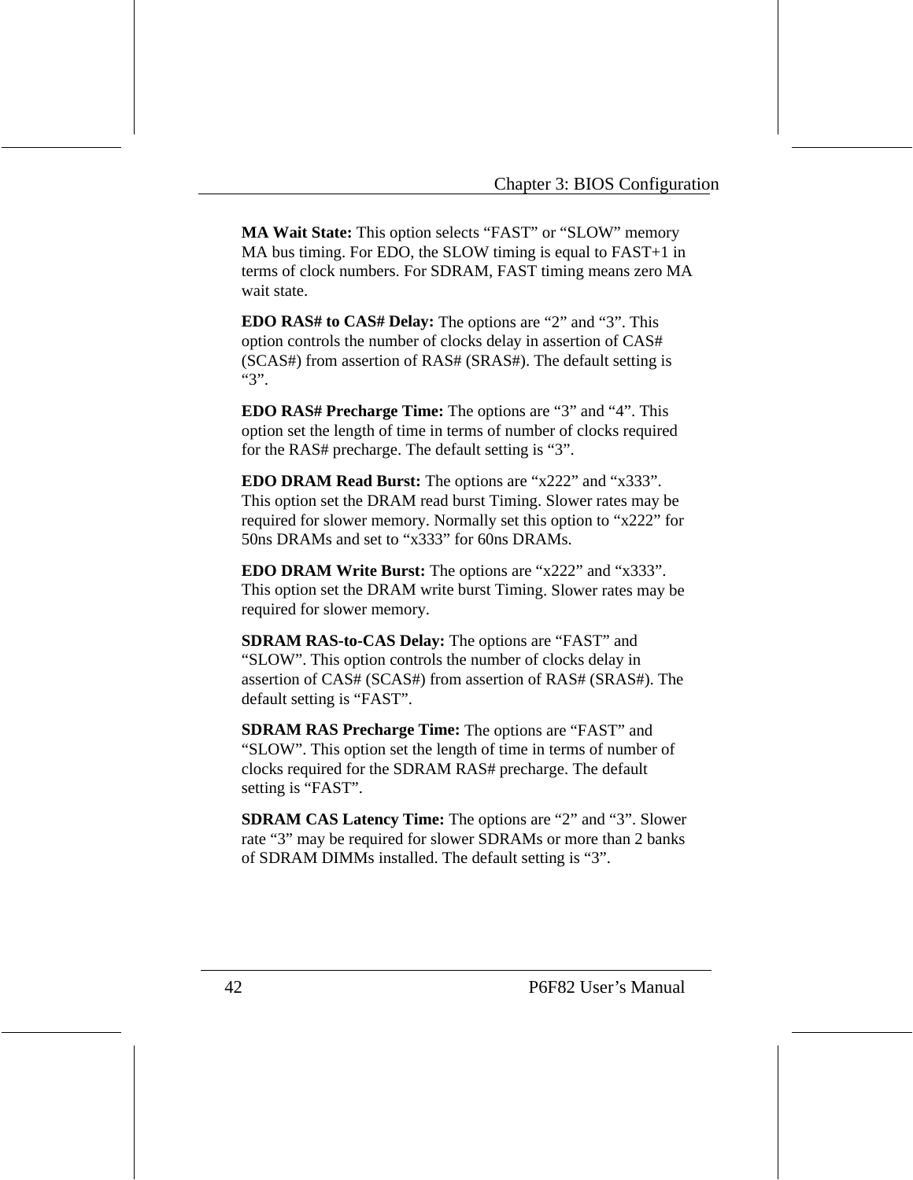**MA Wait State:** This option selects “FAST” or “SLOW” memory MA bus timing. For EDO, the SLOW timing is equal to FAST+1 in terms of clock numbers. For SDRAM, FAST timing means zero MA wait state.

**EDO RAS# to CAS# Delay:** The options are “2” and “3”. This option controls the number of clocks delay in assertion of CAS# (SCAS#) from assertion of RAS# (SRAS#). The default setting is “3”.

**EDO RAS# Precharge Time:** The options are “3” and “4”. This option set the length of time in terms of number of clocks required for the RAS# precharge. The default setting is “3”.

**EDO DRAM Read Burst:** The options are “x222” and “x333”. This option set the DRAM read burst Timing. Slower rates may be required for slower memory. Normally set this option to “x222” for 50ns DRAMs and set to “x333” for 60ns DRAMs.

**EDO DRAM Write Burst:** The options are “x222” and “x333”. This option set the DRAM write burst Timing. Slower rates may be required for slower memory.

**SDRAM RAS-to-CAS Delay:** The options are “FAST” and “SLOW”. This option controls the number of clocks delay in assertion of CAS# (SCAS#) from assertion of RAS# (SRAS#). The default setting is “FAST”.

**SDRAM RAS Precharge Time:** The options are “FAST” and “SLOW”. This option set the length of time in terms of number of clocks required for the SDRAM RAS# precharge. The default setting is “FAST”.

**SDRAM CAS Latency Time:** The options are “2” and “3”. Slower rate “3” may be required for slower SDRAMs or more than 2 banks of SDRAM DIMMs installed. The default setting is “3”.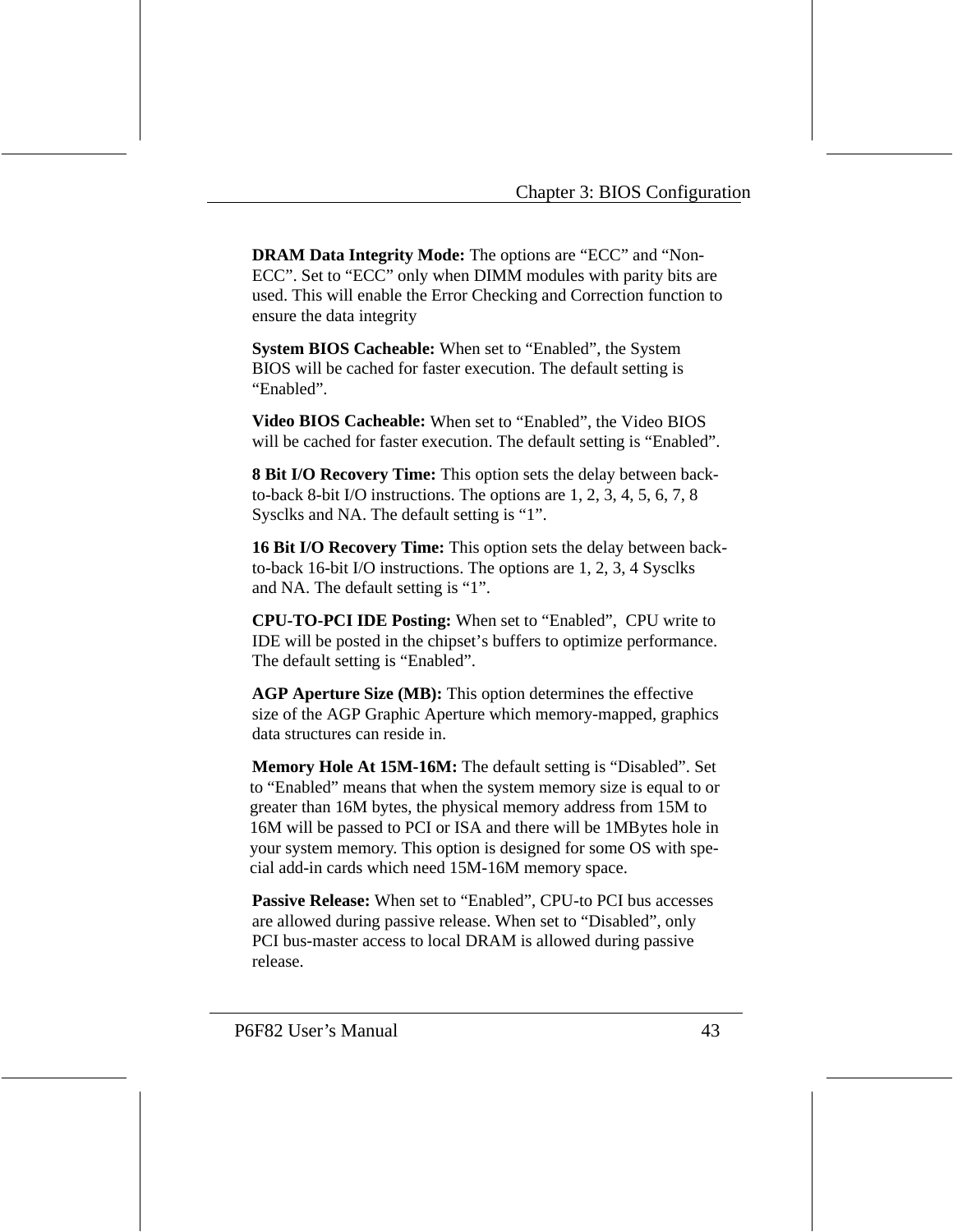**DRAM Data Integrity Mode:** The options are “ECC” and “Non-ECC”. Set to “ECC” only when DIMM modules with parity bits are used. This will enable the Error Checking and Correction function to ensure the data integrity

**System BIOS Cacheable:** When set to “Enabled”, the System BIOS will be cached for faster execution. The default setting is “Enabled”.

**Video BIOS Cacheable:** When set to “Enabled”, the Video BIOS will be cached for faster execution. The default setting is “Enabled”.

**8 Bit I/O Recovery Time:** This option sets the delay between back-to-back 8-bit I/O instructions. The options are 1, 2, 3, 4, 5, 6, 7, 8 Sysclks and NA. The default setting is “1”.

**16 Bit I/O Recovery Time:** This option sets the delay between back-to-back 16-bit I/O instructions. The options are 1, 2, 3, 4 Sysclks and NA. The default setting is “1”.

**CPU-TO-PCI IDE Posting:** When set to “Enabled”, CPU write to IDE will be posted in the chipset’s buffers to optimize performance. The default setting is “Enabled”.

**AGP Aperture Size (MB):** This option determines the effective size of the AGP Graphic Aperture which memory-mapped, graphics data structures can reside in.

**Memory Hole At 15M-16M:** The default setting is “Disabled”. Set to “Enabled” means that when the system memory size is equal to or greater than 16M bytes, the physical memory address from 15M to 16M will be passed to PCI or ISA and there will be 1MBytes hole in your system memory. This option is designed for some OS with special add-in cards which need 15M-16M memory space.

**Passive Release:** When set to “Enabled”, CPU-to PCI bus accesses are allowed during passive release. When set to “Disabled”, only PCI bus-master access to local DRAM is allowed during passive release.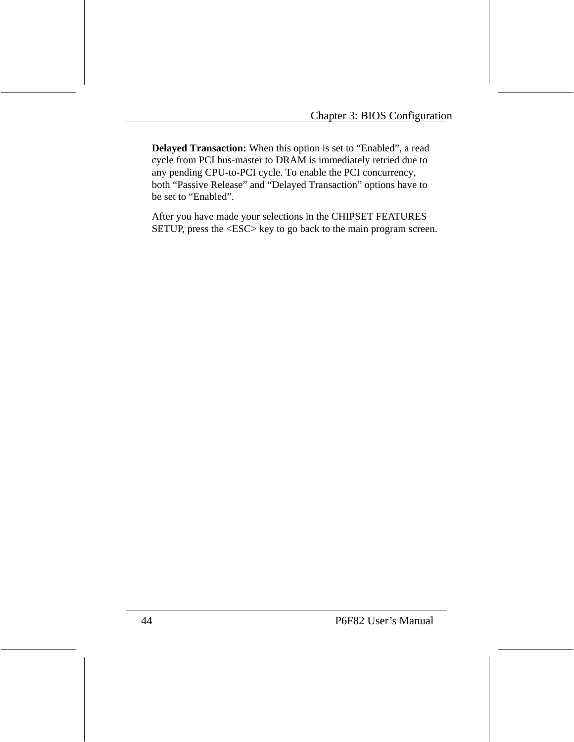**Delayed Transaction:** When this option is set to "Enabled", a read cycle from PCI bus-master to DRAM is immediately retried due to any pending CPU-to-PCI cycle. To enable the PCI concurrency, both "Passive Release" and "Delayed Transaction" options have to be set to "Enabled".

After you have made your selections in the CHIPSET FEATURES SETUP, press the <ESC> key to go back to the main program screen.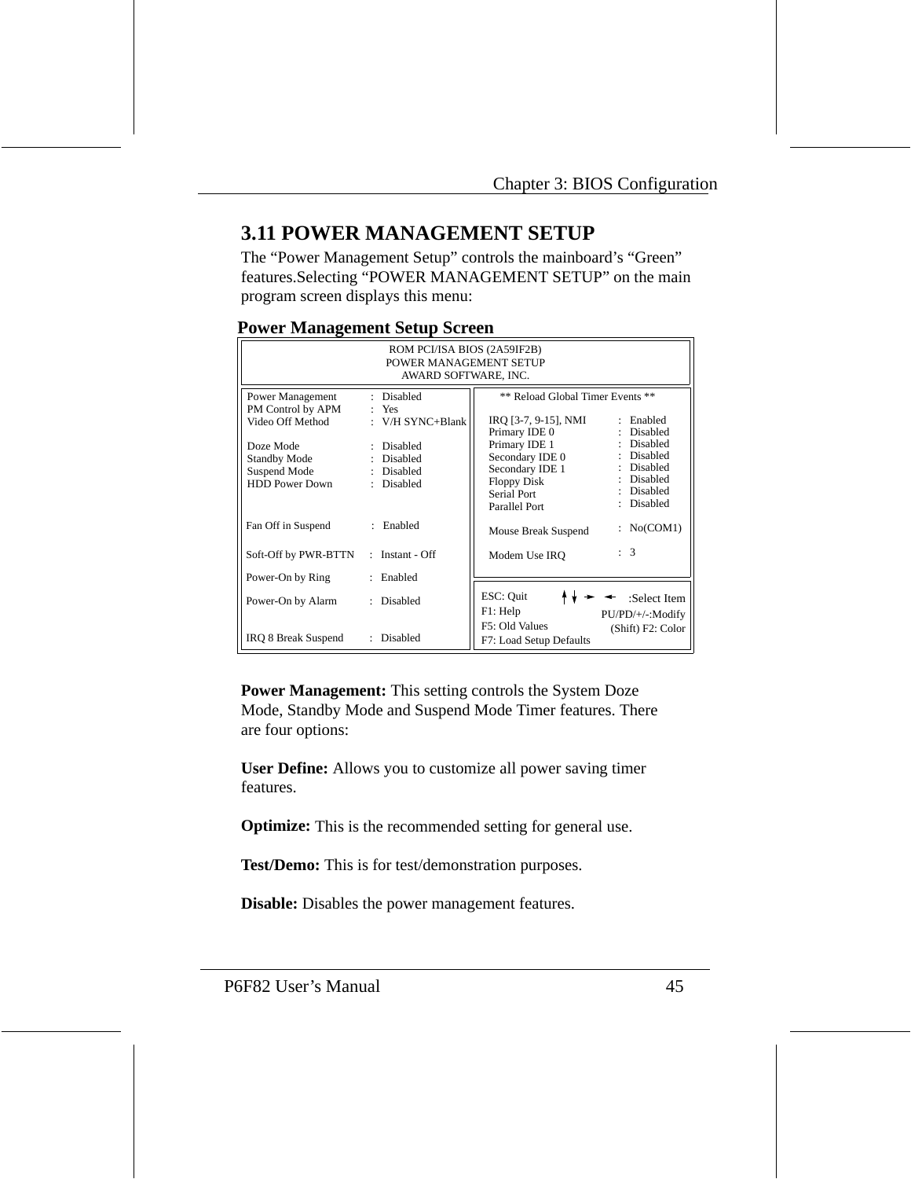## 3.11 POWER MANAGEMENT SETUP

The "Power Management Setup" controls the mainboard's "Green" features.Selecting "POWER MANAGEMENT SETUP" on the main program screen displays this menu:

**Power Management Setup Screen**

```
                         ROM PCI/ISA BIOS (2A59IF2B)
                           POWER MANAGEMENT SETUP
                            AWARD SOFTWARE, INC.

Power Management     : Disabled          ** Reload Global Timer Events **
PM Control by APM    : Yes
Video Off Method     : V/H SYNC+Blank    IRQ [3-7, 9-15], NMI   : Enabled
                                         Primary IDE 0          : Disabled
Doze Mode            : Disabled          Primary IDE 1          : Disabled
Standby Mode         : Disabled          Secondary IDE 0        : Disabled
Suspend Mode         : Disabled          Secondary IDE 1        : Disabled
HDD Power Down       : Disabled          Floppy Disk            : Disabled
                                         Serial Port            : Disabled
                                         Parallel Port          : Disabled
Fan Off in Suspend   : Enabled
                                         Mouse Break Suspend    : No(COM1)
Soft-Off by PWR-BTTN : Instant - Off
                                         Modem Use IRQ          : 3
Power-On by Ring     : Enabled
                                         ESC: Quit       ↑↓→←   :Select Item
Power-On by Alarm    : Disabled          F1: Help          PU/PD/+/-:Modify
                                         F5: Old Values     (Shift) F2: Color
IRQ 8 Break Suspend  : Disabled          F7: Load Setup Defaults
```

**Power Management:** This setting controls the System Doze Mode, Standby Mode and Suspend Mode Timer features. There are four options:

**User Define:** Allows you to customize all power saving timer features.

**Optimize:** This is the recommended setting for general use.

**Test/Demo:** This is for test/demonstration purposes.

**Disable:** Disables the power management features.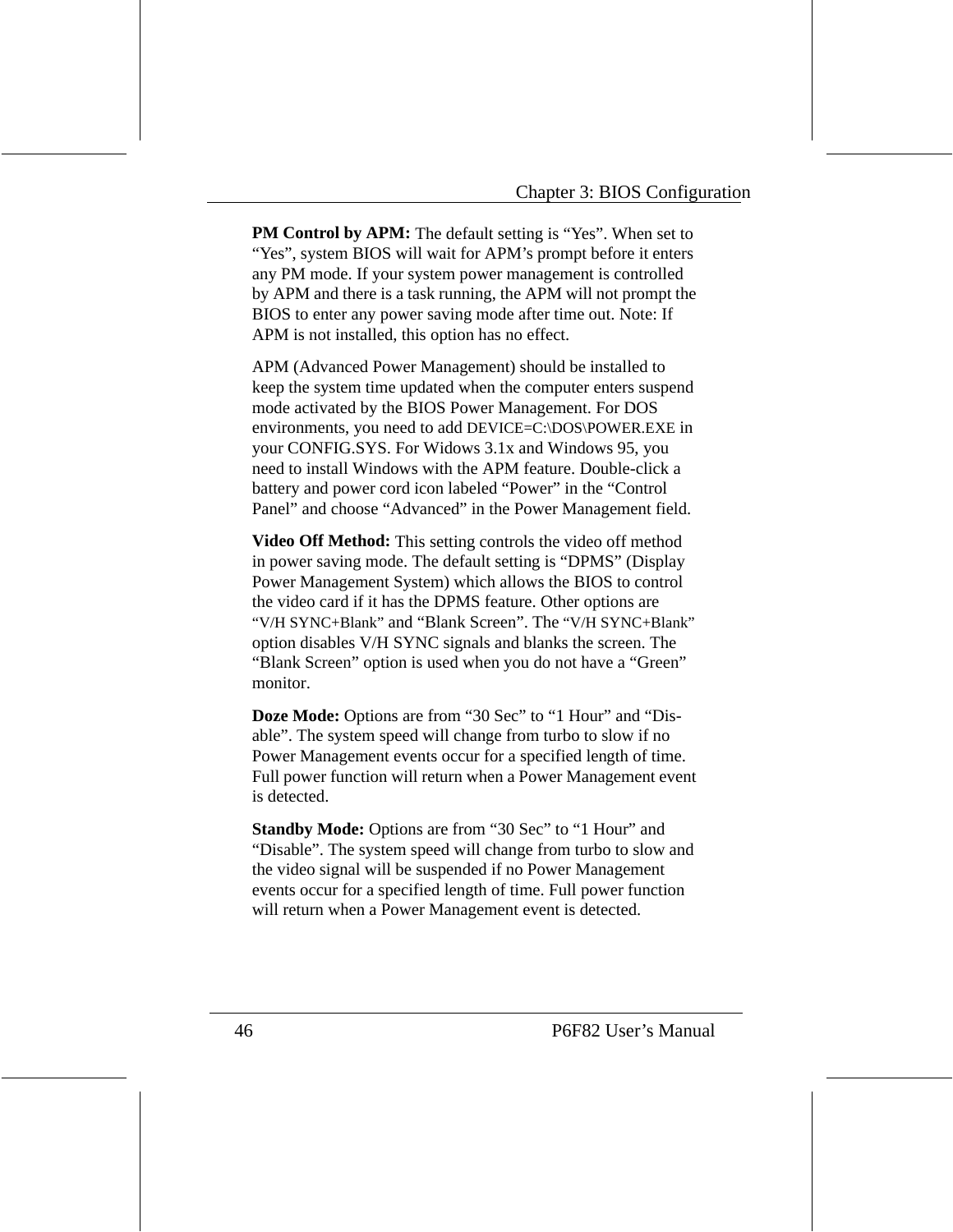**PM Control by APM:** The default setting is "Yes". When set to "Yes", system BIOS will wait for APM's prompt before it enters any PM mode. If your system power management is controlled by APM and there is a task running, the APM will not prompt the BIOS to enter any power saving mode after time out. Note: If APM is not installed, this option has no effect.

APM (Advanced Power Management) should be installed to keep the system time updated when the computer enters suspend mode activated by the BIOS Power Management. For DOS environments, you need to add DEVICE=C:\DOS\POWER.EXE in your CONFIG.SYS. For Widows 3.1x and Windows 95, you need to install Windows with the APM feature. Double-click a battery and power cord icon labeled "Power" in the "Control Panel" and choose "Advanced" in the Power Management field.

**Video Off Method:** This setting controls the video off method in power saving mode. The default setting is "DPMS" (Display Power Management System) which allows the BIOS to control the video card if it has the DPMS feature. Other options are "V/H SYNC+Blank" and "Blank Screen". The "V/H SYNC+Blank" option disables V/H SYNC signals and blanks the screen. The "Blank Screen" option is used when you do not have a "Green" monitor.

**Doze Mode:** Options are from "30 Sec" to "1 Hour" and "Disable". The system speed will change from turbo to slow if no Power Management events occur for a specified length of time. Full power function will return when a Power Management event is detected.

**Standby Mode:** Options are from "30 Sec" to "1 Hour" and "Disable". The system speed will change from turbo to slow and the video signal will be suspended if no Power Management events occur for a specified length of time. Full power function will return when a Power Management event is detected.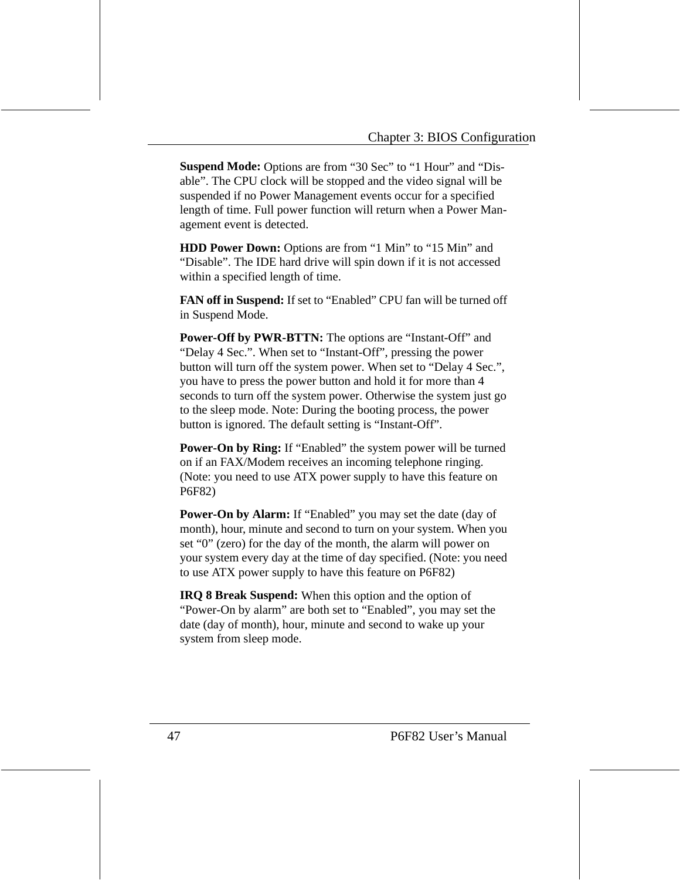**Suspend Mode:** Options are from "30 Sec" to "1 Hour" and "Disable". The CPU clock will be stopped and the video signal will be suspended if no Power Management events occur for a specified length of time. Full power function will return when a Power Management event is detected.

**HDD Power Down:** Options are from "1 Min" to "15 Min" and "Disable". The IDE hard drive will spin down if it is not accessed within a specified length of time.

**FAN off in Suspend:** If set to "Enabled" CPU fan will be turned off in Suspend Mode.

**Power-Off by PWR-BTTN:** The options are "Instant-Off" and "Delay 4 Sec.". When set to "Instant-Off", pressing the power button will turn off the system power. When set to "Delay 4 Sec.", you have to press the power button and hold it for more than 4 seconds to turn off the system power. Otherwise the system just go to the sleep mode. Note: During the booting process, the power button is ignored. The default setting is "Instant-Off".

**Power-On by Ring:** If "Enabled" the system power will be turned on if an FAX/Modem receives an incoming telephone ringing. (Note: you need to use ATX power supply to have this feature on P6F82)

**Power-On by Alarm:** If "Enabled" you may set the date (day of month), hour, minute and second to turn on your system. When you set "0" (zero) for the day of the month, the alarm will power on your system every day at the time of day specified. (Note: you need to use ATX power supply to have this feature on P6F82)

**IRQ 8 Break Suspend:** When this option and the option of "Power-On by alarm" are both set to "Enabled", you may set the date (day of month), hour, minute and second to wake up your system from sleep mode.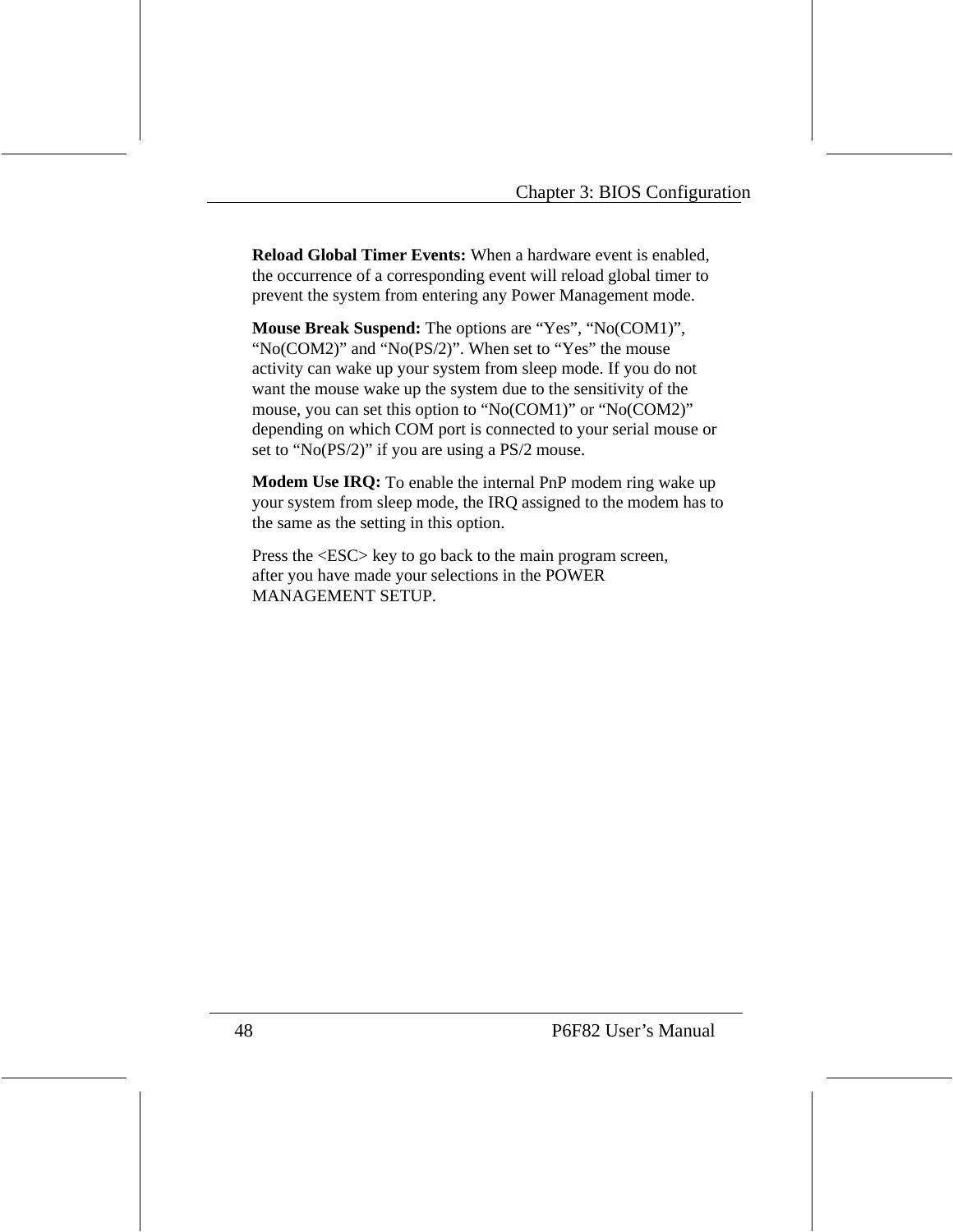**Reload Global Timer Events:** When a hardware event is enabled, the occurrence of a corresponding event will reload global timer to prevent the system from entering any Power Management mode.

**Mouse Break Suspend:** The options are "Yes", "No(COM1)", "No(COM2)" and "No(PS/2)". When set to "Yes" the mouse activity can wake up your system from sleep mode. If you do not want the mouse wake up the system due to the sensitivity of the mouse, you can set this option to "No(COM1)" or "No(COM2)" depending on which COM port is connected to your serial mouse or set to "No(PS/2)" if you are using a PS/2 mouse.

**Modem Use IRQ:** To enable the internal PnP modem ring wake up your system from sleep mode, the IRQ assigned to the modem has to the same as the setting in this option.

Press the <ESC> key to go back to the main program screen, after you have made your selections in the POWER MANAGEMENT SETUP.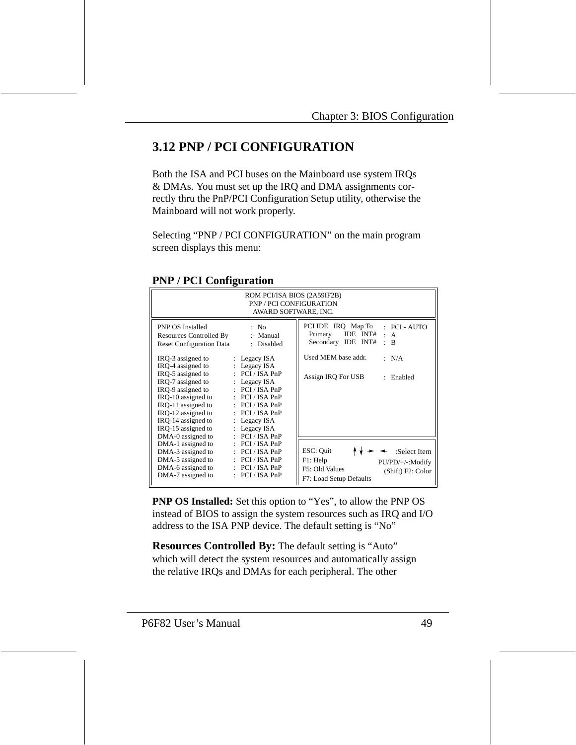## 3.12 PNP / PCI CONFIGURATION

Both the ISA and PCI buses on the Mainboard use system IRQs & DMAs. You must set up the IRQ and DMA assignments correctly thru the PnP/PCI Configuration Setup utility, otherwise the Mainboard will not work properly.

Selecting “PNP / PCI CONFIGURATION” on the main program screen displays this menu:

**PNP / PCI Configuration**

```
                    ROM PCI/ISA BIOS (2A59IF2B)
                      PNP / PCI CONFIGURATION
                       AWARD SOFTWARE, INC.

PNP OS Installed              : No          PCI IDE   IRQ   Map To   : PCI - AUTO
Resources Controlled By       : Manual        Primary     IDE  INT#  : A
Reset Configuration Data      : Disabled      Secondary   IDE  INT#  : B

IRQ-3 assigned to      : Legacy ISA         Used MEM base addr.      : N/A
IRQ-4 assigned to      : Legacy ISA
IRQ-5 assigned to      : PCI / ISA PnP      Assign IRQ For USB       : Enabled
IRQ-7 assigned to      : Legacy ISA
IRQ-9 assigned to      : PCI / ISA PnP
IRQ-10 assigned to     : PCI / ISA PnP
IRQ-11 assigned to     : PCI / ISA PnP
IRQ-12 assigned to     : PCI / ISA PnP
IRQ-14 assigned to     : Legacy ISA
IRQ-15 assigned to     : Legacy ISA
DMA-0 assigned to      : PCI / ISA PnP
DMA-1 assigned to      : PCI / ISA PnP      ESC: Quit         ↑↓→←  :Select Item
DMA-3 assigned to      : PCI / ISA PnP      F1: Help          PU/PD/+/-:Modify
DMA-5 assigned to      : PCI / ISA PnP      F5: Old Values    (Shift) F2: Color
DMA-6 assigned to      : PCI / ISA PnP      F7: Load Setup Defaults
DMA-7 assigned to      : PCI / ISA PnP
```

**PNP OS Installed:** Set this option to “Yes”, to allow the PNP OS instead of BIOS to assign the system resources such as IRQ and I/O address to the ISA PNP device. The default setting is “No”

**Resources Controlled By:** The default setting is “Auto” which will detect the system resources and automatically assign the relative IRQs and DMAs for each peripheral. The other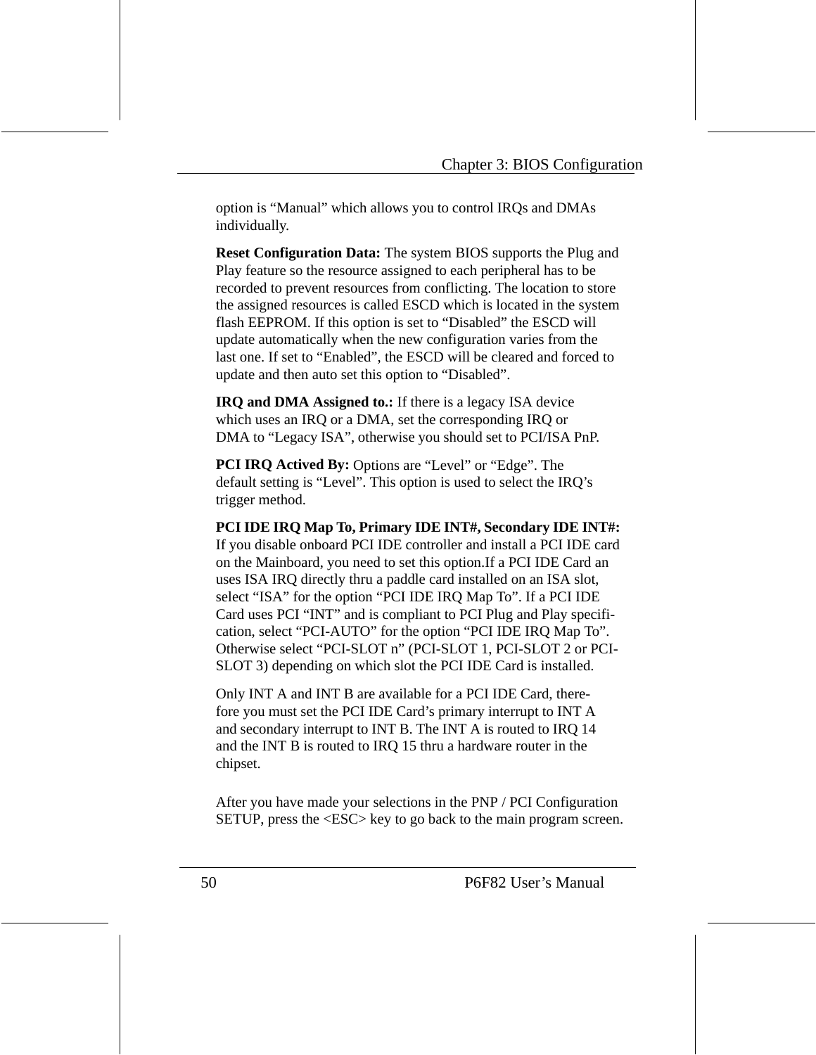option is “Manual” which allows you to control IRQs and DMAs individually.

**Reset Configuration Data:** The system BIOS supports the Plug and Play feature so the resource assigned to each peripheral has to be recorded to prevent resources from conflicting. The location to store the assigned resources is called ESCD which is located in the system flash EEPROM. If this option is set to “Disabled” the ESCD will update automatically when the new configuration varies from the last one. If set to “Enabled”, the ESCD will be cleared and forced to update and then auto set this option to “Disabled”.

**IRQ and DMA Assigned to.:** If there is a legacy ISA device which uses an IRQ or a DMA, set the corresponding IRQ or DMA to “Legacy ISA”, otherwise you should set to PCI/ISA PnP.

**PCI IRQ Actived By:** Options are “Level” or “Edge”. The default setting is “Level”. This option is used to select the IRQ’s trigger method.

**PCI IDE IRQ Map To, Primary IDE INT#, Secondary IDE INT#:** If you disable onboard PCI IDE controller and install a PCI IDE card on the Mainboard, you need to set this option.If a PCI IDE Card an uses ISA IRQ directly thru a paddle card installed on an ISA slot, select “ISA” for the option “PCI IDE IRQ Map To”. If a PCI IDE Card uses PCI “INT” and is compliant to PCI Plug and Play specification, select “PCI-AUTO” for the option “PCI IDE IRQ Map To”. Otherwise select “PCI-SLOT n” (PCI-SLOT 1, PCI-SLOT 2 or PCI-SLOT 3) depending on which slot the PCI IDE Card is installed.

Only INT A and INT B are available for a PCI IDE Card, therefore you must set the PCI IDE Card’s primary interrupt to INT A and secondary interrupt to INT B. The INT A is routed to IRQ 14 and the INT B is routed to IRQ 15 thru a hardware router in the chipset.

After you have made your selections in the PNP / PCI Configuration SETUP, press the <ESC> key to go back to the main program screen.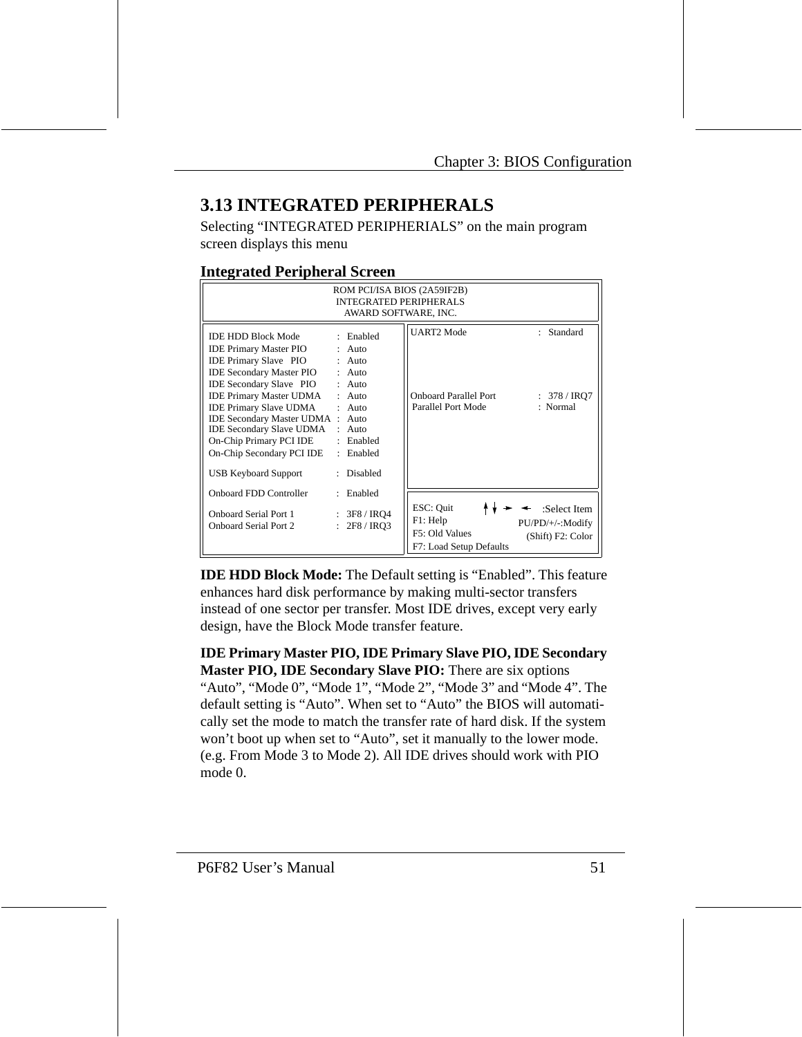## 3.13 INTEGRATED PERIPHERALS

Selecting “INTEGRATED PERIPHERIALS” on the main program screen displays this menu

**Integrated Peripheral Screen**

```
                         ROM PCI/ISA BIOS (2A59IF2B)
                          INTEGRATED PERIPHERALS
                           AWARD SOFTWARE, INC.

IDE HDD Block Mode          : Enabled     | UART2 Mode              : Standard
IDE Primary Master PIO      : Auto        |
IDE Primary Slave   PIO     : Auto        |
IDE Secondary Master PIO    : Auto        |
IDE Secondary Slave   PIO   : Auto        |
IDE Primary Master UDMA     : Auto        | Onboard Parallel Port   : 378 / IRQ7
IDE Primary Slave UDMA      : Auto        | Parallel Port Mode      : Normal
IDE Secondary Master UDMA   : Auto        |
IDE Secondary Slave UDMA    : Auto        |
On-Chip Primary PCI IDE     : Enabled     |
On-Chip Secondary PCI IDE   : Enabled     |

USB Keyboard Support        : Disabled    |

Onboard FDD Controller      : Enabled     | ESC: Quit        ↑↓→←  :Select Item
                                          | F1: Help          PU/PD/+/-:Modify
Onboard Serial Port 1       : 3F8 / IRQ4  | F5: Old Values     (Shift) F2: Color
Onboard Serial Port 2       : 2F8 / IRQ3  | F7: Load Setup Defaults
```

**IDE HDD Block Mode:** The Default setting is “Enabled”. This feature enhances hard disk performance by making multi-sector transfers instead of one sector per transfer. Most IDE drives, except very early design, have the Block Mode transfer feature.

**IDE Primary Master PIO, IDE Primary Slave PIO, IDE Secondary Master PIO, IDE Secondary Slave PIO:** There are six options “Auto”, “Mode 0”, “Mode 1”, “Mode 2”, “Mode 3” and “Mode 4”. The default setting is “Auto”. When set to “Auto” the BIOS will automatically set the mode to match the transfer rate of hard disk. If the system won’t boot up when set to “Auto”, set it manually to the lower mode. (e.g. From Mode 3 to Mode 2). All IDE drives should work with PIO mode 0.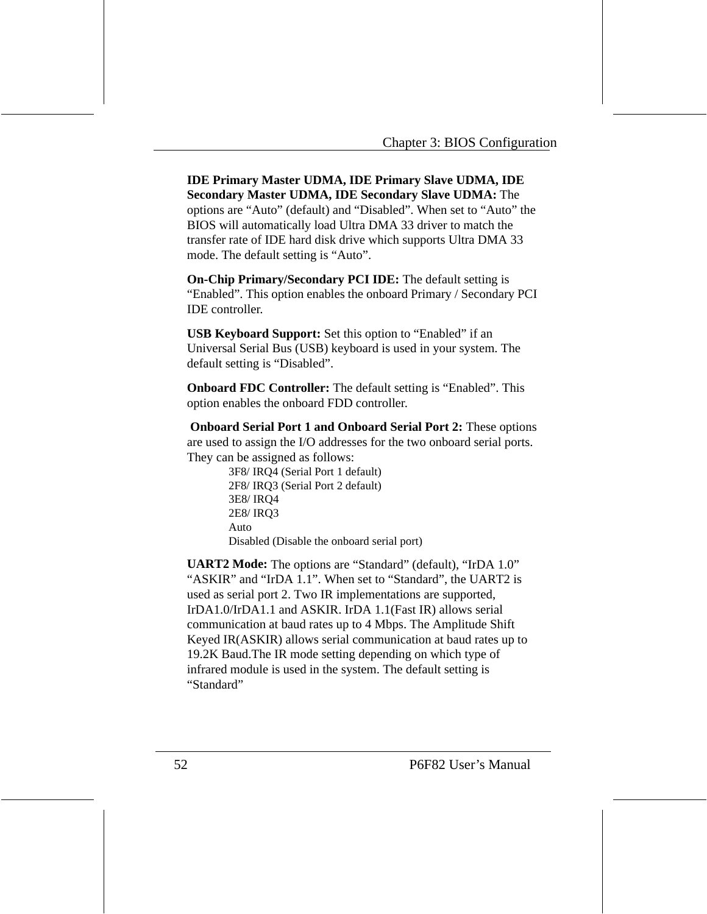**IDE Primary Master UDMA, IDE Primary Slave UDMA, IDE Secondary Master UDMA, IDE Secondary Slave UDMA:** The options are "Auto" (default) and "Disabled". When set to "Auto" the BIOS will automatically load Ultra DMA 33 driver to match the transfer rate of IDE hard disk drive which supports Ultra DMA 33 mode. The default setting is "Auto".

**On-Chip Primary/Secondary PCI IDE:** The default setting is "Enabled". This option enables the onboard Primary / Secondary PCI IDE controller.

**USB Keyboard Support:** Set this option to "Enabled" if an Universal Serial Bus (USB) keyboard is used in your system. The default setting is "Disabled".

**Onboard FDC Controller:** The default setting is "Enabled". This option enables the onboard FDD controller.

**Onboard Serial Port 1 and Onboard Serial Port 2:** These options are used to assign the I/O addresses for the two onboard serial ports. They can be assigned as follows:

3F8/ IRQ4 (Serial Port 1 default)
2F8/ IRQ3 (Serial Port 2 default)
3E8/ IRQ4
2E8/ IRQ3
Auto
Disabled (Disable the onboard serial port)

**UART2 Mode:** The options are "Standard" (default), "IrDA 1.0" "ASKIR" and "IrDA 1.1". When set to "Standard", the UART2 is used as serial port 2. Two IR implementations are supported, IrDA1.0/IrDA1.1 and ASKIR. IrDA 1.1(Fast IR) allows serial communication at baud rates up to 4 Mbps. The Amplitude Shift Keyed IR(ASKIR) allows serial communication at baud rates up to 19.2K Baud.The IR mode setting depending on which type of infrared module is used in the system. The default setting is "Standard"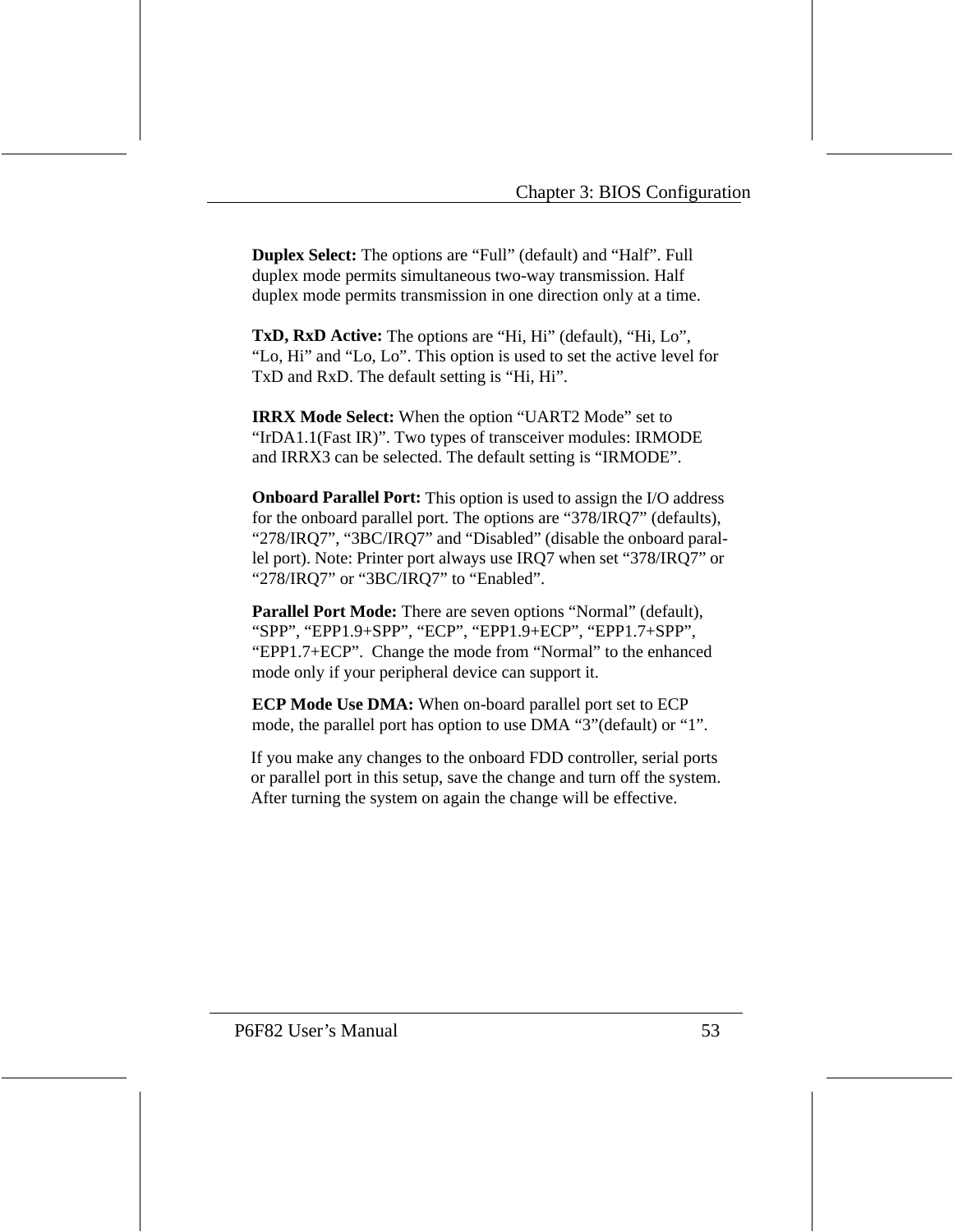**Duplex Select:** The options are “Full” (default) and “Half”. Full duplex mode permits simultaneous two-way transmission. Half duplex mode permits transmission in one direction only at a time.

**TxD, RxD Active:** The options are “Hi, Hi” (default), “Hi, Lo”, “Lo, Hi” and “Lo, Lo”. This option is used to set the active level for TxD and RxD. The default setting is “Hi, Hi”.

**IRRX Mode Select:** When the option “UART2 Mode” set to “IrDA1.1(Fast IR)”. Two types of transceiver modules: IRMODE and IRRX3 can be selected. The default setting is “IRMODE”.

**Onboard Parallel Port:** This option is used to assign the I/O address for the onboard parallel port. The options are “378/IRQ7” (defaults), “278/IRQ7”, “3BC/IRQ7” and “Disabled” (disable the onboard parallel port). Note: Printer port always use IRQ7 when set “378/IRQ7” or “278/IRQ7” or “3BC/IRQ7” to “Enabled”.

**Parallel Port Mode:** There are seven options “Normal” (default), “SPP”, “EPP1.9+SPP”, “ECP”, “EPP1.9+ECP”, “EPP1.7+SPP”, “EPP1.7+ECP”. Change the mode from “Normal” to the enhanced mode only if your peripheral device can support it.

**ECP Mode Use DMA:** When on-board parallel port set to ECP mode, the parallel port has option to use DMA “3”(default) or “1”.

If you make any changes to the onboard FDD controller, serial ports or parallel port in this setup, save the change and turn off the system. After turning the system on again the change will be effective.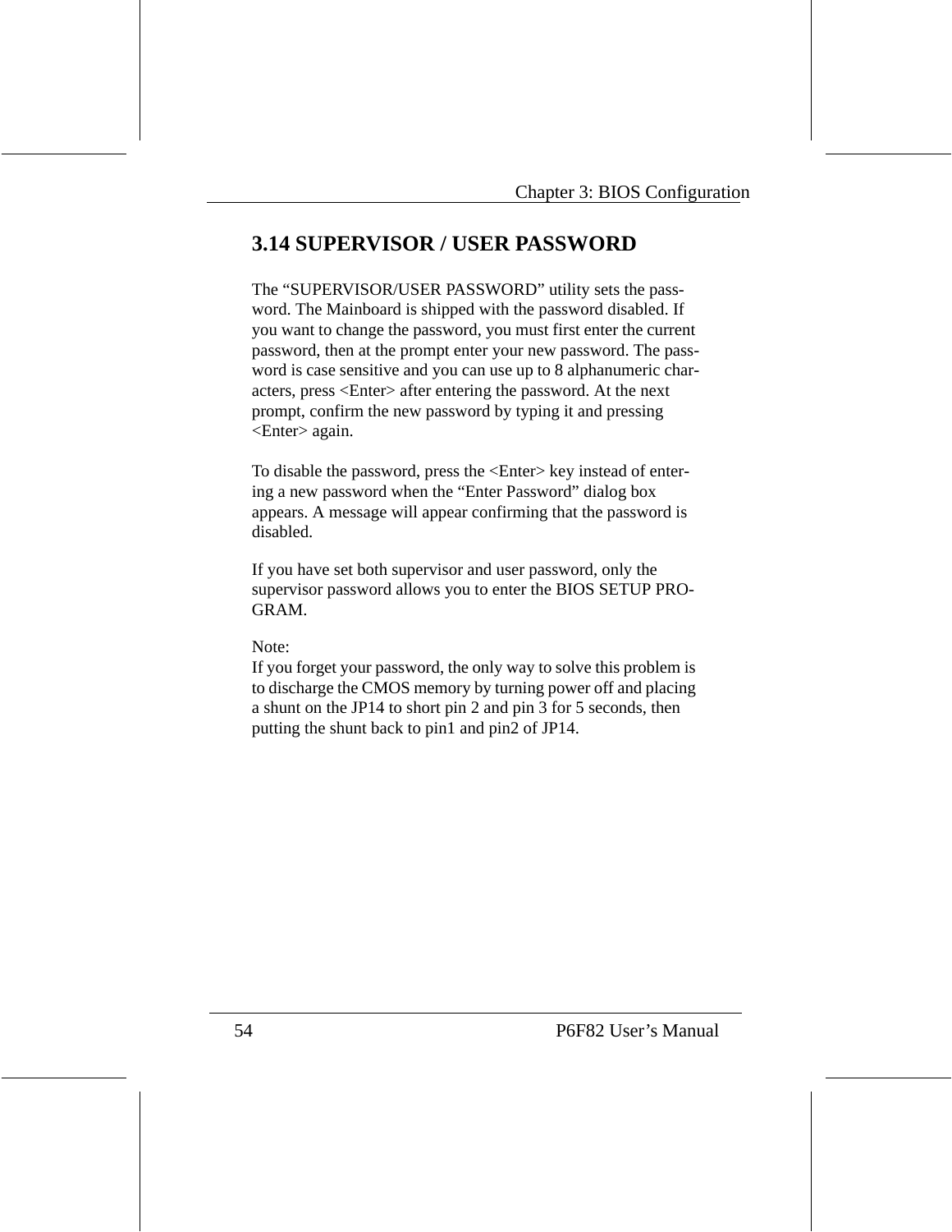## 3.14 SUPERVISOR / USER PASSWORD

The "SUPERVISOR/USER PASSWORD" utility sets the password. The Mainboard is shipped with the password disabled. If you want to change the password, you must first enter the current password, then at the prompt enter your new password. The password is case sensitive and you can use up to 8 alphanumeric characters, press <Enter> after entering the password. At the next prompt, confirm the new password by typing it and pressing <Enter> again.

To disable the password, press the <Enter> key instead of entering a new password when the "Enter Password" dialog box appears. A message will appear confirming that the password is disabled.

If you have set both supervisor and user password, only the supervisor password allows you to enter the BIOS SETUP PROGRAM.

Note:
If you forget your password, the only way to solve this problem is to discharge the CMOS memory by turning power off and placing a shunt on the JP14 to short pin 2 and pin 3 for 5 seconds, then putting the shunt back to pin1 and pin2 of JP14.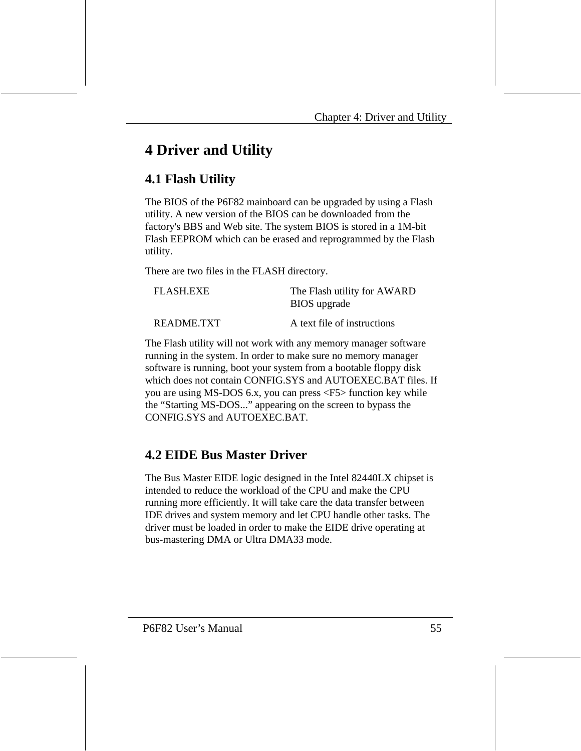# 4 Driver and Utility

## 4.1 Flash Utility

The BIOS of the P6F82 mainboard can be upgraded by using a Flash utility. A new version of the BIOS can be downloaded from the factory's BBS and Web site. The system BIOS is stored in a 1M-bit Flash EEPROM which can be erased and reprogrammed by the Flash utility.

There are two files in the FLASH directory.

| | |
|---|---|
| FLASH.EXE | The Flash utility for AWARD BIOS upgrade |
| README.TXT | A text file of instructions |

The Flash utility will not work with any memory manager software running in the system. In order to make sure no memory manager software is running, boot your system from a bootable floppy disk which does not contain CONFIG.SYS and AUTOEXEC.BAT files. If you are using MS-DOS 6.x, you can press <F5> function key while the "Starting MS-DOS..." appearing on the screen to bypass the CONFIG.SYS and AUTOEXEC.BAT.

## 4.2 EIDE Bus Master Driver

The Bus Master EIDE logic designed in the Intel 82440LX chipset is intended to reduce the workload of the CPU and make the CPU running more efficiently. It will take care the data transfer between IDE drives and system memory and let CPU handle other tasks. The driver must be loaded in order to make the EIDE drive operating at bus-mastering DMA or Ultra DMA33 mode.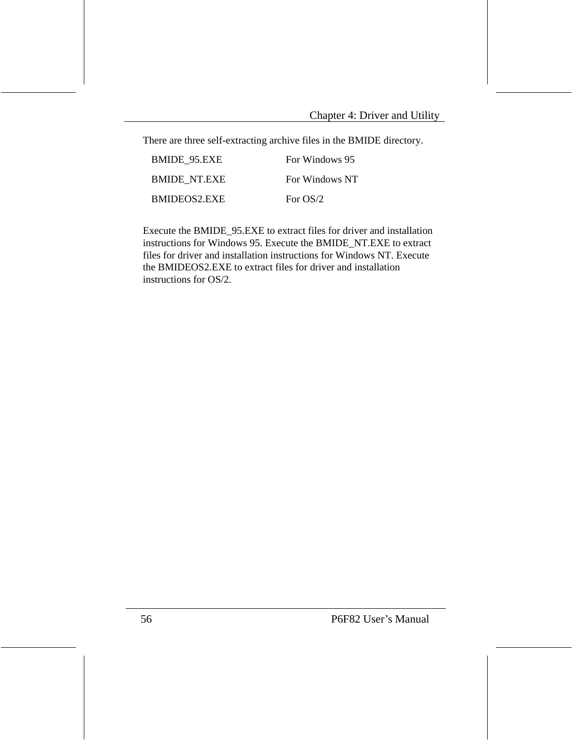There are three self-extracting archive files in the BMIDE directory.

| | |
|---|---|
| BMIDE_95.EXE | For Windows 95 |
| BMIDE_NT.EXE | For Windows NT |
| BMIDEOS2.EXE | For OS/2 |

Execute the BMIDE_95.EXE to extract files for driver and installation instructions for Windows 95. Execute the BMIDE_NT.EXE to extract files for driver and installation instructions for Windows NT. Execute the BMIDEOS2.EXE to extract files for driver and installation instructions for OS/2.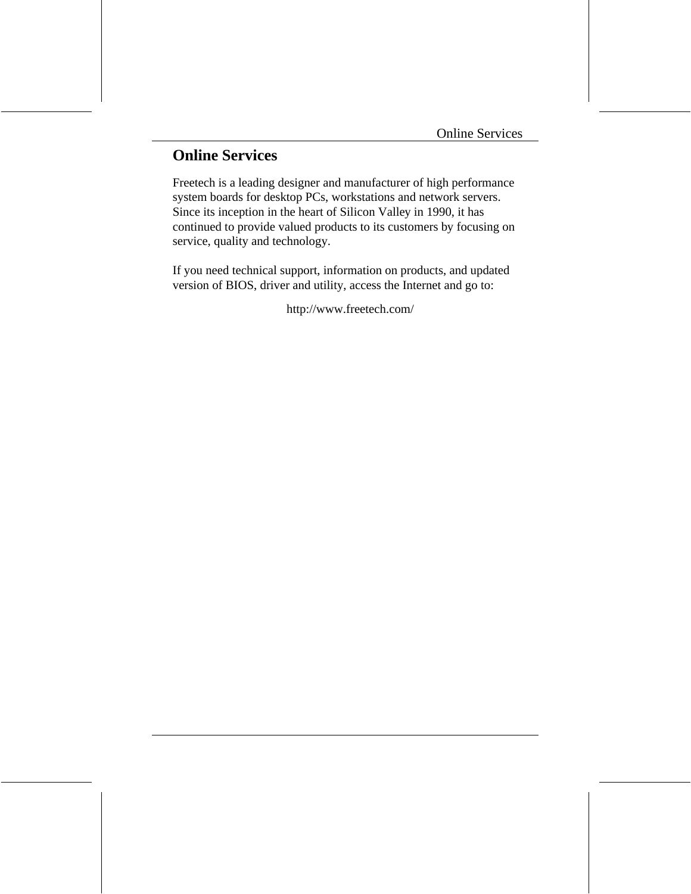## Online Services

Freetech is a leading designer and manufacturer of high performance system boards for desktop PCs, workstations and network servers. Since its inception in the heart of Silicon Valley in 1990, it has continued to provide valued products to its customers by focusing on service, quality and technology.

If you need technical support, information on products, and updated version of BIOS, driver and utility, access the Internet and go to:

http://www.freetech.com/